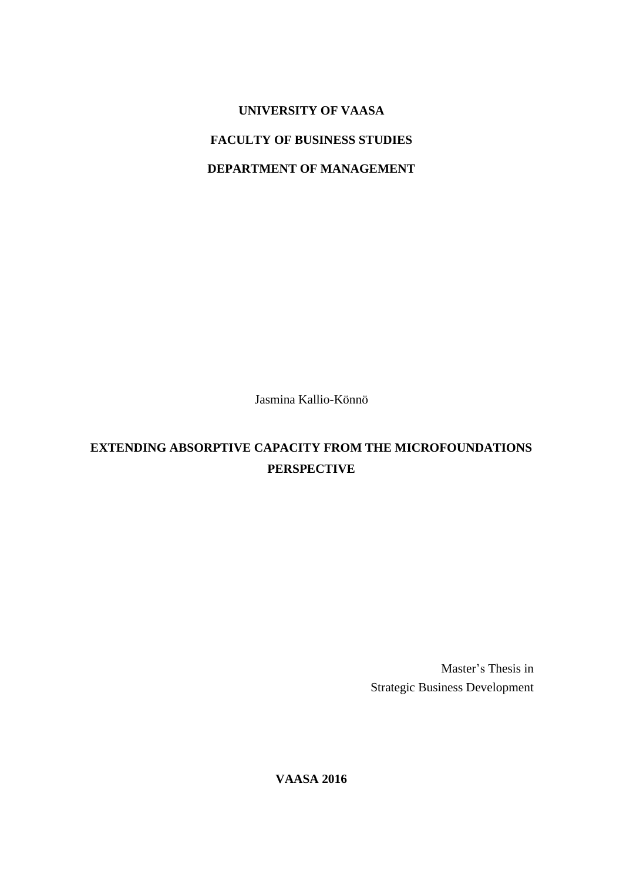**UNIVERSITY OF VAASA**

**FACULTY OF BUSINESS STUDIES**

**DEPARTMENT OF MANAGEMENT**

Jasmina Kallio-Könnö

# EXTENDING ABSORPTIVE CAPACITY FROM THE MICROFOUNDATIONS PERSPECTIVE

Master's Thesis in
Strategic Business Development

**VAASA 2016**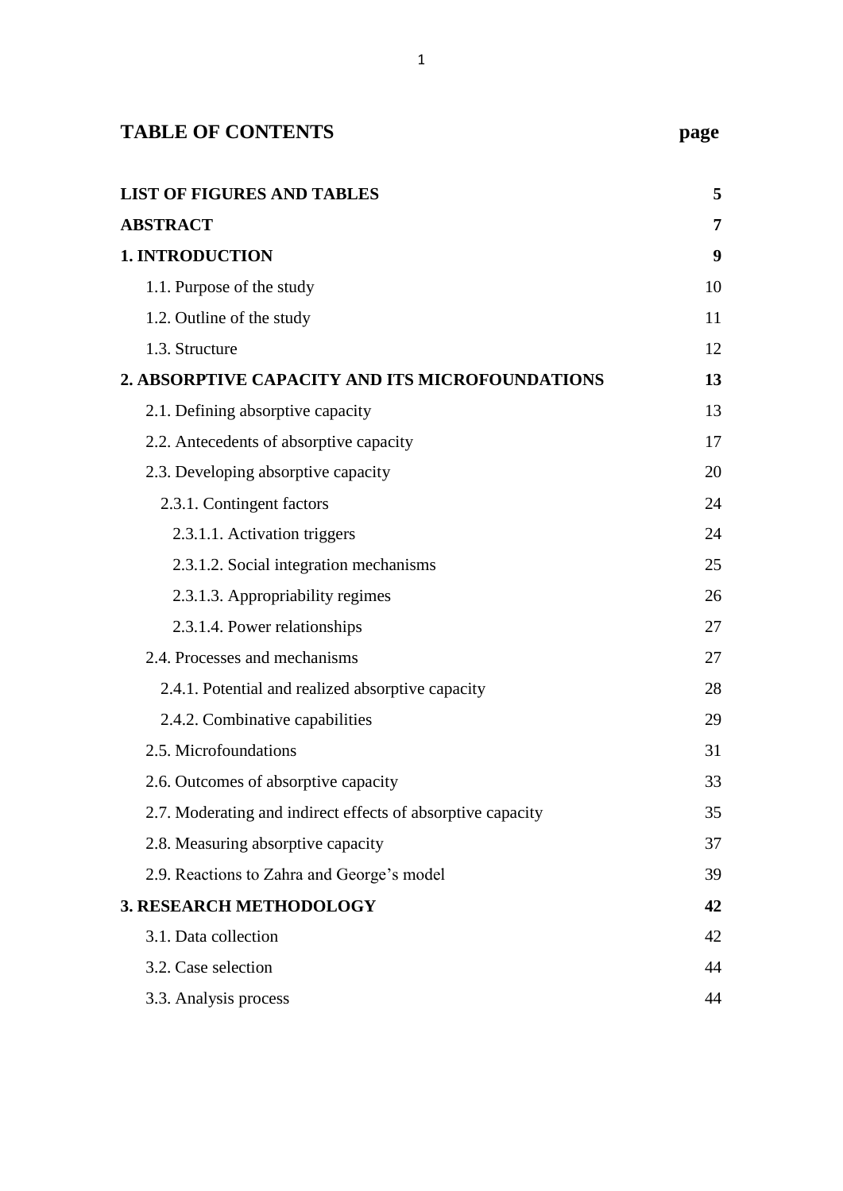# TABLE OF CONTENTS

| | page |
|---|---|
| **LIST OF FIGURES AND TABLES** | **5** |
| **ABSTRACT** | **7** |
| **1. INTRODUCTION** | **9** |
| 1.1. Purpose of the study | 10 |
| 1.2. Outline of the study | 11 |
| 1.3. Structure | 12 |
| **2. ABSORPTIVE CAPACITY AND ITS MICROFOUNDATIONS** | **13** |
| 2.1. Defining absorptive capacity | 13 |
| 2.2. Antecedents of absorptive capacity | 17 |
| 2.3. Developing absorptive capacity | 20 |
| 2.3.1. Contingent factors | 24 |
| 2.3.1.1. Activation triggers | 24 |
| 2.3.1.2. Social integration mechanisms | 25 |
| 2.3.1.3. Appropriability regimes | 26 |
| 2.3.1.4. Power relationships | 27 |
| 2.4. Processes and mechanisms | 27 |
| 2.4.1. Potential and realized absorptive capacity | 28 |
| 2.4.2. Combinative capabilities | 29 |
| 2.5. Microfoundations | 31 |
| 2.6. Outcomes of absorptive capacity | 33 |
| 2.7. Moderating and indirect effects of absorptive capacity | 35 |
| 2.8. Measuring absorptive capacity | 37 |
| 2.9. Reactions to Zahra and George's model | 39 |
| **3. RESEARCH METHODOLOGY** | **42** |
| 3.1. Data collection | 42 |
| 3.2. Case selection | 44 |
| 3.3. Analysis process | 44 |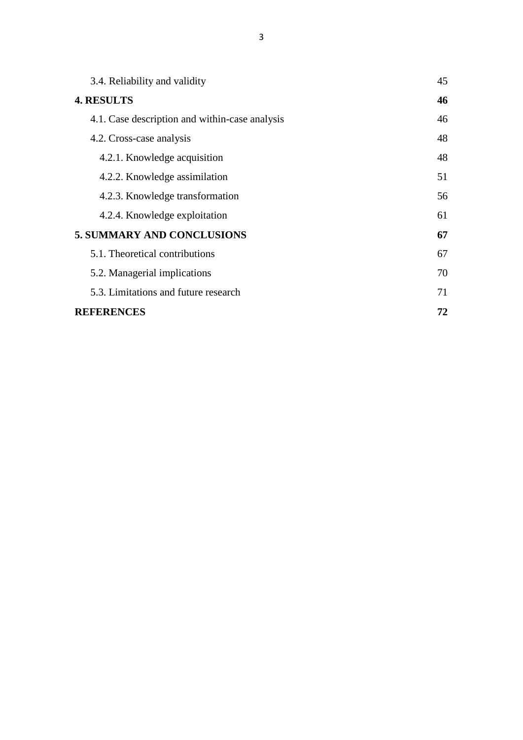| | |
|---|---|
| 3.4. Reliability and validity | 45 |
| **4. RESULTS** | **46** |
| 4.1. Case description and within-case analysis | 46 |
| 4.2. Cross-case analysis | 48 |
| 4.2.1. Knowledge acquisition | 48 |
| 4.2.2. Knowledge assimilation | 51 |
| 4.2.3. Knowledge transformation | 56 |
| 4.2.4. Knowledge exploitation | 61 |
| **5. SUMMARY AND CONCLUSIONS** | **67** |
| 5.1. Theoretical contributions | 67 |
| 5.2. Managerial implications | 70 |
| 5.3. Limitations and future research | 71 |
| **REFERENCES** | **72** |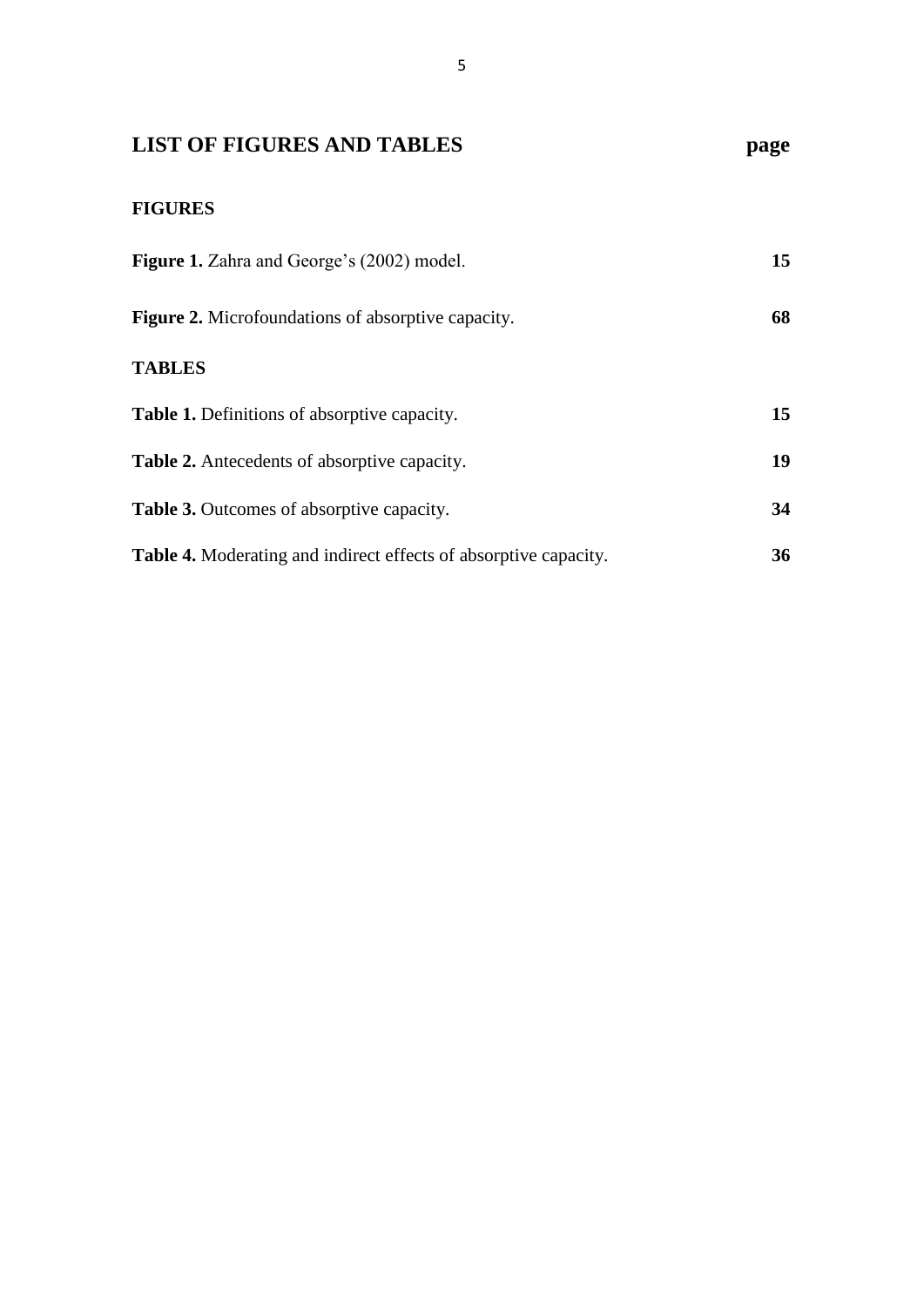## LIST OF FIGURES AND TABLES — page

### FIGURES

**Figure 1.** Zahra and George's (2002) model. **15**

**Figure 2.** Microfoundations of absorptive capacity. **68**

### TABLES

**Table 1.** Definitions of absorptive capacity. **15**

**Table 2.** Antecedents of absorptive capacity. **19**

**Table 3.** Outcomes of absorptive capacity. **34**

**Table 4.** Moderating and indirect effects of absorptive capacity. **36**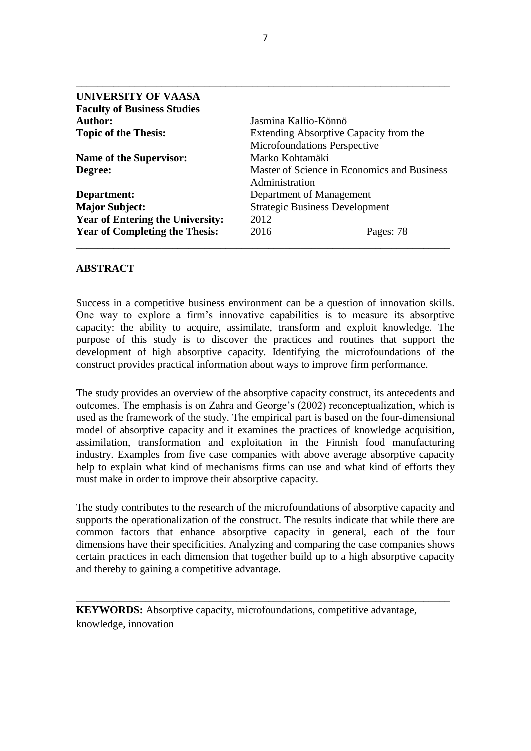**UNIVERSITY OF VAASA**
**Faculty of Business Studies**

| | |
|---|---|
| **Author:** | Jasmina Kallio-Könnö |
| **Topic of the Thesis:** | Extending Absorptive Capacity from the Microfoundations Perspective |
| **Name of the Supervisor:** | Marko Kohtamäki |
| **Degree:** | Master of Science in Economics and Business Administration |
| **Department:** | Department of Management |
| **Major Subject:** | Strategic Business Development |
| **Year of Entering the University:** | 2012 |
| **Year of Completing the Thesis:** | 2016 Pages: 78 |

## ABSTRACT

Success in a competitive business environment can be a question of innovation skills. One way to explore a firm's innovative capabilities is to measure its absorptive capacity: the ability to acquire, assimilate, transform and exploit knowledge. The purpose of this study is to discover the practices and routines that support the development of high absorptive capacity. Identifying the microfoundations of the construct provides practical information about ways to improve firm performance.

The study provides an overview of the absorptive capacity construct, its antecedents and outcomes. The emphasis is on Zahra and George's (2002) reconceptualization, which is used as the framework of the study. The empirical part is based on the four-dimensional model of absorptive capacity and it examines the practices of knowledge acquisition, assimilation, transformation and exploitation in the Finnish food manufacturing industry. Examples from five case companies with above average absorptive capacity help to explain what kind of mechanisms firms can use and what kind of efforts they must make in order to improve their absorptive capacity.

The study contributes to the research of the microfoundations of absorptive capacity and supports the operationalization of the construct. The results indicate that while there are common factors that enhance absorptive capacity in general, each of the four dimensions have their specificities. Analyzing and comparing the case companies shows certain practices in each dimension that together build up to a high absorptive capacity and thereby to gaining a competitive advantage.

---

**KEYWORDS:** Absorptive capacity, microfoundations, competitive advantage, knowledge, innovation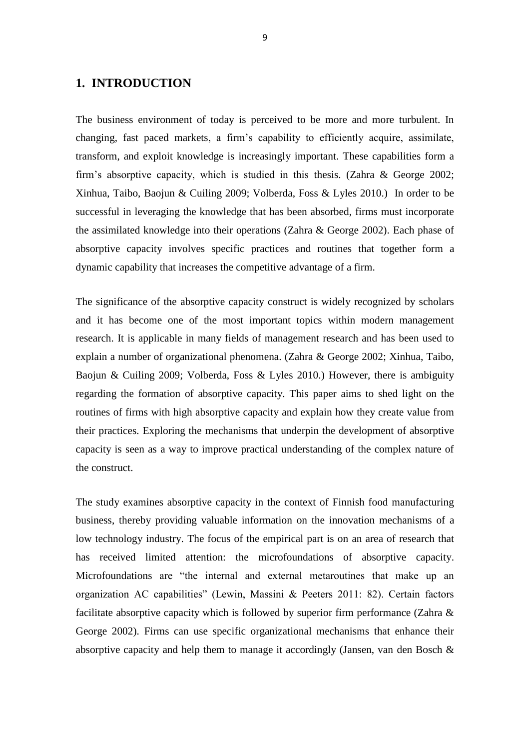# 1. INTRODUCTION

The business environment of today is perceived to be more and more turbulent. In changing, fast paced markets, a firm's capability to efficiently acquire, assimilate, transform, and exploit knowledge is increasingly important. These capabilities form a firm's absorptive capacity, which is studied in this thesis. (Zahra & George 2002; Xinhua, Taibo, Baojun & Cuiling 2009; Volberda, Foss & Lyles 2010.) In order to be successful in leveraging the knowledge that has been absorbed, firms must incorporate the assimilated knowledge into their operations (Zahra & George 2002). Each phase of absorptive capacity involves specific practices and routines that together form a dynamic capability that increases the competitive advantage of a firm.

The significance of the absorptive capacity construct is widely recognized by scholars and it has become one of the most important topics within modern management research. It is applicable in many fields of management research and has been used to explain a number of organizational phenomena. (Zahra & George 2002; Xinhua, Taibo, Baojun & Cuiling 2009; Volberda, Foss & Lyles 2010.) However, there is ambiguity regarding the formation of absorptive capacity. This paper aims to shed light on the routines of firms with high absorptive capacity and explain how they create value from their practices. Exploring the mechanisms that underpin the development of absorptive capacity is seen as a way to improve practical understanding of the complex nature of the construct.

The study examines absorptive capacity in the context of Finnish food manufacturing business, thereby providing valuable information on the innovation mechanisms of a low technology industry. The focus of the empirical part is on an area of research that has received limited attention: the microfoundations of absorptive capacity. Microfoundations are "the internal and external metaroutines that make up an organization AC capabilities" (Lewin, Massini & Peeters 2011: 82). Certain factors facilitate absorptive capacity which is followed by superior firm performance (Zahra & George 2002). Firms can use specific organizational mechanisms that enhance their absorptive capacity and help them to manage it accordingly (Jansen, van den Bosch &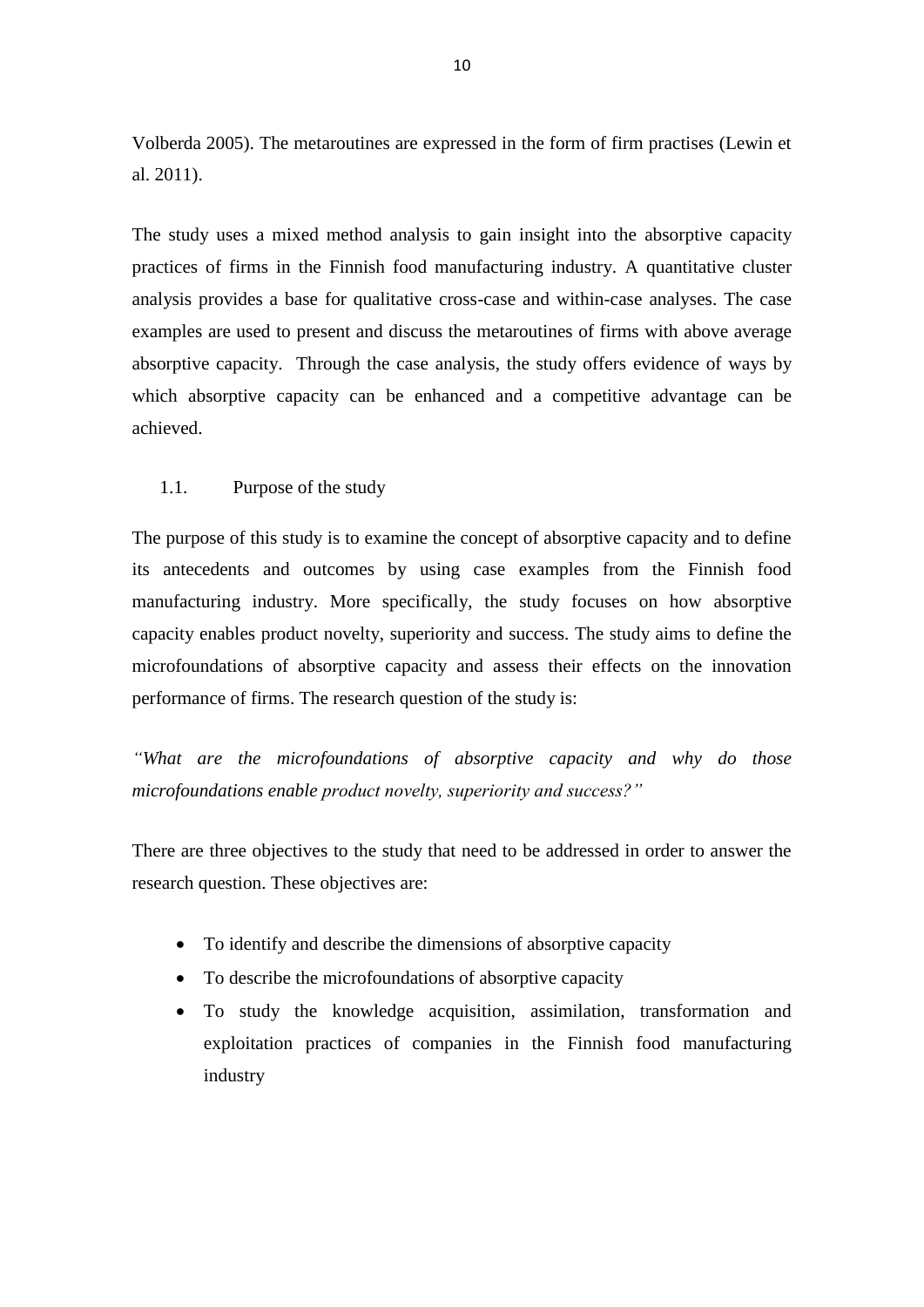Volberda 2005). The metaroutines are expressed in the form of firm practises (Lewin et al. 2011).

The study uses a mixed method analysis to gain insight into the absorptive capacity practices of firms in the Finnish food manufacturing industry. A quantitative cluster analysis provides a base for qualitative cross-case and within-case analyses. The case examples are used to present and discuss the metaroutines of firms with above average absorptive capacity. Through the case analysis, the study offers evidence of ways by which absorptive capacity can be enhanced and a competitive advantage can be achieved.

## 1.1. Purpose of the study

The purpose of this study is to examine the concept of absorptive capacity and to define its antecedents and outcomes by using case examples from the Finnish food manufacturing industry. More specifically, the study focuses on how absorptive capacity enables product novelty, superiority and success. The study aims to define the microfoundations of absorptive capacity and assess their effects on the innovation performance of firms. The research question of the study is:

*"What are the microfoundations of absorptive capacity and why do those microfoundations enable product novelty, superiority and success?"*

There are three objectives to the study that need to be addressed in order to answer the research question. These objectives are:

- To identify and describe the dimensions of absorptive capacity
- To describe the microfoundations of absorptive capacity
- To study the knowledge acquisition, assimilation, transformation and exploitation practices of companies in the Finnish food manufacturing industry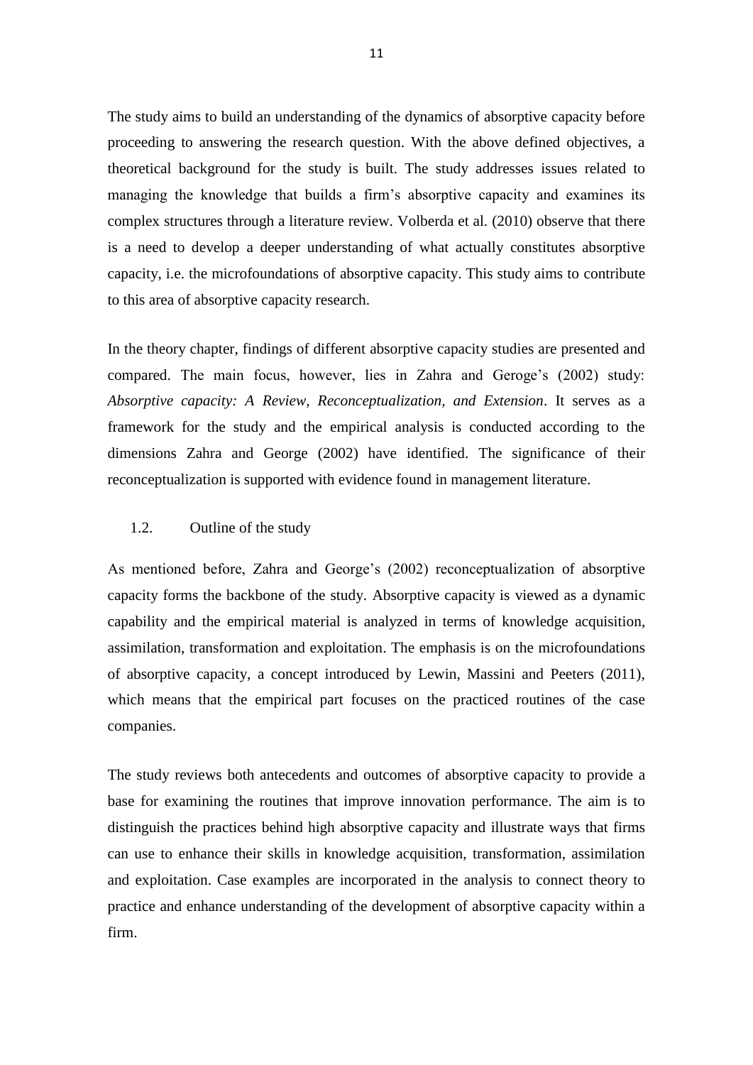The study aims to build an understanding of the dynamics of absorptive capacity before proceeding to answering the research question. With the above defined objectives, a theoretical background for the study is built. The study addresses issues related to managing the knowledge that builds a firm's absorptive capacity and examines its complex structures through a literature review. Volberda et al. (2010) observe that there is a need to develop a deeper understanding of what actually constitutes absorptive capacity, i.e. the microfoundations of absorptive capacity. This study aims to contribute to this area of absorptive capacity research.

In the theory chapter, findings of different absorptive capacity studies are presented and compared. The main focus, however, lies in Zahra and Geroge's (2002) study: *Absorptive capacity: A Review, Reconceptualization, and Extension*. It serves as a framework for the study and the empirical analysis is conducted according to the dimensions Zahra and George (2002) have identified. The significance of their reconceptualization is supported with evidence found in management literature.

## 1.2. Outline of the study

As mentioned before, Zahra and George's (2002) reconceptualization of absorptive capacity forms the backbone of the study. Absorptive capacity is viewed as a dynamic capability and the empirical material is analyzed in terms of knowledge acquisition, assimilation, transformation and exploitation. The emphasis is on the microfoundations of absorptive capacity, a concept introduced by Lewin, Massini and Peeters (2011), which means that the empirical part focuses on the practiced routines of the case companies.

The study reviews both antecedents and outcomes of absorptive capacity to provide a base for examining the routines that improve innovation performance. The aim is to distinguish the practices behind high absorptive capacity and illustrate ways that firms can use to enhance their skills in knowledge acquisition, transformation, assimilation and exploitation. Case examples are incorporated in the analysis to connect theory to practice and enhance understanding of the development of absorptive capacity within a firm.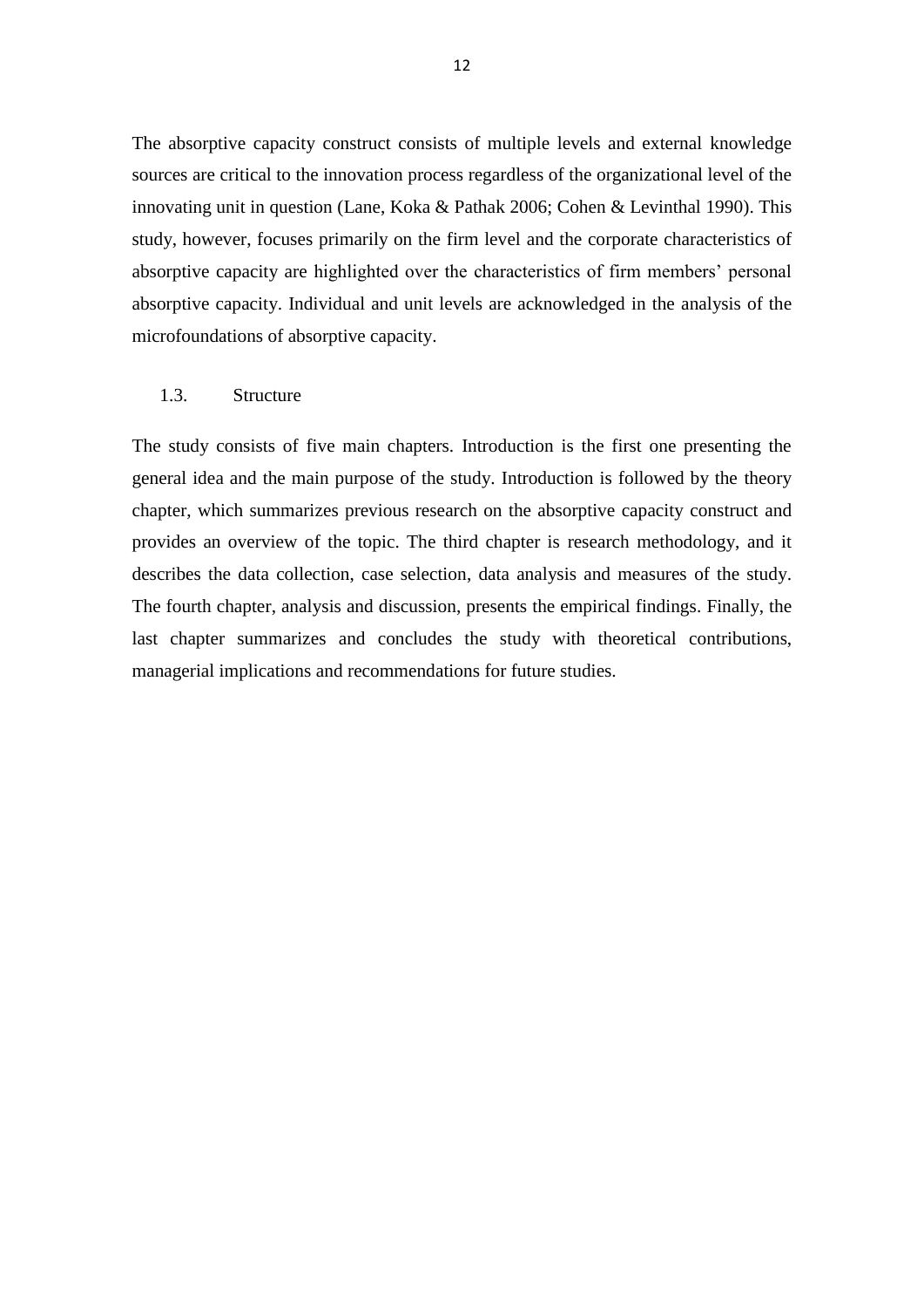The absorptive capacity construct consists of multiple levels and external knowledge sources are critical to the innovation process regardless of the organizational level of the innovating unit in question (Lane, Koka & Pathak 2006; Cohen & Levinthal 1990). This study, however, focuses primarily on the firm level and the corporate characteristics of absorptive capacity are highlighted over the characteristics of firm members' personal absorptive capacity. Individual and unit levels are acknowledged in the analysis of the microfoundations of absorptive capacity.

## 1.3. Structure

The study consists of five main chapters. Introduction is the first one presenting the general idea and the main purpose of the study. Introduction is followed by the theory chapter, which summarizes previous research on the absorptive capacity construct and provides an overview of the topic. The third chapter is research methodology, and it describes the data collection, case selection, data analysis and measures of the study. The fourth chapter, analysis and discussion, presents the empirical findings. Finally, the last chapter summarizes and concludes the study with theoretical contributions, managerial implications and recommendations for future studies.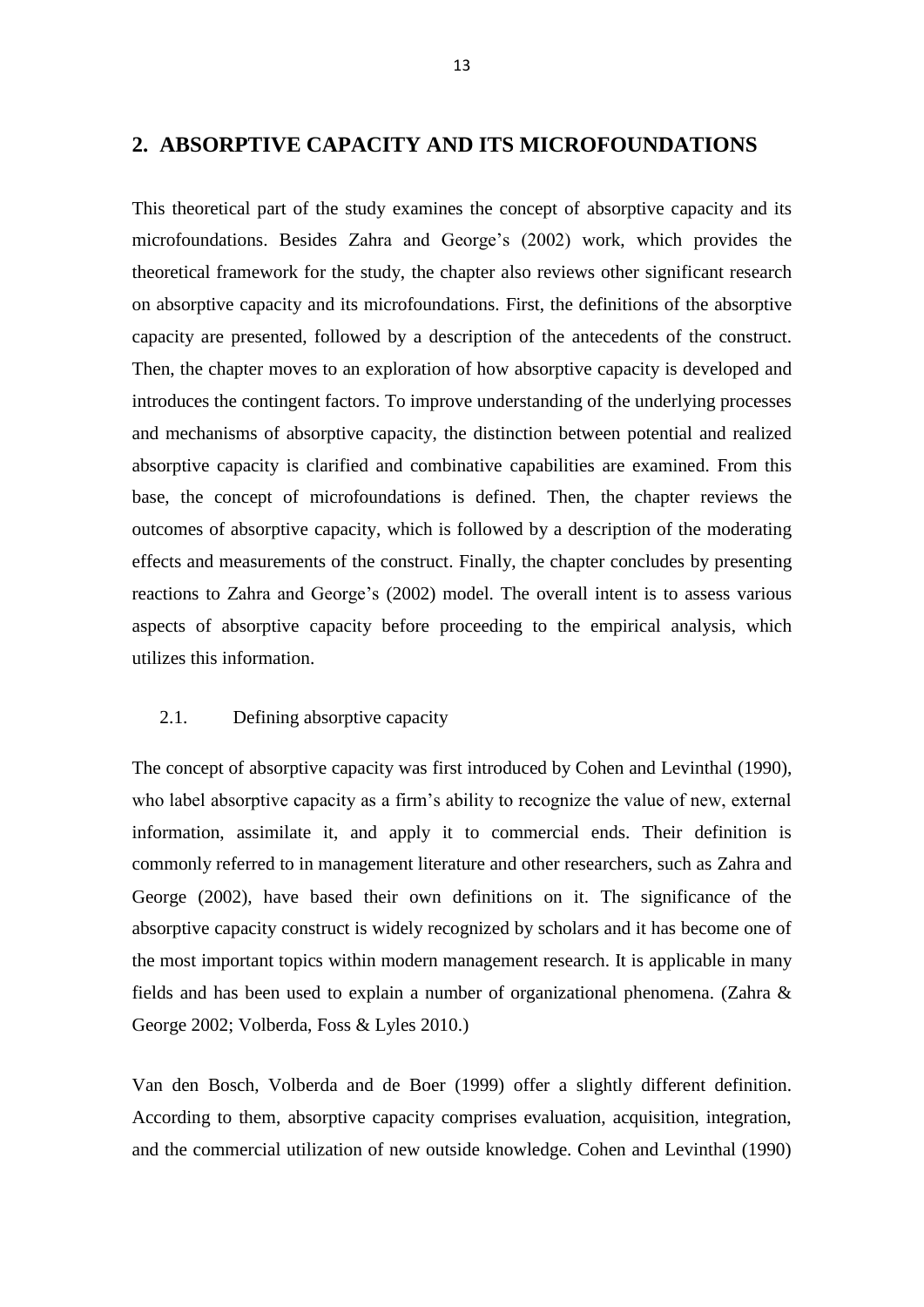## 2. ABSORPTIVE CAPACITY AND ITS MICROFOUNDATIONS

This theoretical part of the study examines the concept of absorptive capacity and its microfoundations. Besides Zahra and George's (2002) work, which provides the theoretical framework for the study, the chapter also reviews other significant research on absorptive capacity and its microfoundations. First, the definitions of the absorptive capacity are presented, followed by a description of the antecedents of the construct. Then, the chapter moves to an exploration of how absorptive capacity is developed and introduces the contingent factors. To improve understanding of the underlying processes and mechanisms of absorptive capacity, the distinction between potential and realized absorptive capacity is clarified and combinative capabilities are examined. From this base, the concept of microfoundations is defined. Then, the chapter reviews the outcomes of absorptive capacity, which is followed by a description of the moderating effects and measurements of the construct. Finally, the chapter concludes by presenting reactions to Zahra and George's (2002) model. The overall intent is to assess various aspects of absorptive capacity before proceeding to the empirical analysis, which utilizes this information.

### 2.1. Defining absorptive capacity

The concept of absorptive capacity was first introduced by Cohen and Levinthal (1990), who label absorptive capacity as a firm's ability to recognize the value of new, external information, assimilate it, and apply it to commercial ends. Their definition is commonly referred to in management literature and other researchers, such as Zahra and George (2002), have based their own definitions on it. The significance of the absorptive capacity construct is widely recognized by scholars and it has become one of the most important topics within modern management research. It is applicable in many fields and has been used to explain a number of organizational phenomena. (Zahra & George 2002; Volberda, Foss & Lyles 2010.)

Van den Bosch, Volberda and de Boer (1999) offer a slightly different definition. According to them, absorptive capacity comprises evaluation, acquisition, integration, and the commercial utilization of new outside knowledge. Cohen and Levinthal (1990)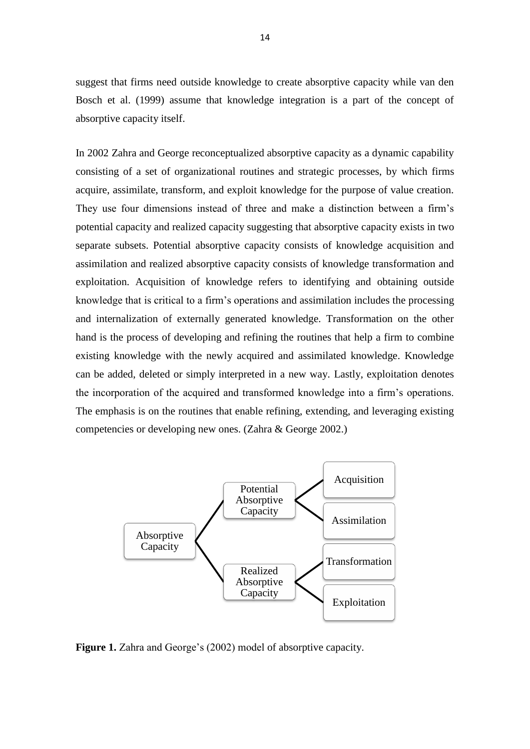suggest that firms need outside knowledge to create absorptive capacity while van den Bosch et al. (1999) assume that knowledge integration is a part of the concept of absorptive capacity itself.

In 2002 Zahra and George reconceptualized absorptive capacity as a dynamic capability consisting of a set of organizational routines and strategic processes, by which firms acquire, assimilate, transform, and exploit knowledge for the purpose of value creation. They use four dimensions instead of three and make a distinction between a firm's potential capacity and realized capacity suggesting that absorptive capacity exists in two separate subsets. Potential absorptive capacity consists of knowledge acquisition and assimilation and realized absorptive capacity consists of knowledge transformation and exploitation. Acquisition of knowledge refers to identifying and obtaining outside knowledge that is critical to a firm's operations and assimilation includes the processing and internalization of externally generated knowledge. Transformation on the other hand is the process of developing and refining the routines that help a firm to combine existing knowledge with the newly acquired and assimilated knowledge. Knowledge can be added, deleted or simply interpreted in a new way. Lastly, exploitation denotes the incorporation of the acquired and transformed knowledge into a firm's operations. The emphasis is on the routines that enable refining, extending, and leveraging existing competencies or developing new ones. (Zahra & George 2002.)

**Figure 1.** Zahra and George's (2002) model of absorptive capacity.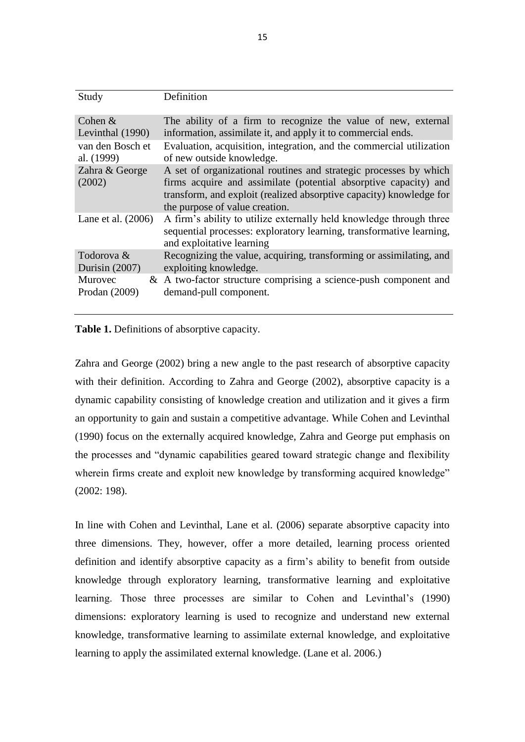| Study | Definition |
|---|---|
| Cohen & Levinthal (1990) | The ability of a firm to recognize the value of new, external information, assimilate it, and apply it to commercial ends. |
| van den Bosch et al. (1999) | Evaluation, acquisition, integration, and the commercial utilization of new outside knowledge. |
| Zahra & George (2002) | A set of organizational routines and strategic processes by which firms acquire and assimilate (potential absorptive capacity) and transform, and exploit (realized absorptive capacity) knowledge for the purpose of value creation. |
| Lane et al. (2006) | A firm's ability to utilize externally held knowledge through three sequential processes: exploratory learning, transformative learning, and exploitative learning |
| Todorova & Durisin (2007) | Recognizing the value, acquiring, transforming or assimilating, and exploiting knowledge. |
| Murovec & Prodan (2009) | A two-factor structure comprising a science-push component and demand-pull component. |

**Table 1.** Definitions of absorptive capacity.

Zahra and George (2002) bring a new angle to the past research of absorptive capacity with their definition. According to Zahra and George (2002), absorptive capacity is a dynamic capability consisting of knowledge creation and utilization and it gives a firm an opportunity to gain and sustain a competitive advantage. While Cohen and Levinthal (1990) focus on the externally acquired knowledge, Zahra and George put emphasis on the processes and "dynamic capabilities geared toward strategic change and flexibility wherein firms create and exploit new knowledge by transforming acquired knowledge" (2002: 198).

In line with Cohen and Levinthal, Lane et al. (2006) separate absorptive capacity into three dimensions. They, however, offer a more detailed, learning process oriented definition and identify absorptive capacity as a firm's ability to benefit from outside knowledge through exploratory learning, transformative learning and exploitative learning. Those three processes are similar to Cohen and Levinthal's (1990) dimensions: exploratory learning is used to recognize and understand new external knowledge, transformative learning to assimilate external knowledge, and exploitative learning to apply the assimilated external knowledge. (Lane et al. 2006.)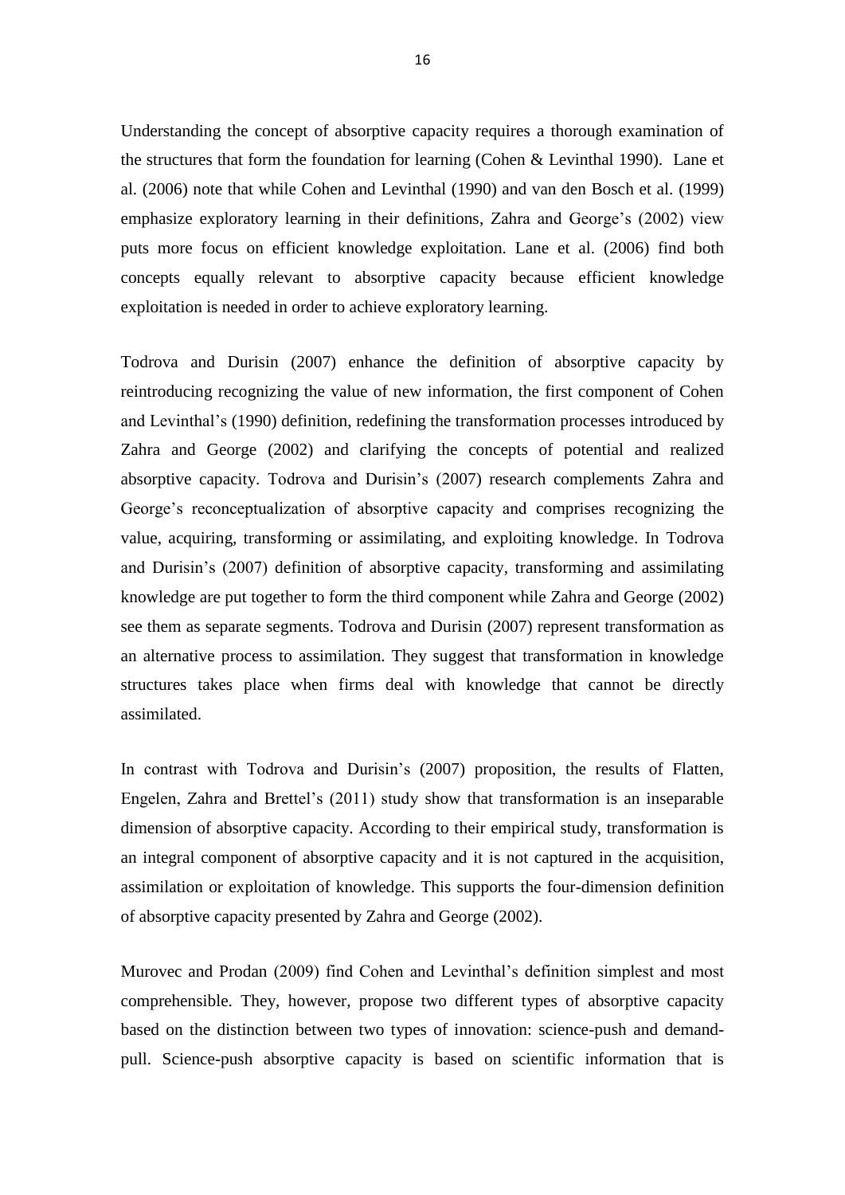Understanding the concept of absorptive capacity requires a thorough examination of the structures that form the foundation for learning (Cohen & Levinthal 1990). Lane et al. (2006) note that while Cohen and Levinthal (1990) and van den Bosch et al. (1999) emphasize exploratory learning in their definitions, Zahra and George's (2002) view puts more focus on efficient knowledge exploitation. Lane et al. (2006) find both concepts equally relevant to absorptive capacity because efficient knowledge exploitation is needed in order to achieve exploratory learning.

Todrova and Durisin (2007) enhance the definition of absorptive capacity by reintroducing recognizing the value of new information, the first component of Cohen and Levinthal's (1990) definition, redefining the transformation processes introduced by Zahra and George (2002) and clarifying the concepts of potential and realized absorptive capacity. Todrova and Durisin's (2007) research complements Zahra and George's reconceptualization of absorptive capacity and comprises recognizing the value, acquiring, transforming or assimilating, and exploiting knowledge. In Todrova and Durisin's (2007) definition of absorptive capacity, transforming and assimilating knowledge are put together to form the third component while Zahra and George (2002) see them as separate segments. Todrova and Durisin (2007) represent transformation as an alternative process to assimilation. They suggest that transformation in knowledge structures takes place when firms deal with knowledge that cannot be directly assimilated.

In contrast with Todrova and Durisin's (2007) proposition, the results of Flatten, Engelen, Zahra and Brettel's (2011) study show that transformation is an inseparable dimension of absorptive capacity. According to their empirical study, transformation is an integral component of absorptive capacity and it is not captured in the acquisition, assimilation or exploitation of knowledge. This supports the four-dimension definition of absorptive capacity presented by Zahra and George (2002).

Murovec and Prodan (2009) find Cohen and Levinthal's definition simplest and most comprehensible. They, however, propose two different types of absorptive capacity based on the distinction between two types of innovation: science-push and demand-pull. Science-push absorptive capacity is based on scientific information that is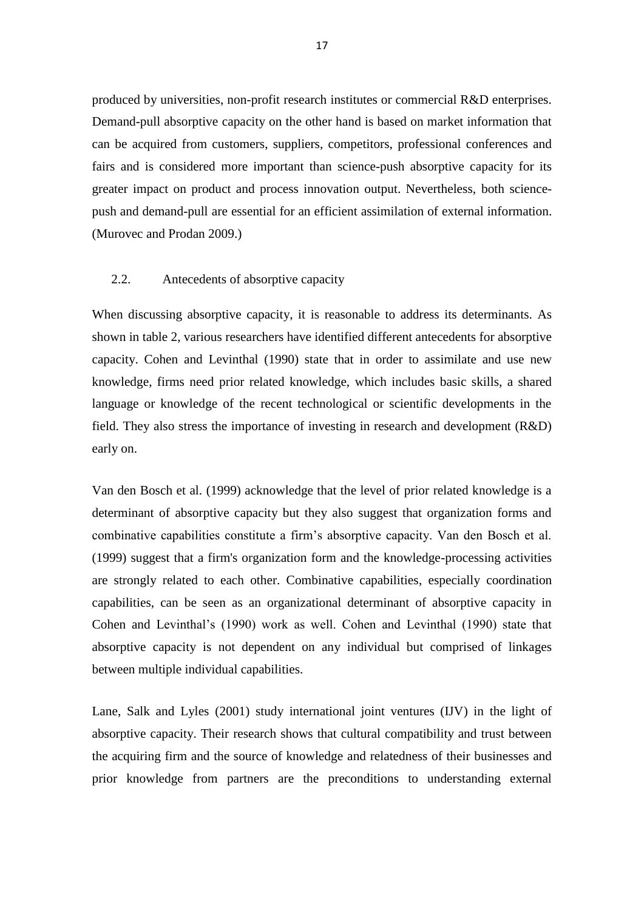produced by universities, non-profit research institutes or commercial R&D enterprises. Demand-pull absorptive capacity on the other hand is based on market information that can be acquired from customers, suppliers, competitors, professional conferences and fairs and is considered more important than science-push absorptive capacity for its greater impact on product and process innovation output. Nevertheless, both science-push and demand-pull are essential for an efficient assimilation of external information. (Murovec and Prodan 2009.)

## 2.2. Antecedents of absorptive capacity

When discussing absorptive capacity, it is reasonable to address its determinants. As shown in table 2, various researchers have identified different antecedents for absorptive capacity. Cohen and Levinthal (1990) state that in order to assimilate and use new knowledge, firms need prior related knowledge, which includes basic skills, a shared language or knowledge of the recent technological or scientific developments in the field. They also stress the importance of investing in research and development (R&D) early on.

Van den Bosch et al. (1999) acknowledge that the level of prior related knowledge is a determinant of absorptive capacity but they also suggest that organization forms and combinative capabilities constitute a firm's absorptive capacity. Van den Bosch et al. (1999) suggest that a firm's organization form and the knowledge-processing activities are strongly related to each other. Combinative capabilities, especially coordination capabilities, can be seen as an organizational determinant of absorptive capacity in Cohen and Levinthal's (1990) work as well. Cohen and Levinthal (1990) state that absorptive capacity is not dependent on any individual but comprised of linkages between multiple individual capabilities.

Lane, Salk and Lyles (2001) study international joint ventures (IJV) in the light of absorptive capacity. Their research shows that cultural compatibility and trust between the acquiring firm and the source of knowledge and relatedness of their businesses and prior knowledge from partners are the preconditions to understanding external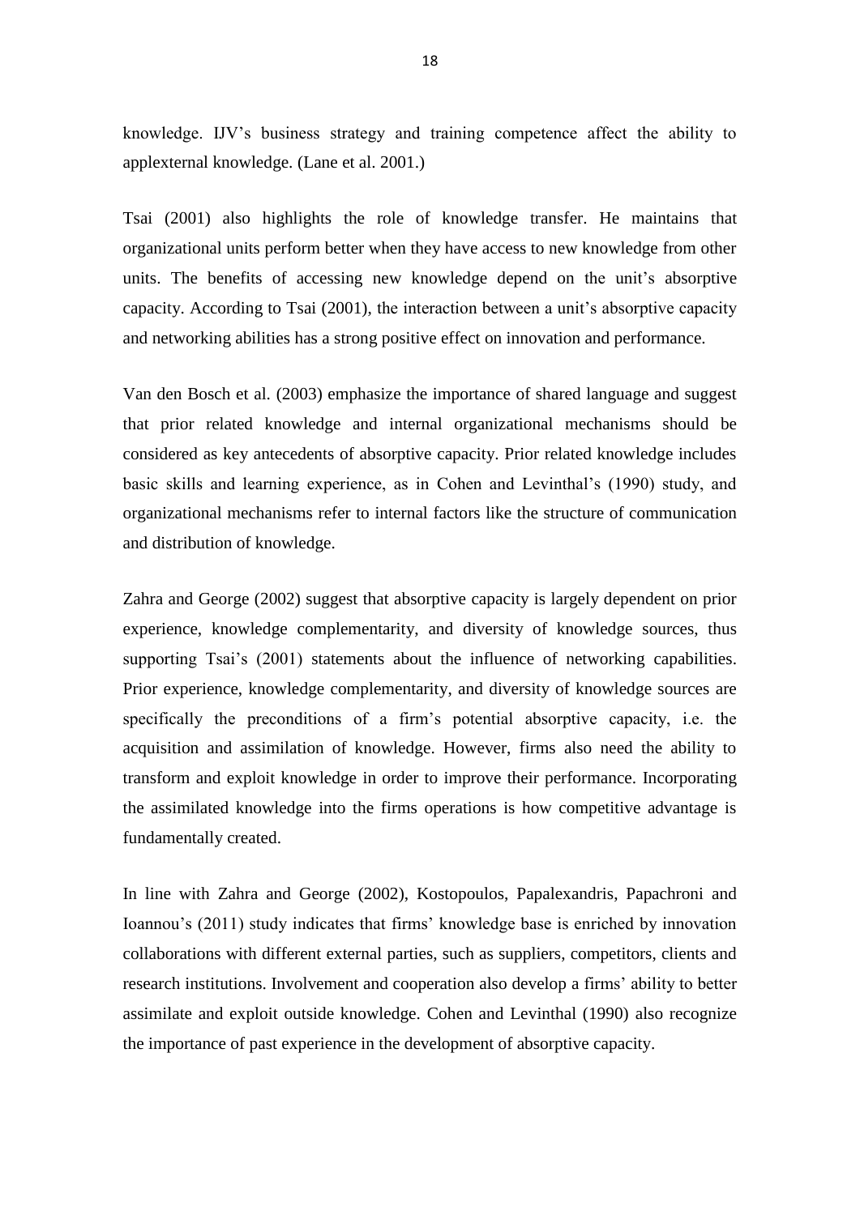knowledge. IJV's business strategy and training competence affect the ability to applexternal knowledge. (Lane et al. 2001.)

Tsai (2001) also highlights the role of knowledge transfer. He maintains that organizational units perform better when they have access to new knowledge from other units. The benefits of accessing new knowledge depend on the unit's absorptive capacity. According to Tsai (2001), the interaction between a unit's absorptive capacity and networking abilities has a strong positive effect on innovation and performance.

Van den Bosch et al. (2003) emphasize the importance of shared language and suggest that prior related knowledge and internal organizational mechanisms should be considered as key antecedents of absorptive capacity. Prior related knowledge includes basic skills and learning experience, as in Cohen and Levinthal's (1990) study, and organizational mechanisms refer to internal factors like the structure of communication and distribution of knowledge.

Zahra and George (2002) suggest that absorptive capacity is largely dependent on prior experience, knowledge complementarity, and diversity of knowledge sources, thus supporting Tsai's (2001) statements about the influence of networking capabilities. Prior experience, knowledge complementarity, and diversity of knowledge sources are specifically the preconditions of a firm's potential absorptive capacity, i.e. the acquisition and assimilation of knowledge. However, firms also need the ability to transform and exploit knowledge in order to improve their performance. Incorporating the assimilated knowledge into the firms operations is how competitive advantage is fundamentally created.

In line with Zahra and George (2002), Kostopoulos, Papalexandris, Papachroni and Ioannou's (2011) study indicates that firms' knowledge base is enriched by innovation collaborations with different external parties, such as suppliers, competitors, clients and research institutions. Involvement and cooperation also develop a firms' ability to better assimilate and exploit outside knowledge. Cohen and Levinthal (1990) also recognize the importance of past experience in the development of absorptive capacity.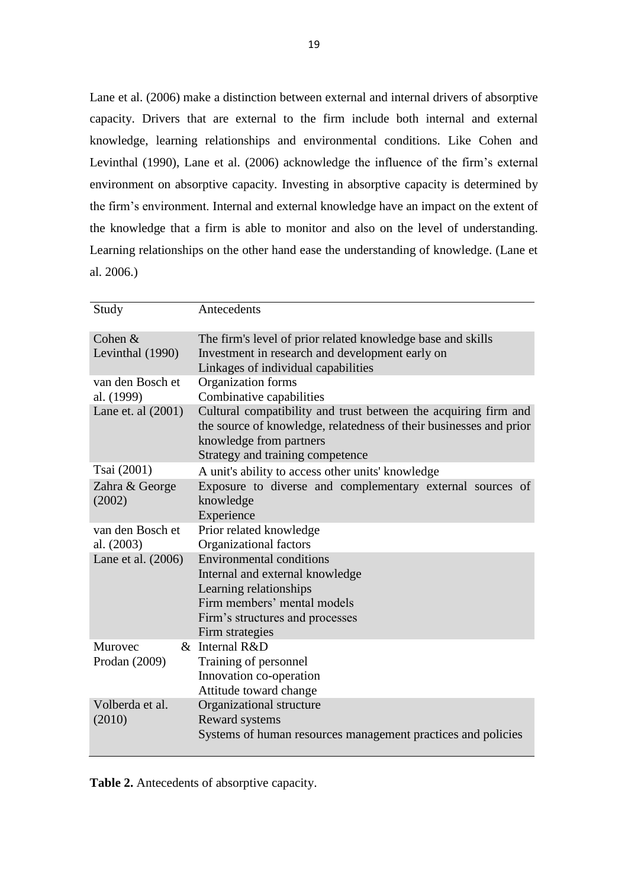Lane et al. (2006) make a distinction between external and internal drivers of absorptive capacity. Drivers that are external to the firm include both internal and external knowledge, learning relationships and environmental conditions. Like Cohen and Levinthal (1990), Lane et al. (2006) acknowledge the influence of the firm's external environment on absorptive capacity. Investing in absorptive capacity is determined by the firm's environment. Internal and external knowledge have an impact on the extent of the knowledge that a firm is able to monitor and also on the level of understanding. Learning relationships on the other hand ease the understanding of knowledge. (Lane et al. 2006.)

| Study | Antecedents |
|---|---|
| Cohen & Levinthal (1990) | The firm's level of prior related knowledge base and skills<br>Investment in research and development early on<br>Linkages of individual capabilities |
| van den Bosch et al. (1999) | Organization forms<br>Combinative capabilities |
| Lane et. al (2001) | Cultural compatibility and trust between the acquiring firm and the source of knowledge, relatedness of their businesses and prior knowledge from partners<br>Strategy and training competence |
| Tsai (2001) | A unit's ability to access other units' knowledge |
| Zahra & George (2002) | Exposure to diverse and complementary external sources of knowledge<br>Experience |
| van den Bosch et al. (2003) | Prior related knowledge<br>Organizational factors |
| Lane et al. (2006) | Environmental conditions<br>Internal and external knowledge<br>Learning relationships<br>Firm members' mental models<br>Firm's structures and processes<br>Firm strategies |
| Murovec & Prodan (2009) | Internal R&D<br>Training of personnel<br>Innovation co-operation<br>Attitude toward change |
| Volberda et al. (2010) | Organizational structure<br>Reward systems<br>Systems of human resources management practices and policies |

**Table 2.** Antecedents of absorptive capacity.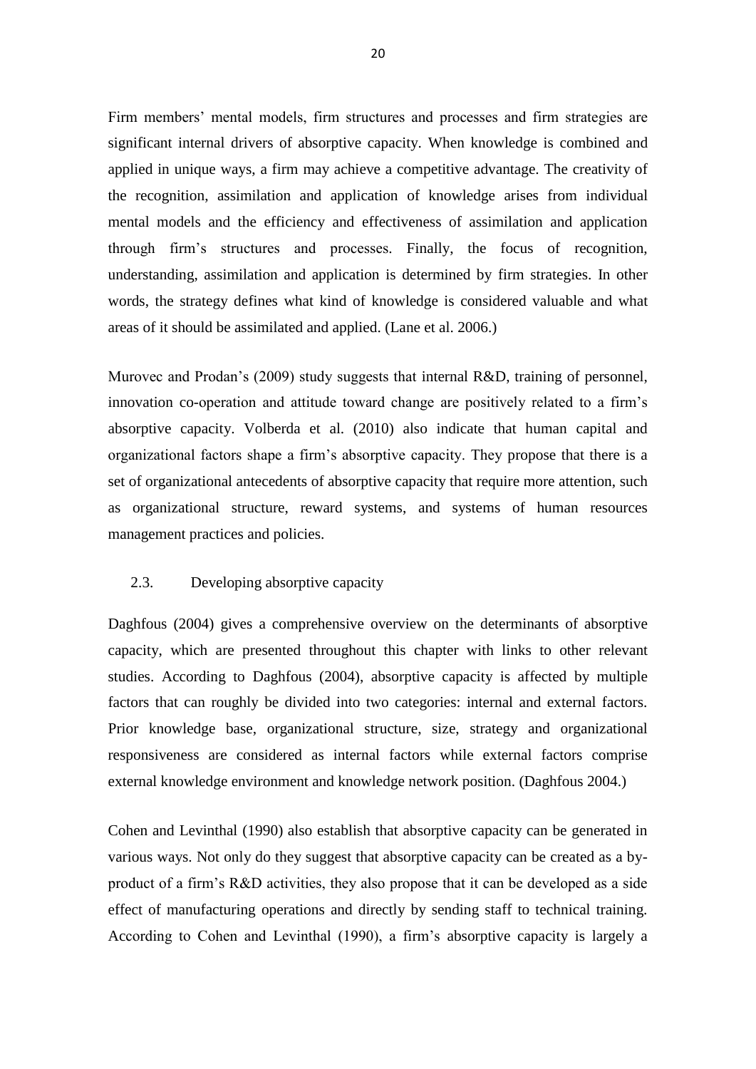Firm members' mental models, firm structures and processes and firm strategies are significant internal drivers of absorptive capacity. When knowledge is combined and applied in unique ways, a firm may achieve a competitive advantage. The creativity of the recognition, assimilation and application of knowledge arises from individual mental models and the efficiency and effectiveness of assimilation and application through firm's structures and processes. Finally, the focus of recognition, understanding, assimilation and application is determined by firm strategies. In other words, the strategy defines what kind of knowledge is considered valuable and what areas of it should be assimilated and applied. (Lane et al. 2006.)

Murovec and Prodan's (2009) study suggests that internal R&D, training of personnel, innovation co-operation and attitude toward change are positively related to a firm's absorptive capacity. Volberda et al. (2010) also indicate that human capital and organizational factors shape a firm's absorptive capacity. They propose that there is a set of organizational antecedents of absorptive capacity that require more attention, such as organizational structure, reward systems, and systems of human resources management practices and policies.

## 2.3. Developing absorptive capacity

Daghfous (2004) gives a comprehensive overview on the determinants of absorptive capacity, which are presented throughout this chapter with links to other relevant studies. According to Daghfous (2004), absorptive capacity is affected by multiple factors that can roughly be divided into two categories: internal and external factors. Prior knowledge base, organizational structure, size, strategy and organizational responsiveness are considered as internal factors while external factors comprise external knowledge environment and knowledge network position. (Daghfous 2004.)

Cohen and Levinthal (1990) also establish that absorptive capacity can be generated in various ways. Not only do they suggest that absorptive capacity can be created as a by-product of a firm's R&D activities, they also propose that it can be developed as a side effect of manufacturing operations and directly by sending staff to technical training. According to Cohen and Levinthal (1990), a firm's absorptive capacity is largely a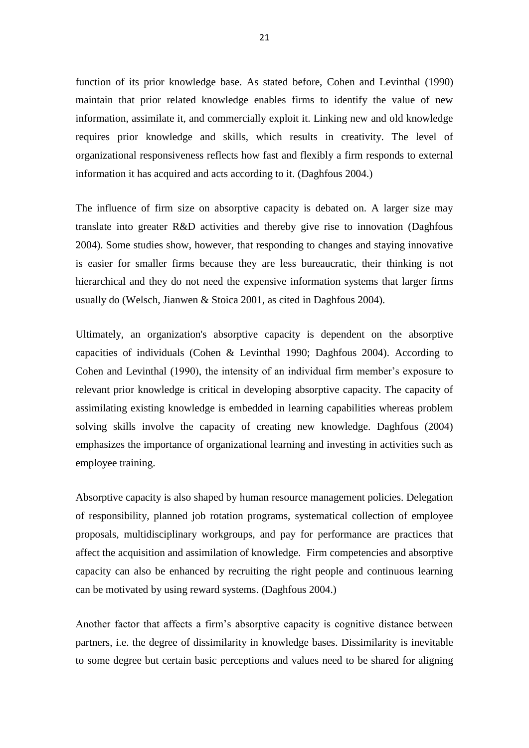function of its prior knowledge base. As stated before, Cohen and Levinthal (1990) maintain that prior related knowledge enables firms to identify the value of new information, assimilate it, and commercially exploit it. Linking new and old knowledge requires prior knowledge and skills, which results in creativity. The level of organizational responsiveness reflects how fast and flexibly a firm responds to external information it has acquired and acts according to it. (Daghfous 2004.)

The influence of firm size on absorptive capacity is debated on. A larger size may translate into greater R&D activities and thereby give rise to innovation (Daghfous 2004). Some studies show, however, that responding to changes and staying innovative is easier for smaller firms because they are less bureaucratic, their thinking is not hierarchical and they do not need the expensive information systems that larger firms usually do (Welsch, Jianwen & Stoica 2001, as cited in Daghfous 2004).

Ultimately, an organization's absorptive capacity is dependent on the absorptive capacities of individuals (Cohen & Levinthal 1990; Daghfous 2004). According to Cohen and Levinthal (1990), the intensity of an individual firm member's exposure to relevant prior knowledge is critical in developing absorptive capacity. The capacity of assimilating existing knowledge is embedded in learning capabilities whereas problem solving skills involve the capacity of creating new knowledge. Daghfous (2004) emphasizes the importance of organizational learning and investing in activities such as employee training.

Absorptive capacity is also shaped by human resource management policies. Delegation of responsibility, planned job rotation programs, systematical collection of employee proposals, multidisciplinary workgroups, and pay for performance are practices that affect the acquisition and assimilation of knowledge. Firm competencies and absorptive capacity can also be enhanced by recruiting the right people and continuous learning can be motivated by using reward systems. (Daghfous 2004.)

Another factor that affects a firm's absorptive capacity is cognitive distance between partners, i.e. the degree of dissimilarity in knowledge bases. Dissimilarity is inevitable to some degree but certain basic perceptions and values need to be shared for aligning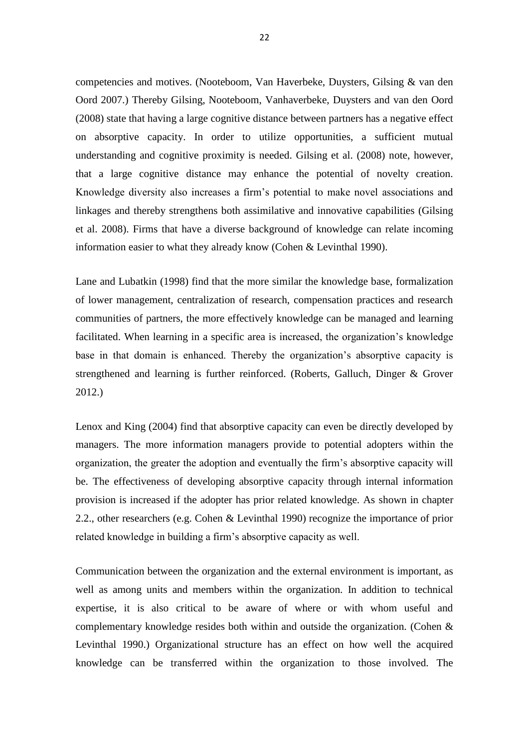competencies and motives. (Nooteboom, Van Haverbeke, Duysters, Gilsing & van den Oord 2007.) Thereby Gilsing, Nooteboom, Vanhaverbeke, Duysters and van den Oord (2008) state that having a large cognitive distance between partners has a negative effect on absorptive capacity. In order to utilize opportunities, a sufficient mutual understanding and cognitive proximity is needed. Gilsing et al. (2008) note, however, that a large cognitive distance may enhance the potential of novelty creation. Knowledge diversity also increases a firm's potential to make novel associations and linkages and thereby strengthens both assimilative and innovative capabilities (Gilsing et al. 2008). Firms that have a diverse background of knowledge can relate incoming information easier to what they already know (Cohen & Levinthal 1990).

Lane and Lubatkin (1998) find that the more similar the knowledge base, formalization of lower management, centralization of research, compensation practices and research communities of partners, the more effectively knowledge can be managed and learning facilitated. When learning in a specific area is increased, the organization's knowledge base in that domain is enhanced. Thereby the organization's absorptive capacity is strengthened and learning is further reinforced. (Roberts, Galluch, Dinger & Grover 2012.)

Lenox and King (2004) find that absorptive capacity can even be directly developed by managers. The more information managers provide to potential adopters within the organization, the greater the adoption and eventually the firm's absorptive capacity will be. The effectiveness of developing absorptive capacity through internal information provision is increased if the adopter has prior related knowledge. As shown in chapter 2.2., other researchers (e.g. Cohen & Levinthal 1990) recognize the importance of prior related knowledge in building a firm's absorptive capacity as well.

Communication between the organization and the external environment is important, as well as among units and members within the organization. In addition to technical expertise, it is also critical to be aware of where or with whom useful and complementary knowledge resides both within and outside the organization. (Cohen & Levinthal 1990.) Organizational structure has an effect on how well the acquired knowledge can be transferred within the organization to those involved. The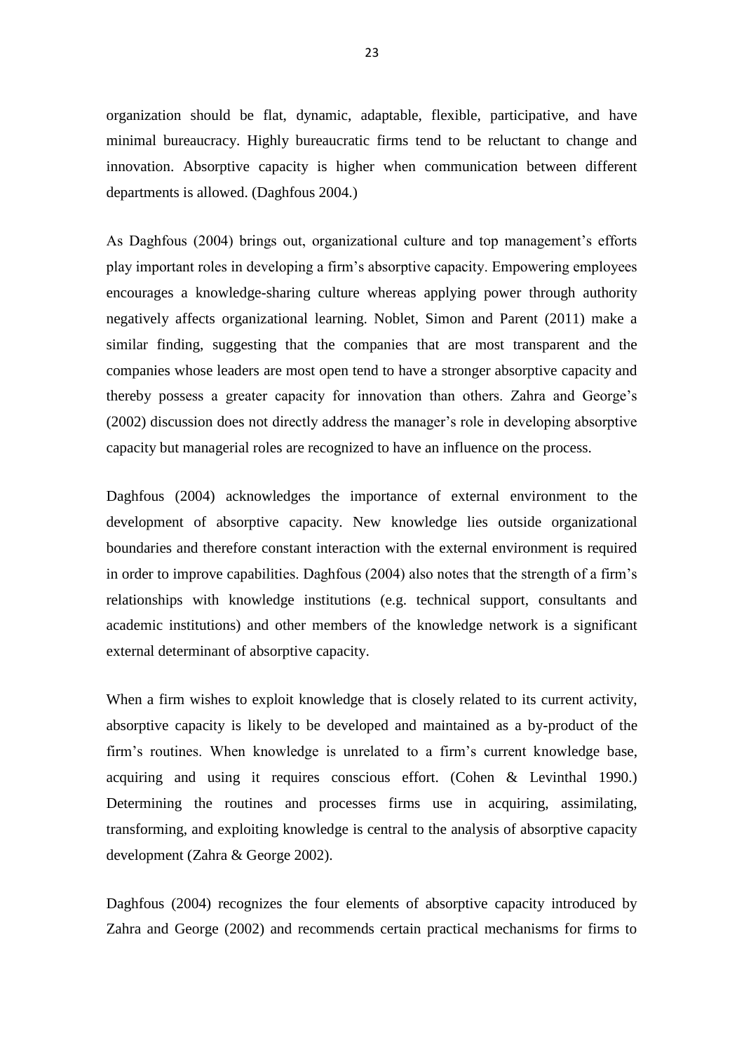organization should be flat, dynamic, adaptable, flexible, participative, and have minimal bureaucracy. Highly bureaucratic firms tend to be reluctant to change and innovation. Absorptive capacity is higher when communication between different departments is allowed. (Daghfous 2004.)

As Daghfous (2004) brings out, organizational culture and top management's efforts play important roles in developing a firm's absorptive capacity. Empowering employees encourages a knowledge-sharing culture whereas applying power through authority negatively affects organizational learning. Noblet, Simon and Parent (2011) make a similar finding, suggesting that the companies that are most transparent and the companies whose leaders are most open tend to have a stronger absorptive capacity and thereby possess a greater capacity for innovation than others. Zahra and George's (2002) discussion does not directly address the manager's role in developing absorptive capacity but managerial roles are recognized to have an influence on the process.

Daghfous (2004) acknowledges the importance of external environment to the development of absorptive capacity. New knowledge lies outside organizational boundaries and therefore constant interaction with the external environment is required in order to improve capabilities. Daghfous (2004) also notes that the strength of a firm's relationships with knowledge institutions (e.g. technical support, consultants and academic institutions) and other members of the knowledge network is a significant external determinant of absorptive capacity.

When a firm wishes to exploit knowledge that is closely related to its current activity, absorptive capacity is likely to be developed and maintained as a by-product of the firm's routines. When knowledge is unrelated to a firm's current knowledge base, acquiring and using it requires conscious effort. (Cohen & Levinthal 1990.) Determining the routines and processes firms use in acquiring, assimilating, transforming, and exploiting knowledge is central to the analysis of absorptive capacity development (Zahra & George 2002).

Daghfous (2004) recognizes the four elements of absorptive capacity introduced by Zahra and George (2002) and recommends certain practical mechanisms for firms to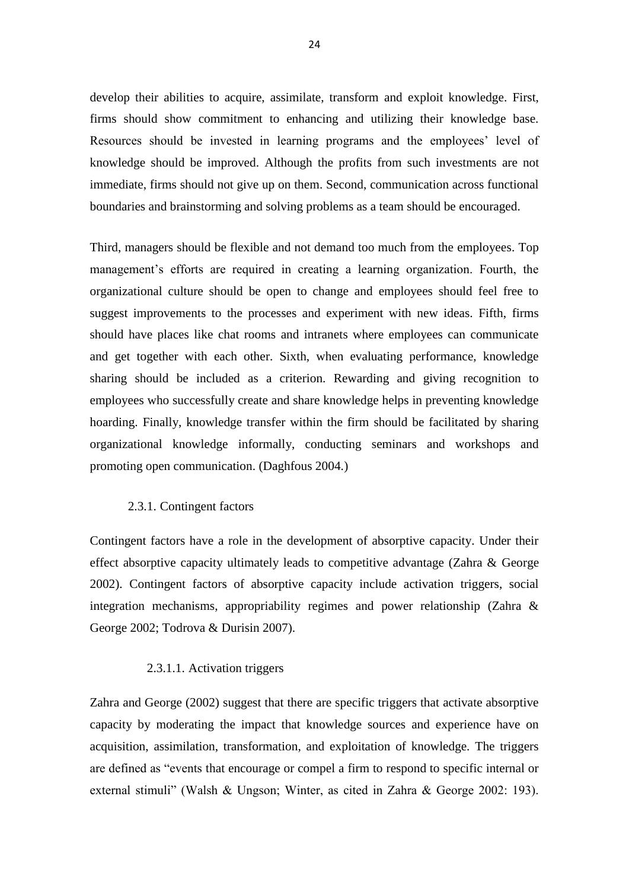develop their abilities to acquire, assimilate, transform and exploit knowledge. First, firms should show commitment to enhancing and utilizing their knowledge base. Resources should be invested in learning programs and the employees' level of knowledge should be improved. Although the profits from such investments are not immediate, firms should not give up on them. Second, communication across functional boundaries and brainstorming and solving problems as a team should be encouraged.

Third, managers should be flexible and not demand too much from the employees. Top management's efforts are required in creating a learning organization. Fourth, the organizational culture should be open to change and employees should feel free to suggest improvements to the processes and experiment with new ideas. Fifth, firms should have places like chat rooms and intranets where employees can communicate and get together with each other. Sixth, when evaluating performance, knowledge sharing should be included as a criterion. Rewarding and giving recognition to employees who successfully create and share knowledge helps in preventing knowledge hoarding. Finally, knowledge transfer within the firm should be facilitated by sharing organizational knowledge informally, conducting seminars and workshops and promoting open communication. (Daghfous 2004.)

### 2.3.1. Contingent factors

Contingent factors have a role in the development of absorptive capacity. Under their effect absorptive capacity ultimately leads to competitive advantage (Zahra & George 2002). Contingent factors of absorptive capacity include activation triggers, social integration mechanisms, appropriability regimes and power relationship (Zahra & George 2002; Todrova & Durisin 2007).

#### 2.3.1.1. Activation triggers

Zahra and George (2002) suggest that there are specific triggers that activate absorptive capacity by moderating the impact that knowledge sources and experience have on acquisition, assimilation, transformation, and exploitation of knowledge. The triggers are defined as "events that encourage or compel a firm to respond to specific internal or external stimuli" (Walsh & Ungson; Winter, as cited in Zahra & George 2002: 193).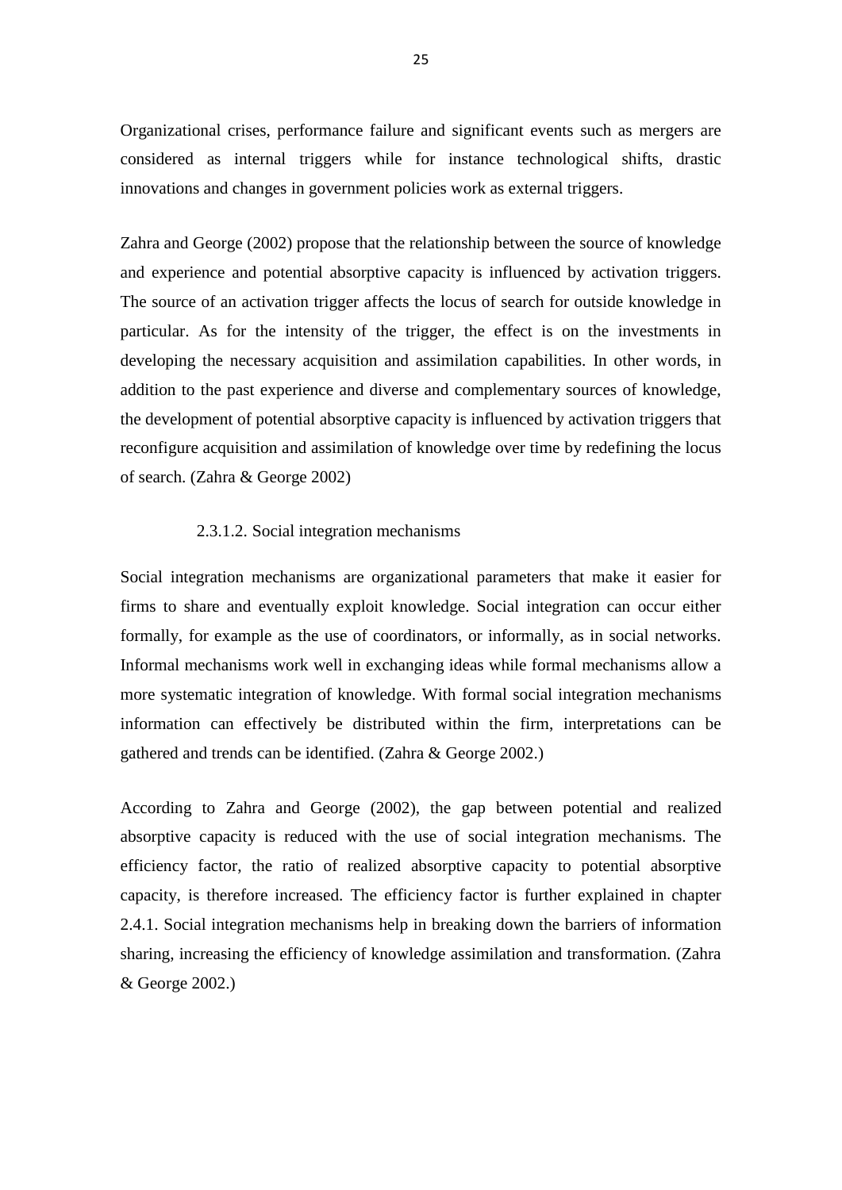Organizational crises, performance failure and significant events such as mergers are considered as internal triggers while for instance technological shifts, drastic innovations and changes in government policies work as external triggers.

Zahra and George (2002) propose that the relationship between the source of knowledge and experience and potential absorptive capacity is influenced by activation triggers. The source of an activation trigger affects the locus of search for outside knowledge in particular. As for the intensity of the trigger, the effect is on the investments in developing the necessary acquisition and assimilation capabilities. In other words, in addition to the past experience and diverse and complementary sources of knowledge, the development of potential absorptive capacity is influenced by activation triggers that reconfigure acquisition and assimilation of knowledge over time by redefining the locus of search. (Zahra & George 2002)

#### 2.3.1.2. Social integration mechanisms

Social integration mechanisms are organizational parameters that make it easier for firms to share and eventually exploit knowledge. Social integration can occur either formally, for example as the use of coordinators, or informally, as in social networks. Informal mechanisms work well in exchanging ideas while formal mechanisms allow a more systematic integration of knowledge. With formal social integration mechanisms information can effectively be distributed within the firm, interpretations can be gathered and trends can be identified. (Zahra & George 2002.)

According to Zahra and George (2002), the gap between potential and realized absorptive capacity is reduced with the use of social integration mechanisms. The efficiency factor, the ratio of realized absorptive capacity to potential absorptive capacity, is therefore increased. The efficiency factor is further explained in chapter 2.4.1. Social integration mechanisms help in breaking down the barriers of information sharing, increasing the efficiency of knowledge assimilation and transformation. (Zahra & George 2002.)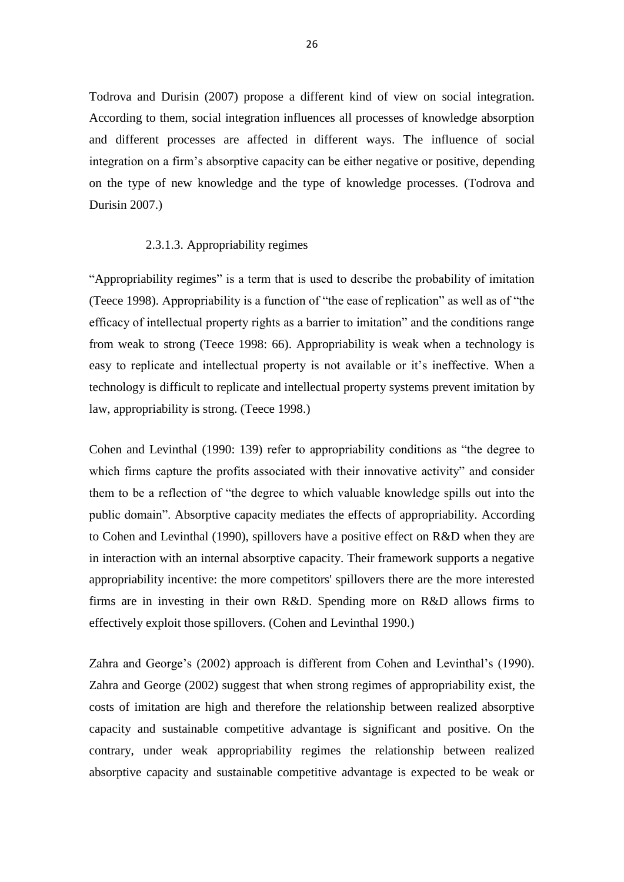Todrova and Durisin (2007) propose a different kind of view on social integration. According to them, social integration influences all processes of knowledge absorption and different processes are affected in different ways. The influence of social integration on a firm's absorptive capacity can be either negative or positive, depending on the type of new knowledge and the type of knowledge processes. (Todrova and Durisin 2007.)

#### 2.3.1.3. Appropriability regimes

"Appropriability regimes" is a term that is used to describe the probability of imitation (Teece 1998). Appropriability is a function of "the ease of replication" as well as of "the efficacy of intellectual property rights as a barrier to imitation" and the conditions range from weak to strong (Teece 1998: 66). Appropriability is weak when a technology is easy to replicate and intellectual property is not available or it's ineffective. When a technology is difficult to replicate and intellectual property systems prevent imitation by law, appropriability is strong. (Teece 1998.)

Cohen and Levinthal (1990: 139) refer to appropriability conditions as "the degree to which firms capture the profits associated with their innovative activity" and consider them to be a reflection of "the degree to which valuable knowledge spills out into the public domain". Absorptive capacity mediates the effects of appropriability. According to Cohen and Levinthal (1990), spillovers have a positive effect on R&D when they are in interaction with an internal absorptive capacity. Their framework supports a negative appropriability incentive: the more competitors' spillovers there are the more interested firms are in investing in their own R&D. Spending more on R&D allows firms to effectively exploit those spillovers. (Cohen and Levinthal 1990.)

Zahra and George's (2002) approach is different from Cohen and Levinthal's (1990). Zahra and George (2002) suggest that when strong regimes of appropriability exist, the costs of imitation are high and therefore the relationship between realized absorptive capacity and sustainable competitive advantage is significant and positive. On the contrary, under weak appropriability regimes the relationship between realized absorptive capacity and sustainable competitive advantage is expected to be weak or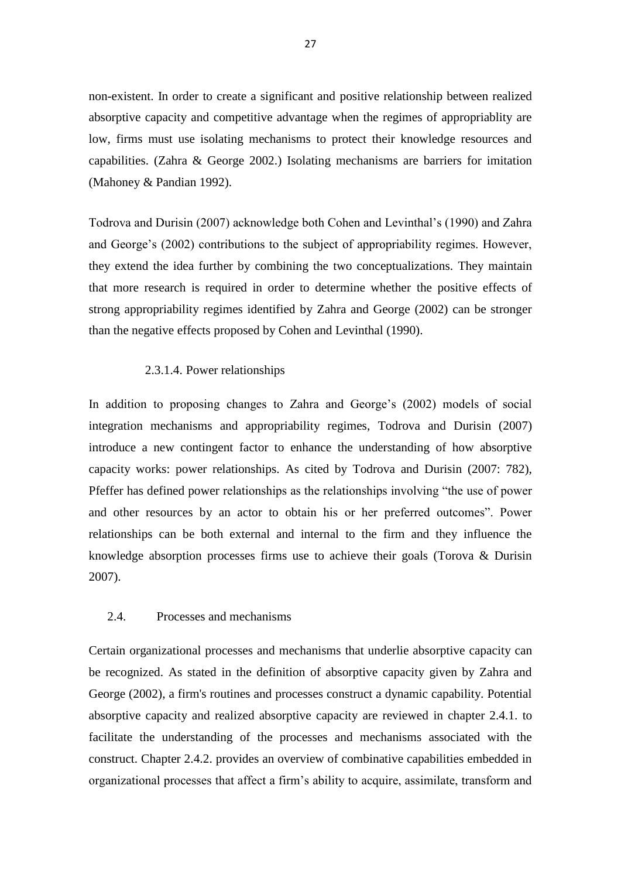non-existent. In order to create a significant and positive relationship between realized absorptive capacity and competitive advantage when the regimes of appropriablity are low, firms must use isolating mechanisms to protect their knowledge resources and capabilities. (Zahra & George 2002.) Isolating mechanisms are barriers for imitation (Mahoney & Pandian 1992).

Todrova and Durisin (2007) acknowledge both Cohen and Levinthal's (1990) and Zahra and George's (2002) contributions to the subject of appropriability regimes. However, they extend the idea further by combining the two conceptualizations. They maintain that more research is required in order to determine whether the positive effects of strong appropriability regimes identified by Zahra and George (2002) can be stronger than the negative effects proposed by Cohen and Levinthal (1990).

#### 2.3.1.4. Power relationships

In addition to proposing changes to Zahra and George's (2002) models of social integration mechanisms and appropriability regimes, Todrova and Durisin (2007) introduce a new contingent factor to enhance the understanding of how absorptive capacity works: power relationships. As cited by Todrova and Durisin (2007: 782), Pfeffer has defined power relationships as the relationships involving "the use of power and other resources by an actor to obtain his or her preferred outcomes". Power relationships can be both external and internal to the firm and they influence the knowledge absorption processes firms use to achieve their goals (Torova & Durisin 2007).

## 2.4. Processes and mechanisms

Certain organizational processes and mechanisms that underlie absorptive capacity can be recognized. As stated in the definition of absorptive capacity given by Zahra and George (2002), a firm's routines and processes construct a dynamic capability. Potential absorptive capacity and realized absorptive capacity are reviewed in chapter 2.4.1. to facilitate the understanding of the processes and mechanisms associated with the construct. Chapter 2.4.2. provides an overview of combinative capabilities embedded in organizational processes that affect a firm's ability to acquire, assimilate, transform and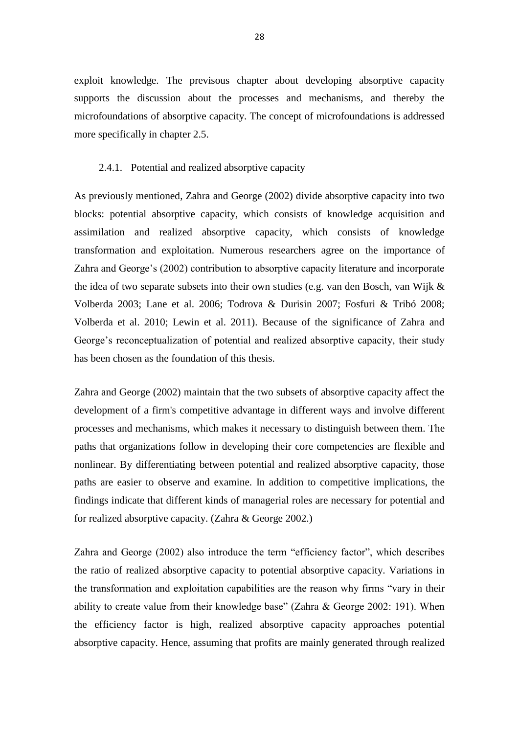exploit knowledge. The previsous chapter about developing absorptive capacity supports the discussion about the processes and mechanisms, and thereby the microfoundations of absorptive capacity. The concept of microfoundations is addressed more specifically in chapter 2.5.

### 2.4.1. Potential and realized absorptive capacity

As previously mentioned, Zahra and George (2002) divide absorptive capacity into two blocks: potential absorptive capacity, which consists of knowledge acquisition and assimilation and realized absorptive capacity, which consists of knowledge transformation and exploitation. Numerous researchers agree on the importance of Zahra and George's (2002) contribution to absorptive capacity literature and incorporate the idea of two separate subsets into their own studies (e.g. van den Bosch, van Wijk & Volberda 2003; Lane et al. 2006; Todrova & Durisin 2007; Fosfuri & Tribó 2008; Volberda et al. 2010; Lewin et al. 2011). Because of the significance of Zahra and George's reconceptualization of potential and realized absorptive capacity, their study has been chosen as the foundation of this thesis.

Zahra and George (2002) maintain that the two subsets of absorptive capacity affect the development of a firm's competitive advantage in different ways and involve different processes and mechanisms, which makes it necessary to distinguish between them. The paths that organizations follow in developing their core competencies are flexible and nonlinear. By differentiating between potential and realized absorptive capacity, those paths are easier to observe and examine. In addition to competitive implications, the findings indicate that different kinds of managerial roles are necessary for potential and for realized absorptive capacity. (Zahra & George 2002.)

Zahra and George (2002) also introduce the term "efficiency factor", which describes the ratio of realized absorptive capacity to potential absorptive capacity. Variations in the transformation and exploitation capabilities are the reason why firms "vary in their ability to create value from their knowledge base" (Zahra & George 2002: 191). When the efficiency factor is high, realized absorptive capacity approaches potential absorptive capacity. Hence, assuming that profits are mainly generated through realized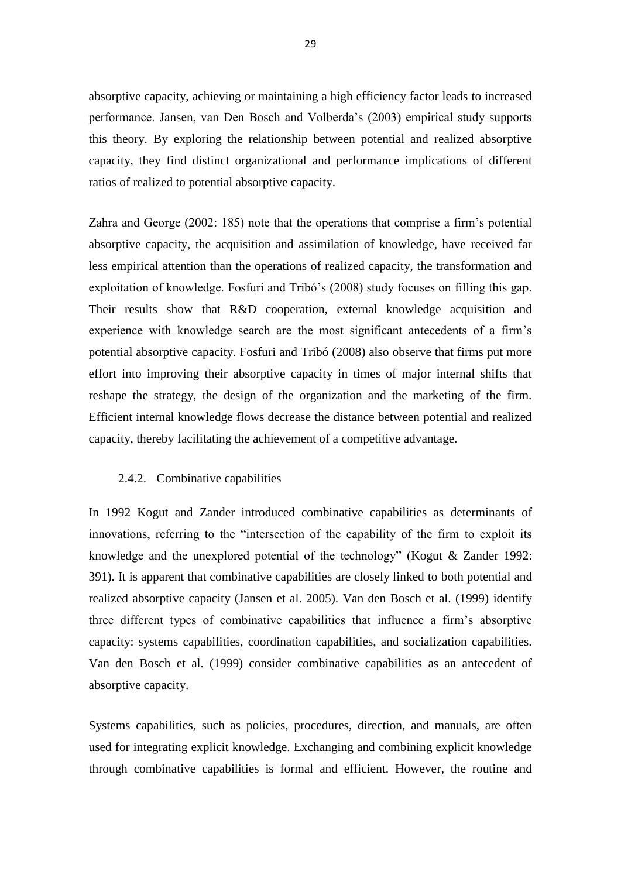absorptive capacity, achieving or maintaining a high efficiency factor leads to increased performance. Jansen, van Den Bosch and Volberda's (2003) empirical study supports this theory. By exploring the relationship between potential and realized absorptive capacity, they find distinct organizational and performance implications of different ratios of realized to potential absorptive capacity.

Zahra and George (2002: 185) note that the operations that comprise a firm's potential absorptive capacity, the acquisition and assimilation of knowledge, have received far less empirical attention than the operations of realized capacity, the transformation and exploitation of knowledge. Fosfuri and Tribó's (2008) study focuses on filling this gap. Their results show that R&D cooperation, external knowledge acquisition and experience with knowledge search are the most significant antecedents of a firm's potential absorptive capacity. Fosfuri and Tribó (2008) also observe that firms put more effort into improving their absorptive capacity in times of major internal shifts that reshape the strategy, the design of the organization and the marketing of the firm. Efficient internal knowledge flows decrease the distance between potential and realized capacity, thereby facilitating the achievement of a competitive advantage.

### 2.4.2. Combinative capabilities

In 1992 Kogut and Zander introduced combinative capabilities as determinants of innovations, referring to the "intersection of the capability of the firm to exploit its knowledge and the unexplored potential of the technology" (Kogut & Zander 1992: 391). It is apparent that combinative capabilities are closely linked to both potential and realized absorptive capacity (Jansen et al. 2005). Van den Bosch et al. (1999) identify three different types of combinative capabilities that influence a firm's absorptive capacity: systems capabilities, coordination capabilities, and socialization capabilities. Van den Bosch et al. (1999) consider combinative capabilities as an antecedent of absorptive capacity.

Systems capabilities, such as policies, procedures, direction, and manuals, are often used for integrating explicit knowledge. Exchanging and combining explicit knowledge through combinative capabilities is formal and efficient. However, the routine and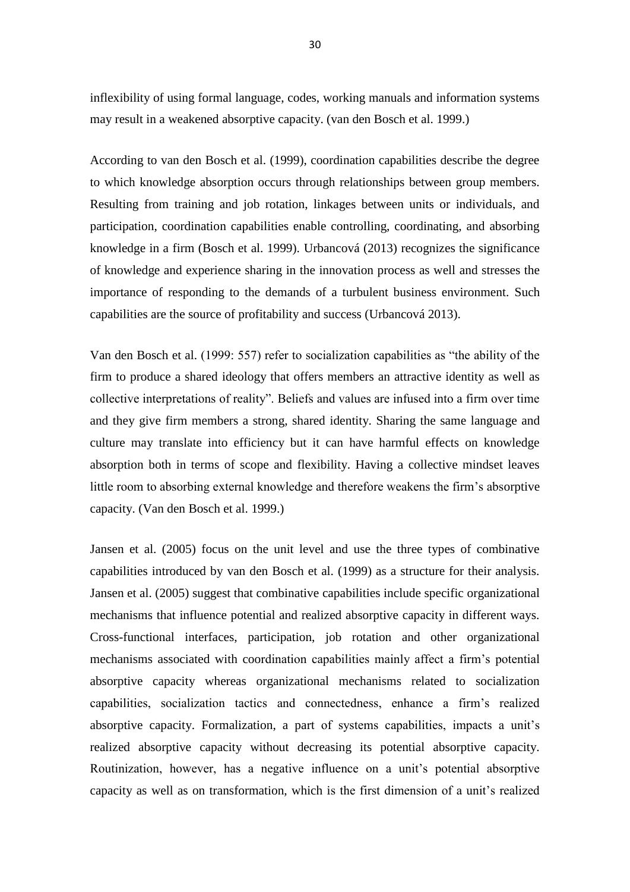inflexibility of using formal language, codes, working manuals and information systems may result in a weakened absorptive capacity. (van den Bosch et al. 1999.)

According to van den Bosch et al. (1999), coordination capabilities describe the degree to which knowledge absorption occurs through relationships between group members. Resulting from training and job rotation, linkages between units or individuals, and participation, coordination capabilities enable controlling, coordinating, and absorbing knowledge in a firm (Bosch et al. 1999). Urbancová (2013) recognizes the significance of knowledge and experience sharing in the innovation process as well and stresses the importance of responding to the demands of a turbulent business environment. Such capabilities are the source of profitability and success (Urbancová 2013).

Van den Bosch et al. (1999: 557) refer to socialization capabilities as "the ability of the firm to produce a shared ideology that offers members an attractive identity as well as collective interpretations of reality". Beliefs and values are infused into a firm over time and they give firm members a strong, shared identity. Sharing the same language and culture may translate into efficiency but it can have harmful effects on knowledge absorption both in terms of scope and flexibility. Having a collective mindset leaves little room to absorbing external knowledge and therefore weakens the firm's absorptive capacity. (Van den Bosch et al. 1999.)

Jansen et al. (2005) focus on the unit level and use the three types of combinative capabilities introduced by van den Bosch et al. (1999) as a structure for their analysis. Jansen et al. (2005) suggest that combinative capabilities include specific organizational mechanisms that influence potential and realized absorptive capacity in different ways. Cross-functional interfaces, participation, job rotation and other organizational mechanisms associated with coordination capabilities mainly affect a firm's potential absorptive capacity whereas organizational mechanisms related to socialization capabilities, socialization tactics and connectedness, enhance a firm's realized absorptive capacity. Formalization, a part of systems capabilities, impacts a unit's realized absorptive capacity without decreasing its potential absorptive capacity. Routinization, however, has a negative influence on a unit's potential absorptive capacity as well as on transformation, which is the first dimension of a unit's realized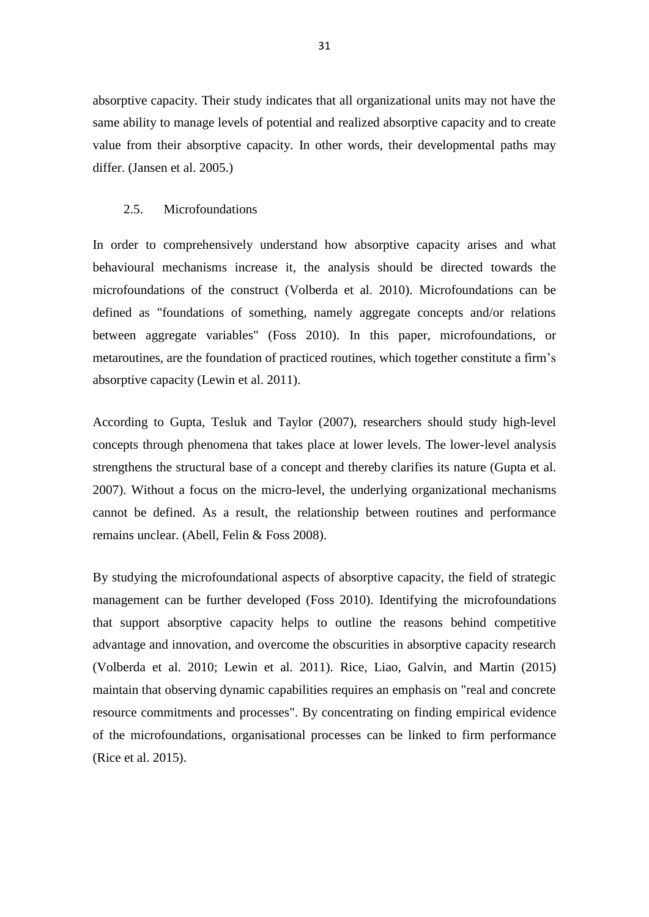absorptive capacity. Their study indicates that all organizational units may not have the same ability to manage levels of potential and realized absorptive capacity and to create value from their absorptive capacity. In other words, their developmental paths may differ. (Jansen et al. 2005.)

## 2.5. Microfoundations

In order to comprehensively understand how absorptive capacity arises and what behavioural mechanisms increase it, the analysis should be directed towards the microfoundations of the construct (Volberda et al. 2010). Microfoundations can be defined as "foundations of something, namely aggregate concepts and/or relations between aggregate variables" (Foss 2010). In this paper, microfoundations, or metaroutines, are the foundation of practiced routines, which together constitute a firm's absorptive capacity (Lewin et al. 2011).

According to Gupta, Tesluk and Taylor (2007), researchers should study high-level concepts through phenomena that takes place at lower levels. The lower-level analysis strengthens the structural base of a concept and thereby clarifies its nature (Gupta et al. 2007). Without a focus on the micro-level, the underlying organizational mechanisms cannot be defined. As a result, the relationship between routines and performance remains unclear. (Abell, Felin & Foss 2008).

By studying the microfoundational aspects of absorptive capacity, the field of strategic management can be further developed (Foss 2010). Identifying the microfoundations that support absorptive capacity helps to outline the reasons behind competitive advantage and innovation, and overcome the obscurities in absorptive capacity research (Volberda et al. 2010; Lewin et al. 2011). Rice, Liao, Galvin, and Martin (2015) maintain that observing dynamic capabilities requires an emphasis on "real and concrete resource commitments and processes". By concentrating on finding empirical evidence of the microfoundations, organisational processes can be linked to firm performance (Rice et al. 2015).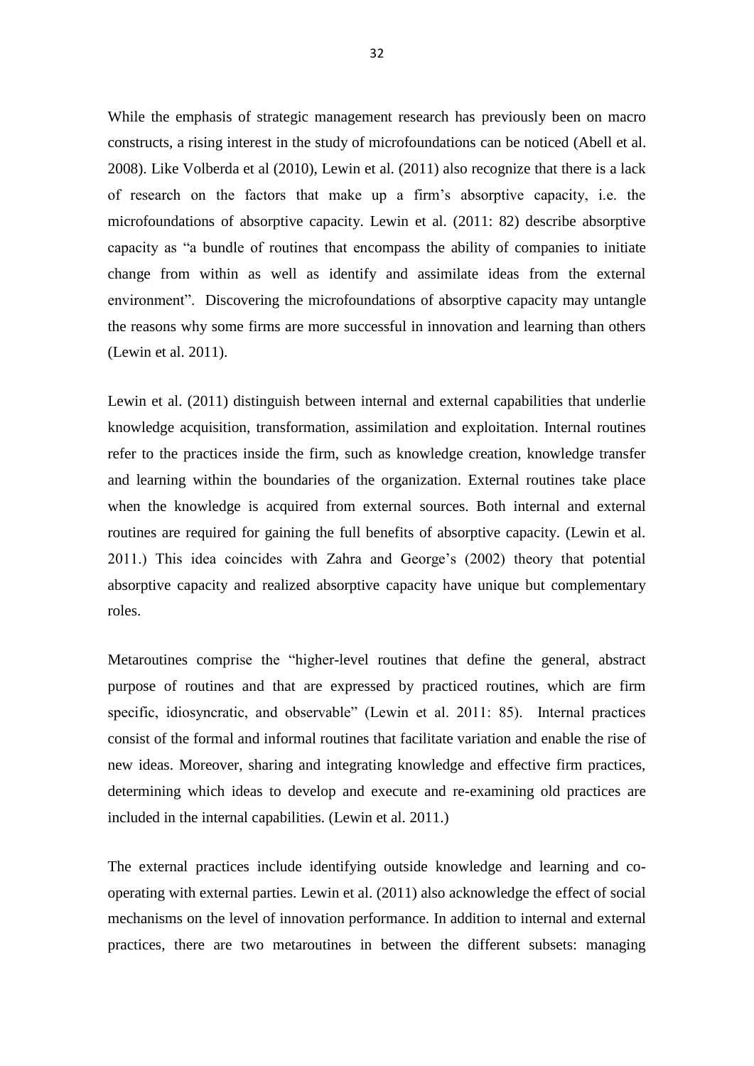While the emphasis of strategic management research has previously been on macro constructs, a rising interest in the study of microfoundations can be noticed (Abell et al. 2008). Like Volberda et al (2010), Lewin et al. (2011) also recognize that there is a lack of research on the factors that make up a firm's absorptive capacity, i.e. the microfoundations of absorptive capacity. Lewin et al. (2011: 82) describe absorptive capacity as "a bundle of routines that encompass the ability of companies to initiate change from within as well as identify and assimilate ideas from the external environment". Discovering the microfoundations of absorptive capacity may untangle the reasons why some firms are more successful in innovation and learning than others (Lewin et al. 2011).

Lewin et al. (2011) distinguish between internal and external capabilities that underlie knowledge acquisition, transformation, assimilation and exploitation. Internal routines refer to the practices inside the firm, such as knowledge creation, knowledge transfer and learning within the boundaries of the organization. External routines take place when the knowledge is acquired from external sources. Both internal and external routines are required for gaining the full benefits of absorptive capacity. (Lewin et al. 2011.) This idea coincides with Zahra and George's (2002) theory that potential absorptive capacity and realized absorptive capacity have unique but complementary roles.

Metaroutines comprise the "higher-level routines that define the general, abstract purpose of routines and that are expressed by practiced routines, which are firm specific, idiosyncratic, and observable" (Lewin et al. 2011: 85). Internal practices consist of the formal and informal routines that facilitate variation and enable the rise of new ideas. Moreover, sharing and integrating knowledge and effective firm practices, determining which ideas to develop and execute and re-examining old practices are included in the internal capabilities. (Lewin et al. 2011.)

The external practices include identifying outside knowledge and learning and co-operating with external parties. Lewin et al. (2011) also acknowledge the effect of social mechanisms on the level of innovation performance. In addition to internal and external practices, there are two metaroutines in between the different subsets: managing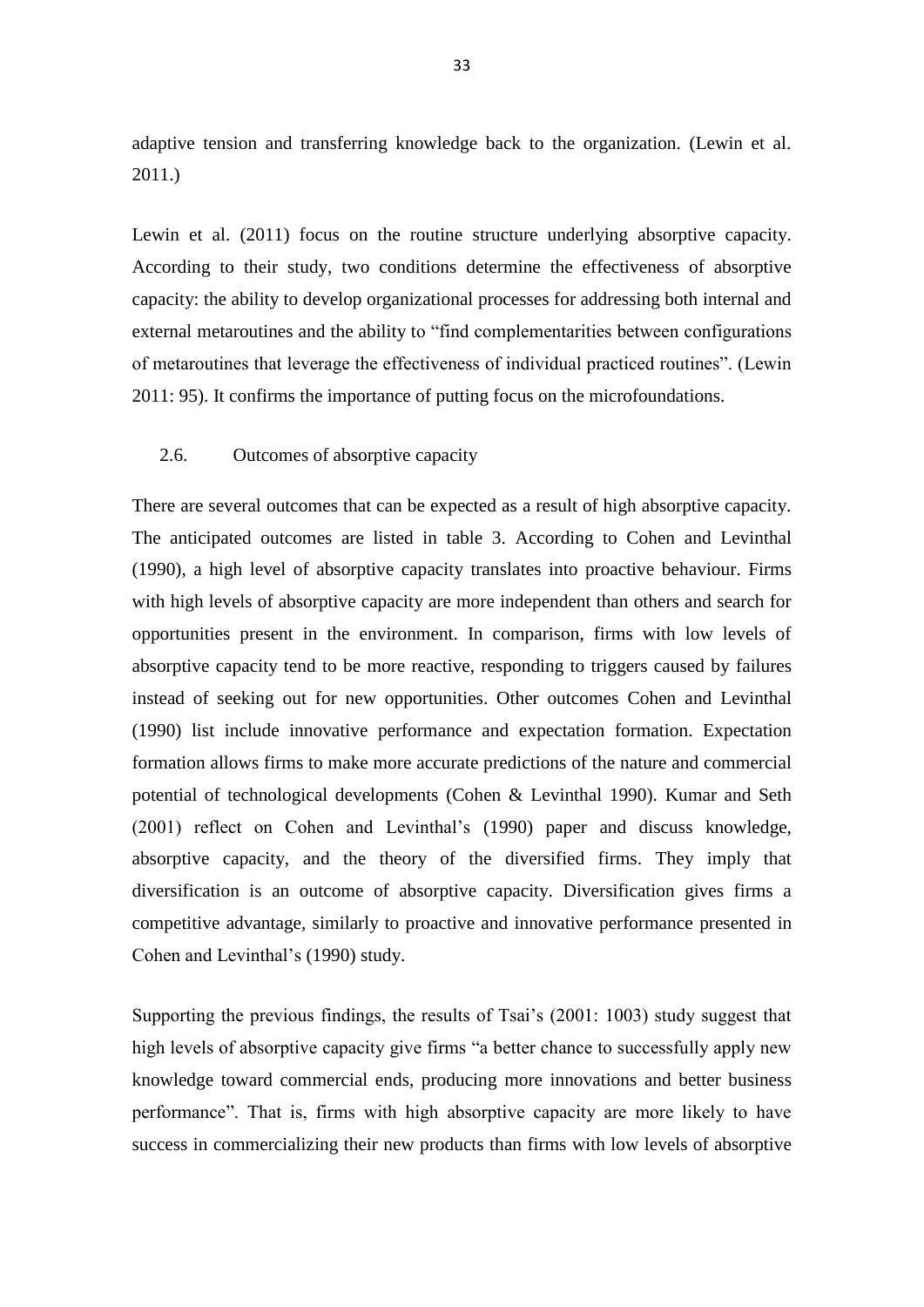adaptive tension and transferring knowledge back to the organization. (Lewin et al. 2011.)

Lewin et al. (2011) focus on the routine structure underlying absorptive capacity. According to their study, two conditions determine the effectiveness of absorptive capacity: the ability to develop organizational processes for addressing both internal and external metaroutines and the ability to "find complementarities between configurations of metaroutines that leverage the effectiveness of individual practiced routines". (Lewin 2011: 95). It confirms the importance of putting focus on the microfoundations.

## 2.6. Outcomes of absorptive capacity

There are several outcomes that can be expected as a result of high absorptive capacity. The anticipated outcomes are listed in table 3. According to Cohen and Levinthal (1990), a high level of absorptive capacity translates into proactive behaviour. Firms with high levels of absorptive capacity are more independent than others and search for opportunities present in the environment. In comparison, firms with low levels of absorptive capacity tend to be more reactive, responding to triggers caused by failures instead of seeking out for new opportunities. Other outcomes Cohen and Levinthal (1990) list include innovative performance and expectation formation. Expectation formation allows firms to make more accurate predictions of the nature and commercial potential of technological developments (Cohen & Levinthal 1990). Kumar and Seth (2001) reflect on Cohen and Levinthal's (1990) paper and discuss knowledge, absorptive capacity, and the theory of the diversified firms. They imply that diversification is an outcome of absorptive capacity. Diversification gives firms a competitive advantage, similarly to proactive and innovative performance presented in Cohen and Levinthal's (1990) study.

Supporting the previous findings, the results of Tsai's (2001: 1003) study suggest that high levels of absorptive capacity give firms "a better chance to successfully apply new knowledge toward commercial ends, producing more innovations and better business performance". That is, firms with high absorptive capacity are more likely to have success in commercializing their new products than firms with low levels of absorptive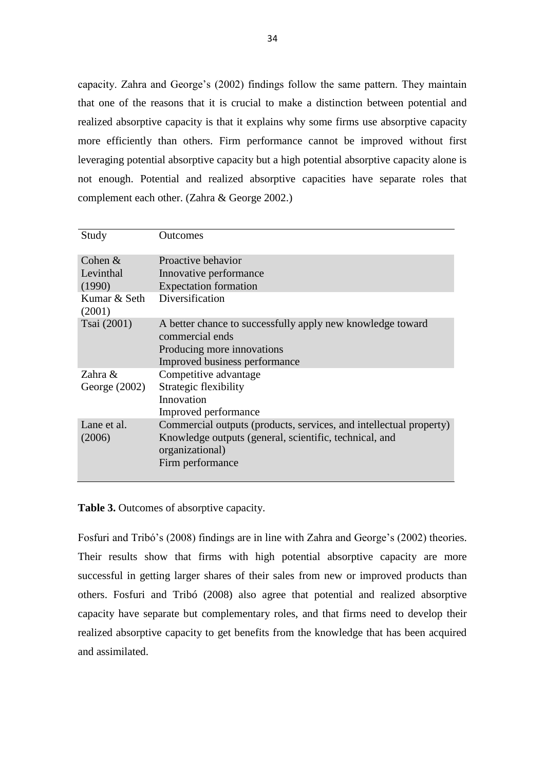capacity. Zahra and George's (2002) findings follow the same pattern. They maintain that one of the reasons that it is crucial to make a distinction between potential and realized absorptive capacity is that it explains why some firms use absorptive capacity more efficiently than others. Firm performance cannot be improved without first leveraging potential absorptive capacity but a high potential absorptive capacity alone is not enough. Potential and realized absorptive capacities have separate roles that complement each other. (Zahra & George 2002.)

| Study | Outcomes |
|---|---|
| Cohen & Levinthal (1990) | Proactive behavior<br>Innovative performance<br>Expectation formation |
| Kumar & Seth (2001) | Diversification |
| Tsai (2001) | A better chance to successfully apply new knowledge toward commercial ends<br>Producing more innovations<br>Improved business performance |
| Zahra & George (2002) | Competitive advantage<br>Strategic flexibility<br>Innovation<br>Improved performance |
| Lane et al. (2006) | Commercial outputs (products, services, and intellectual property)<br>Knowledge outputs (general, scientific, technical, and organizational)<br>Firm performance |

**Table 3.** Outcomes of absorptive capacity.

Fosfuri and Tribó's (2008) findings are in line with Zahra and George's (2002) theories. Their results show that firms with high potential absorptive capacity are more successful in getting larger shares of their sales from new or improved products than others. Fosfuri and Tribó (2008) also agree that potential and realized absorptive capacity have separate but complementary roles, and that firms need to develop their realized absorptive capacity to get benefits from the knowledge that has been acquired and assimilated.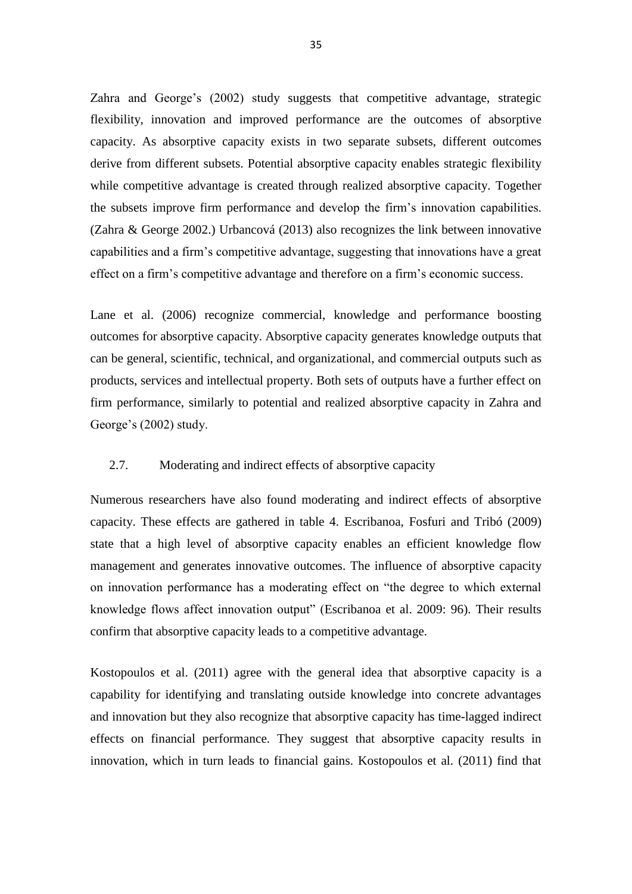Zahra and George's (2002) study suggests that competitive advantage, strategic flexibility, innovation and improved performance are the outcomes of absorptive capacity. As absorptive capacity exists in two separate subsets, different outcomes derive from different subsets. Potential absorptive capacity enables strategic flexibility while competitive advantage is created through realized absorptive capacity. Together the subsets improve firm performance and develop the firm's innovation capabilities. (Zahra & George 2002.) Urbancová (2013) also recognizes the link between innovative capabilities and a firm's competitive advantage, suggesting that innovations have a great effect on a firm's competitive advantage and therefore on a firm's economic success.

Lane et al. (2006) recognize commercial, knowledge and performance boosting outcomes for absorptive capacity. Absorptive capacity generates knowledge outputs that can be general, scientific, technical, and organizational, and commercial outputs such as products, services and intellectual property. Both sets of outputs have a further effect on firm performance, similarly to potential and realized absorptive capacity in Zahra and George's (2002) study.

## 2.7. Moderating and indirect effects of absorptive capacity

Numerous researchers have also found moderating and indirect effects of absorptive capacity. These effects are gathered in table 4. Escribanoa, Fosfuri and Tribó (2009) state that a high level of absorptive capacity enables an efficient knowledge flow management and generates innovative outcomes. The influence of absorptive capacity on innovation performance has a moderating effect on "the degree to which external knowledge flows affect innovation output" (Escribanoa et al. 2009: 96). Their results confirm that absorptive capacity leads to a competitive advantage.

Kostopoulos et al. (2011) agree with the general idea that absorptive capacity is a capability for identifying and translating outside knowledge into concrete advantages and innovation but they also recognize that absorptive capacity has time-lagged indirect effects on financial performance. They suggest that absorptive capacity results in innovation, which in turn leads to financial gains. Kostopoulos et al. (2011) find that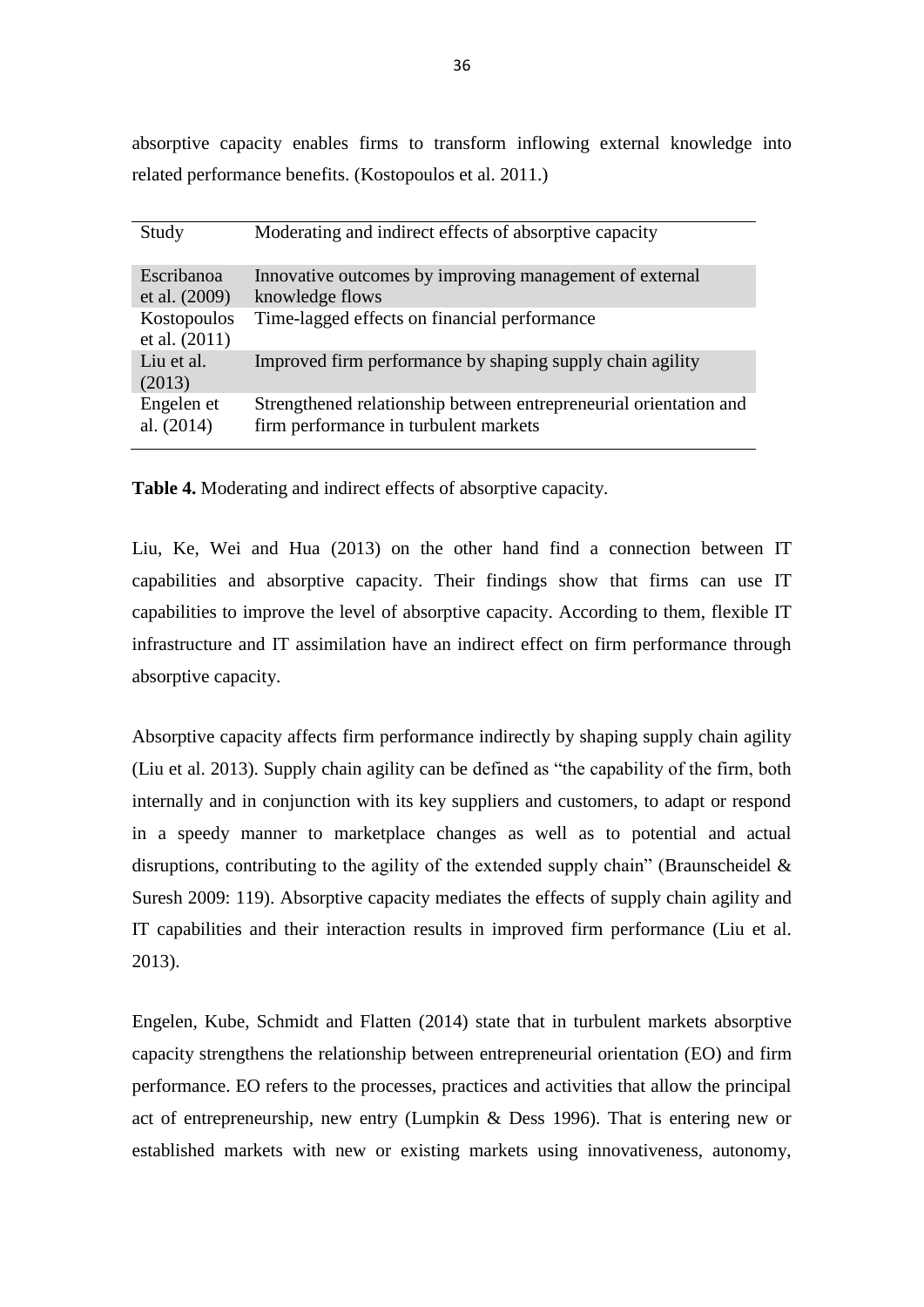absorptive capacity enables firms to transform inflowing external knowledge into related performance benefits. (Kostopoulos et al. 2011.)

| Study | Moderating and indirect effects of absorptive capacity |
|---|---|
| Escribanoa et al. (2009) | Innovative outcomes by improving management of external knowledge flows |
| Kostopoulos et al. (2011) | Time-lagged effects on financial performance |
| Liu et al. (2013) | Improved firm performance by shaping supply chain agility |
| Engelen et al. (2014) | Strengthened relationship between entrepreneurial orientation and firm performance in turbulent markets |

**Table 4.** Moderating and indirect effects of absorptive capacity.

Liu, Ke, Wei and Hua (2013) on the other hand find a connection between IT capabilities and absorptive capacity. Their findings show that firms can use IT capabilities to improve the level of absorptive capacity. According to them, flexible IT infrastructure and IT assimilation have an indirect effect on firm performance through absorptive capacity.

Absorptive capacity affects firm performance indirectly by shaping supply chain agility (Liu et al. 2013). Supply chain agility can be defined as "the capability of the firm, both internally and in conjunction with its key suppliers and customers, to adapt or respond in a speedy manner to marketplace changes as well as to potential and actual disruptions, contributing to the agility of the extended supply chain" (Braunscheidel & Suresh 2009: 119). Absorptive capacity mediates the effects of supply chain agility and IT capabilities and their interaction results in improved firm performance (Liu et al. 2013).

Engelen, Kube, Schmidt and Flatten (2014) state that in turbulent markets absorptive capacity strengthens the relationship between entrepreneurial orientation (EO) and firm performance. EO refers to the processes, practices and activities that allow the principal act of entrepreneurship, new entry (Lumpkin & Dess 1996). That is entering new or established markets with new or existing markets using innovativeness, autonomy,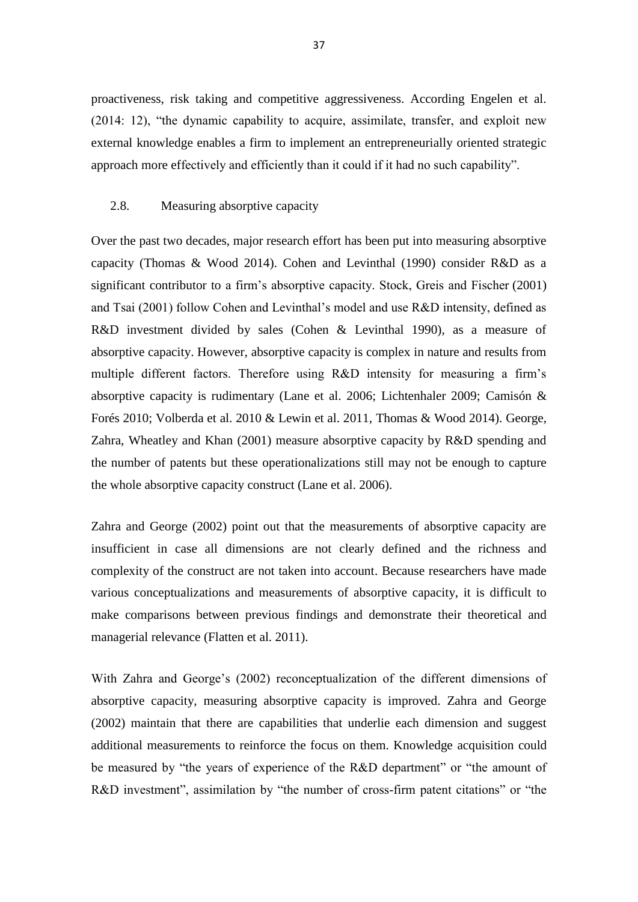proactiveness, risk taking and competitive aggressiveness. According Engelen et al. (2014: 12), "the dynamic capability to acquire, assimilate, transfer, and exploit new external knowledge enables a firm to implement an entrepreneurially oriented strategic approach more effectively and efficiently than it could if it had no such capability".

## 2.8. Measuring absorptive capacity

Over the past two decades, major research effort has been put into measuring absorptive capacity (Thomas & Wood 2014). Cohen and Levinthal (1990) consider R&D as a significant contributor to a firm's absorptive capacity. Stock, Greis and Fischer (2001) and Tsai (2001) follow Cohen and Levinthal's model and use R&D intensity, defined as R&D investment divided by sales (Cohen & Levinthal 1990), as a measure of absorptive capacity. However, absorptive capacity is complex in nature and results from multiple different factors. Therefore using R&D intensity for measuring a firm's absorptive capacity is rudimentary (Lane et al. 2006; Lichtenhaler 2009; Camisón & Forés 2010; Volberda et al. 2010 & Lewin et al. 2011, Thomas & Wood 2014). George, Zahra, Wheatley and Khan (2001) measure absorptive capacity by R&D spending and the number of patents but these operationalizations still may not be enough to capture the whole absorptive capacity construct (Lane et al. 2006).

Zahra and George (2002) point out that the measurements of absorptive capacity are insufficient in case all dimensions are not clearly defined and the richness and complexity of the construct are not taken into account. Because researchers have made various conceptualizations and measurements of absorptive capacity, it is difficult to make comparisons between previous findings and demonstrate their theoretical and managerial relevance (Flatten et al. 2011).

With Zahra and George's (2002) reconceptualization of the different dimensions of absorptive capacity, measuring absorptive capacity is improved. Zahra and George (2002) maintain that there are capabilities that underlie each dimension and suggest additional measurements to reinforce the focus on them. Knowledge acquisition could be measured by "the years of experience of the R&D department" or "the amount of R&D investment", assimilation by "the number of cross-firm patent citations" or "the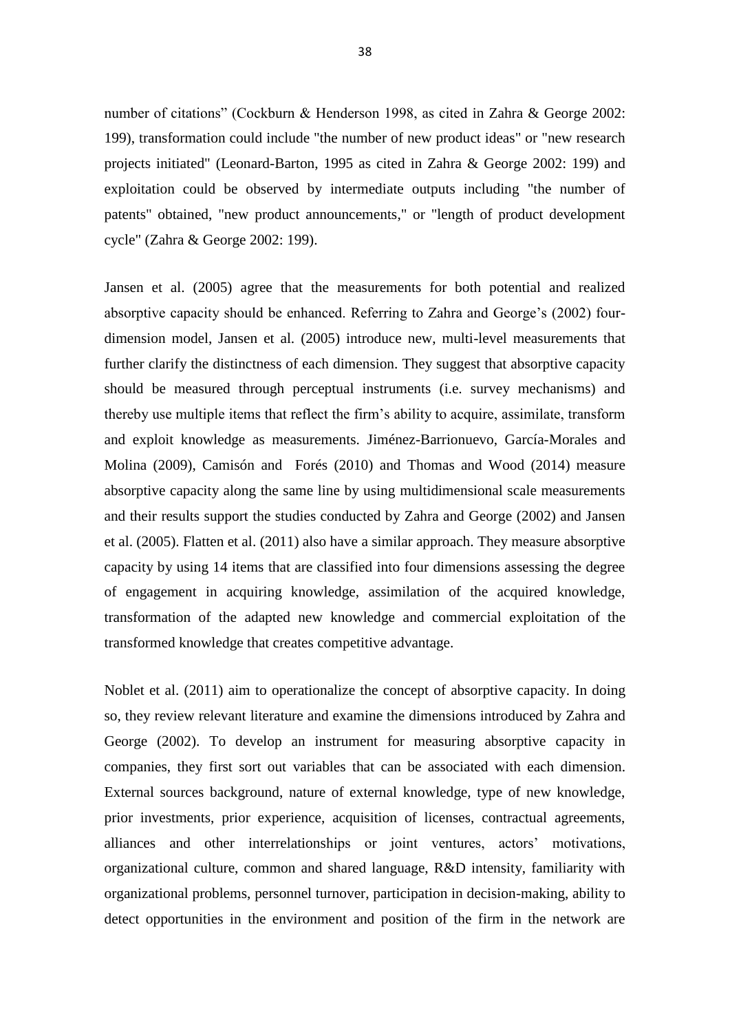number of citations" (Cockburn & Henderson 1998, as cited in Zahra & George 2002: 199), transformation could include "the number of new product ideas" or "new research projects initiated" (Leonard-Barton, 1995 as cited in Zahra & George 2002: 199) and exploitation could be observed by intermediate outputs including "the number of patents" obtained, "new product announcements," or "length of product development cycle" (Zahra & George 2002: 199).

Jansen et al. (2005) agree that the measurements for both potential and realized absorptive capacity should be enhanced. Referring to Zahra and George's (2002) four-dimension model, Jansen et al. (2005) introduce new, multi-level measurements that further clarify the distinctness of each dimension. They suggest that absorptive capacity should be measured through perceptual instruments (i.e. survey mechanisms) and thereby use multiple items that reflect the firm's ability to acquire, assimilate, transform and exploit knowledge as measurements. Jiménez-Barrionuevo, García-Morales and Molina (2009), Camisón and Forés (2010) and Thomas and Wood (2014) measure absorptive capacity along the same line by using multidimensional scale measurements and their results support the studies conducted by Zahra and George (2002) and Jansen et al. (2005). Flatten et al. (2011) also have a similar approach. They measure absorptive capacity by using 14 items that are classified into four dimensions assessing the degree of engagement in acquiring knowledge, assimilation of the acquired knowledge, transformation of the adapted new knowledge and commercial exploitation of the transformed knowledge that creates competitive advantage.

Noblet et al. (2011) aim to operationalize the concept of absorptive capacity. In doing so, they review relevant literature and examine the dimensions introduced by Zahra and George (2002). To develop an instrument for measuring absorptive capacity in companies, they first sort out variables that can be associated with each dimension. External sources background, nature of external knowledge, type of new knowledge, prior investments, prior experience, acquisition of licenses, contractual agreements, alliances and other interrelationships or joint ventures, actors' motivations, organizational culture, common and shared language, R&D intensity, familiarity with organizational problems, personnel turnover, participation in decision-making, ability to detect opportunities in the environment and position of the firm in the network are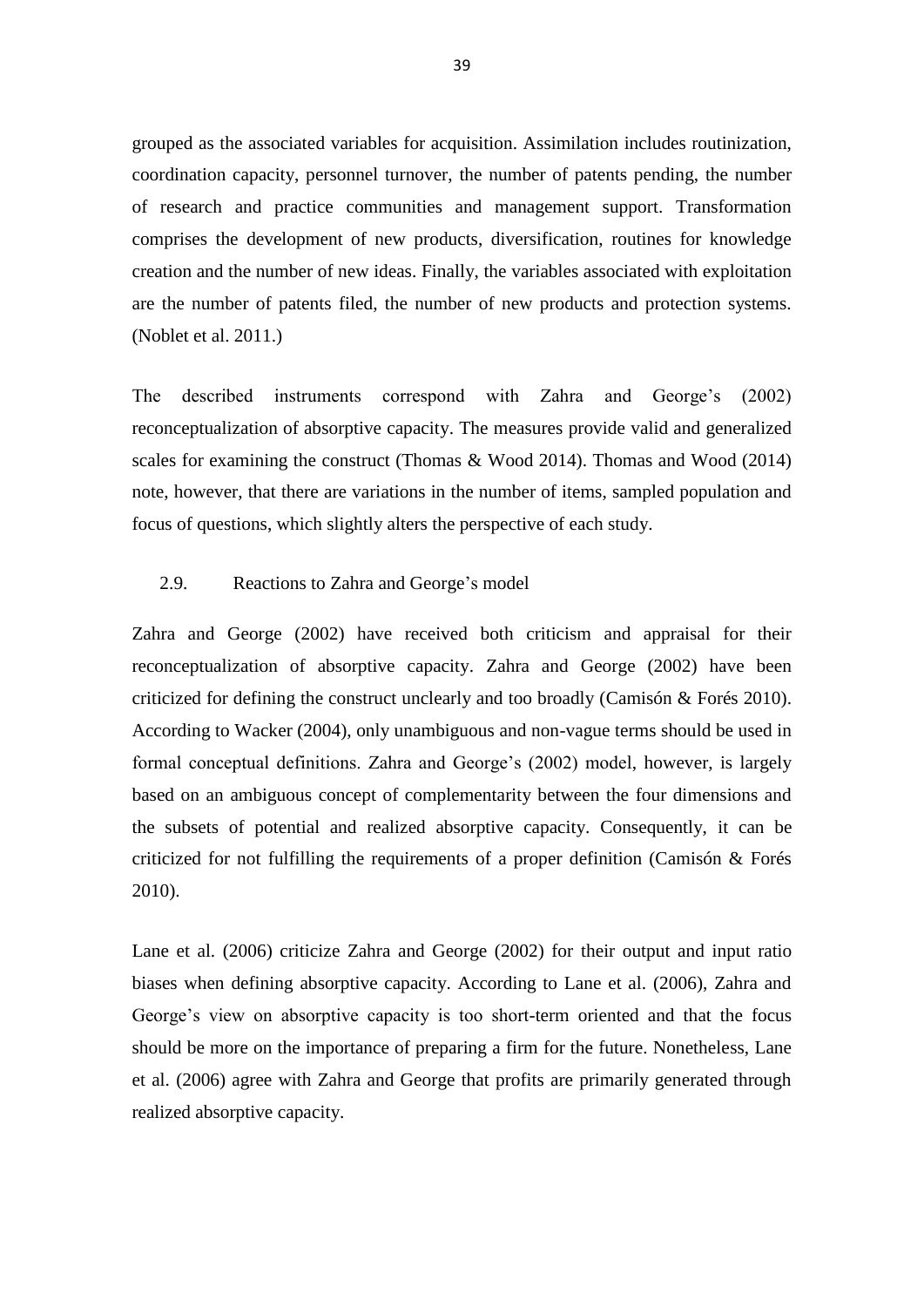grouped as the associated variables for acquisition. Assimilation includes routinization, coordination capacity, personnel turnover, the number of patents pending, the number of research and practice communities and management support. Transformation comprises the development of new products, diversification, routines for knowledge creation and the number of new ideas. Finally, the variables associated with exploitation are the number of patents filed, the number of new products and protection systems. (Noblet et al. 2011.)

The described instruments correspond with Zahra and George's (2002) reconceptualization of absorptive capacity. The measures provide valid and generalized scales for examining the construct (Thomas & Wood 2014). Thomas and Wood (2014) note, however, that there are variations in the number of items, sampled population and focus of questions, which slightly alters the perspective of each study.

## 2.9. Reactions to Zahra and George's model

Zahra and George (2002) have received both criticism and appraisal for their reconceptualization of absorptive capacity. Zahra and George (2002) have been criticized for defining the construct unclearly and too broadly (Camisón & Forés 2010). According to Wacker (2004), only unambiguous and non-vague terms should be used in formal conceptual definitions. Zahra and George's (2002) model, however, is largely based on an ambiguous concept of complementarity between the four dimensions and the subsets of potential and realized absorptive capacity. Consequently, it can be criticized for not fulfilling the requirements of a proper definition (Camisón & Forés 2010).

Lane et al. (2006) criticize Zahra and George (2002) for their output and input ratio biases when defining absorptive capacity. According to Lane et al. (2006), Zahra and George's view on absorptive capacity is too short-term oriented and that the focus should be more on the importance of preparing a firm for the future. Nonetheless, Lane et al. (2006) agree with Zahra and George that profits are primarily generated through realized absorptive capacity.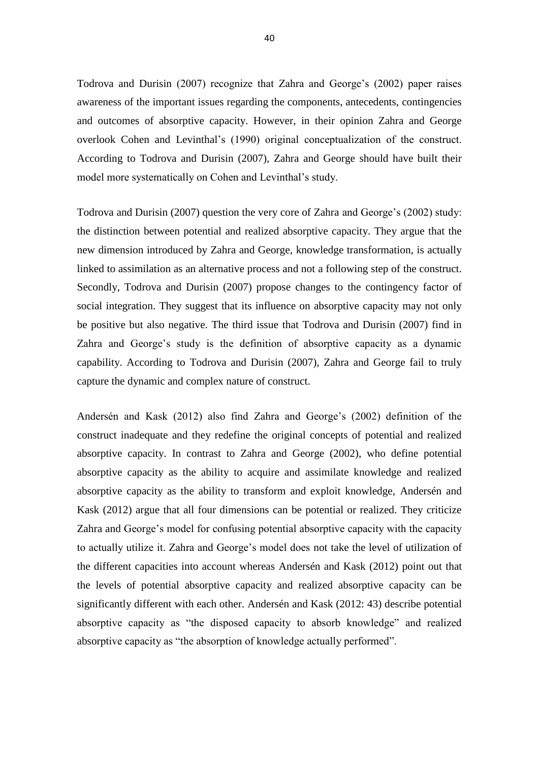Todrova and Durisin (2007) recognize that Zahra and George's (2002) paper raises awareness of the important issues regarding the components, antecedents, contingencies and outcomes of absorptive capacity. However, in their opinion Zahra and George overlook Cohen and Levinthal's (1990) original conceptualization of the construct. According to Todrova and Durisin (2007), Zahra and George should have built their model more systematically on Cohen and Levinthal's study.

Todrova and Durisin (2007) question the very core of Zahra and George's (2002) study: the distinction between potential and realized absorptive capacity. They argue that the new dimension introduced by Zahra and George, knowledge transformation, is actually linked to assimilation as an alternative process and not a following step of the construct. Secondly, Todrova and Durisin (2007) propose changes to the contingency factor of social integration. They suggest that its influence on absorptive capacity may not only be positive but also negative. The third issue that Todrova and Durisin (2007) find in Zahra and George's study is the definition of absorptive capacity as a dynamic capability. According to Todrova and Durisin (2007), Zahra and George fail to truly capture the dynamic and complex nature of construct.

Andersén and Kask (2012) also find Zahra and George's (2002) definition of the construct inadequate and they redefine the original concepts of potential and realized absorptive capacity. In contrast to Zahra and George (2002), who define potential absorptive capacity as the ability to acquire and assimilate knowledge and realized absorptive capacity as the ability to transform and exploit knowledge, Andersén and Kask (2012) argue that all four dimensions can be potential or realized. They criticize Zahra and George's model for confusing potential absorptive capacity with the capacity to actually utilize it. Zahra and George's model does not take the level of utilization of the different capacities into account whereas Andersén and Kask (2012) point out that the levels of potential absorptive capacity and realized absorptive capacity can be significantly different with each other. Andersén and Kask (2012: 43) describe potential absorptive capacity as "the disposed capacity to absorb knowledge" and realized absorptive capacity as "the absorption of knowledge actually performed".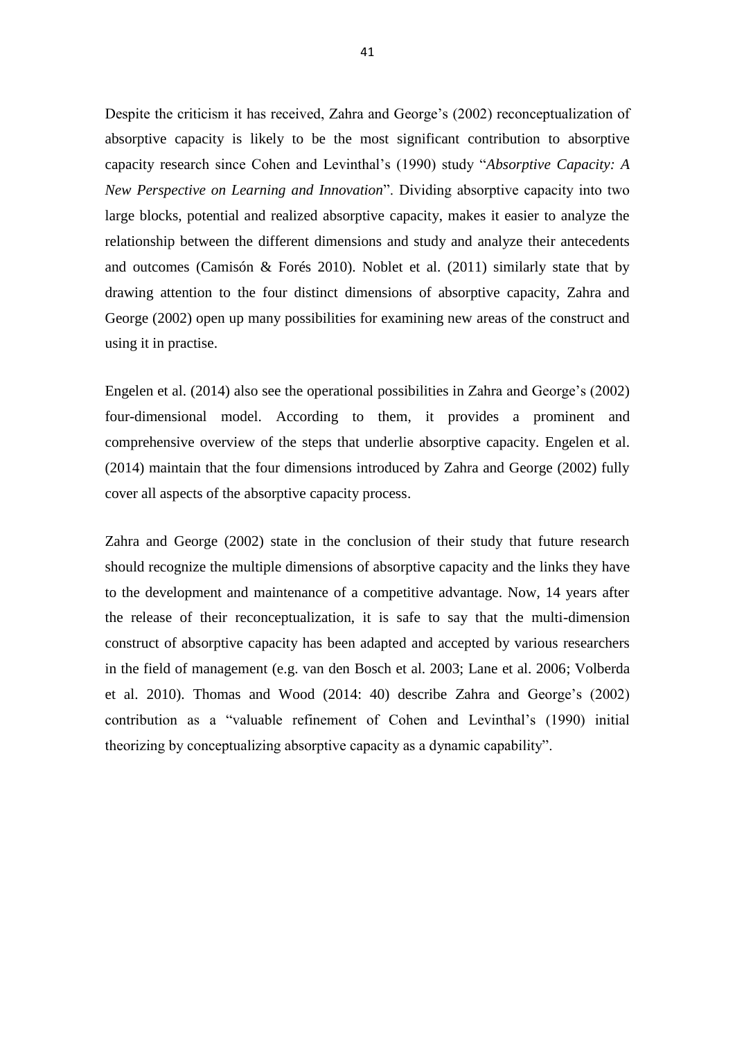Despite the criticism it has received, Zahra and George's (2002) reconceptualization of absorptive capacity is likely to be the most significant contribution to absorptive capacity research since Cohen and Levinthal's (1990) study "*Absorptive Capacity: A New Perspective on Learning and Innovation*". Dividing absorptive capacity into two large blocks, potential and realized absorptive capacity, makes it easier to analyze the relationship between the different dimensions and study and analyze their antecedents and outcomes (Camisón & Forés 2010). Noblet et al. (2011) similarly state that by drawing attention to the four distinct dimensions of absorptive capacity, Zahra and George (2002) open up many possibilities for examining new areas of the construct and using it in practise.

Engelen et al. (2014) also see the operational possibilities in Zahra and George's (2002) four-dimensional model. According to them, it provides a prominent and comprehensive overview of the steps that underlie absorptive capacity. Engelen et al. (2014) maintain that the four dimensions introduced by Zahra and George (2002) fully cover all aspects of the absorptive capacity process.

Zahra and George (2002) state in the conclusion of their study that future research should recognize the multiple dimensions of absorptive capacity and the links they have to the development and maintenance of a competitive advantage. Now, 14 years after the release of their reconceptualization, it is safe to say that the multi-dimension construct of absorptive capacity has been adapted and accepted by various researchers in the field of management (e.g. van den Bosch et al. 2003; Lane et al. 2006; Volberda et al. 2010). Thomas and Wood (2014: 40) describe Zahra and George's (2002) contribution as a "valuable refinement of Cohen and Levinthal's (1990) initial theorizing by conceptualizing absorptive capacity as a dynamic capability".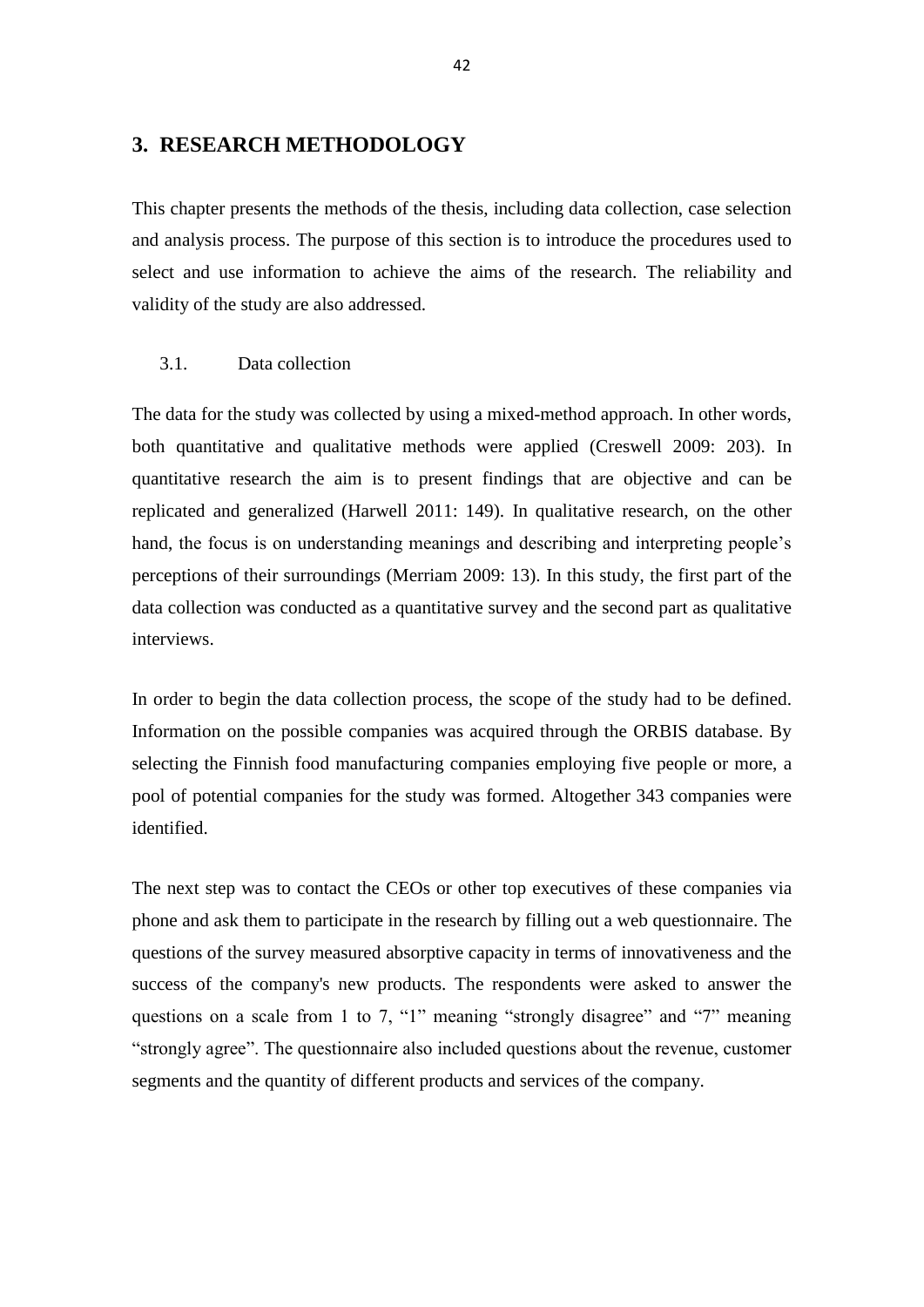# 3. RESEARCH METHODOLOGY

This chapter presents the methods of the thesis, including data collection, case selection and analysis process. The purpose of this section is to introduce the procedures used to select and use information to achieve the aims of the research. The reliability and validity of the study are also addressed.

## 3.1. Data collection

The data for the study was collected by using a mixed-method approach. In other words, both quantitative and qualitative methods were applied (Creswell 2009: 203). In quantitative research the aim is to present findings that are objective and can be replicated and generalized (Harwell 2011: 149). In qualitative research, on the other hand, the focus is on understanding meanings and describing and interpreting people's perceptions of their surroundings (Merriam 2009: 13). In this study, the first part of the data collection was conducted as a quantitative survey and the second part as qualitative interviews.

In order to begin the data collection process, the scope of the study had to be defined. Information on the possible companies was acquired through the ORBIS database. By selecting the Finnish food manufacturing companies employing five people or more, a pool of potential companies for the study was formed. Altogether 343 companies were identified.

The next step was to contact the CEOs or other top executives of these companies via phone and ask them to participate in the research by filling out a web questionnaire. The questions of the survey measured absorptive capacity in terms of innovativeness and the success of the company's new products. The respondents were asked to answer the questions on a scale from 1 to 7, "1" meaning "strongly disagree" and "7" meaning "strongly agree". The questionnaire also included questions about the revenue, customer segments and the quantity of different products and services of the company.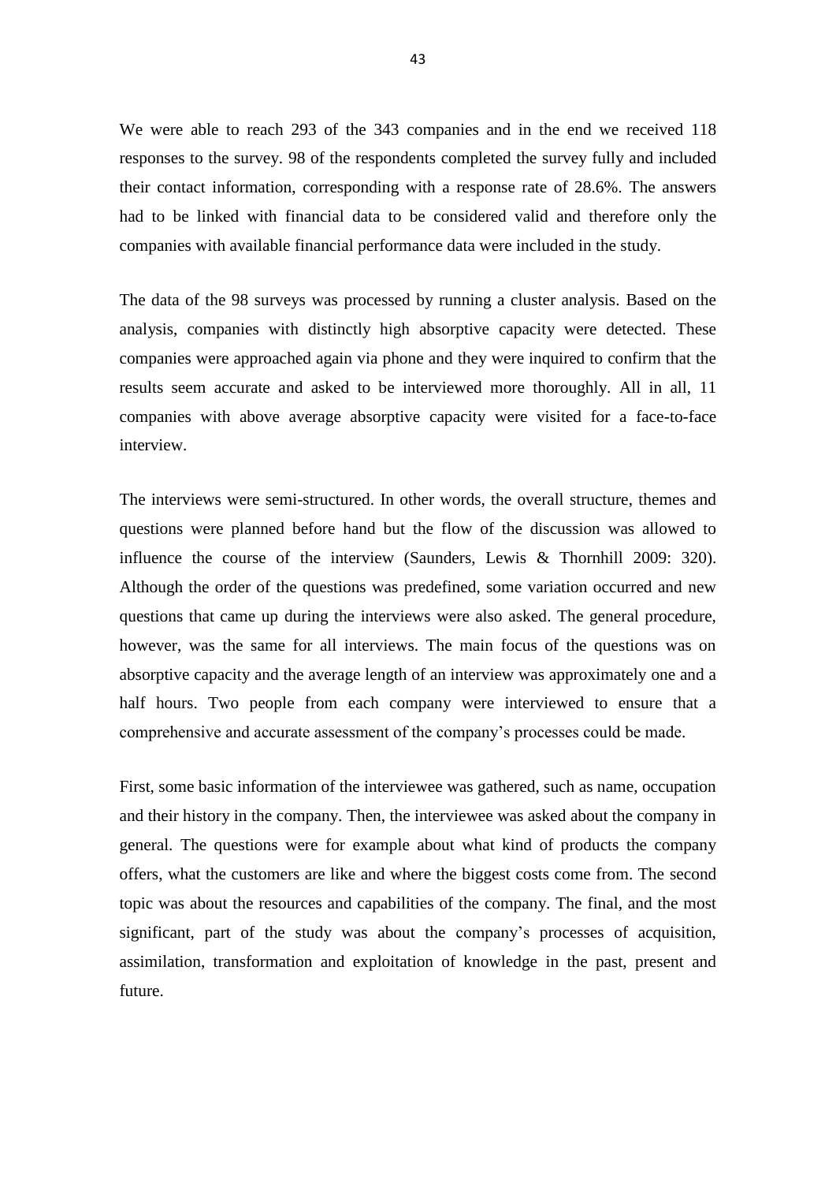We were able to reach 293 of the 343 companies and in the end we received 118 responses to the survey. 98 of the respondents completed the survey fully and included their contact information, corresponding with a response rate of 28.6%. The answers had to be linked with financial data to be considered valid and therefore only the companies with available financial performance data were included in the study.

The data of the 98 surveys was processed by running a cluster analysis. Based on the analysis, companies with distinctly high absorptive capacity were detected. These companies were approached again via phone and they were inquired to confirm that the results seem accurate and asked to be interviewed more thoroughly. All in all, 11 companies with above average absorptive capacity were visited for a face-to-face interview.

The interviews were semi-structured. In other words, the overall structure, themes and questions were planned before hand but the flow of the discussion was allowed to influence the course of the interview (Saunders, Lewis & Thornhill 2009: 320). Although the order of the questions was predefined, some variation occurred and new questions that came up during the interviews were also asked. The general procedure, however, was the same for all interviews. The main focus of the questions was on absorptive capacity and the average length of an interview was approximately one and a half hours. Two people from each company were interviewed to ensure that a comprehensive and accurate assessment of the company's processes could be made.

First, some basic information of the interviewee was gathered, such as name, occupation and their history in the company. Then, the interviewee was asked about the company in general. The questions were for example about what kind of products the company offers, what the customers are like and where the biggest costs come from. The second topic was about the resources and capabilities of the company. The final, and the most significant, part of the study was about the company's processes of acquisition, assimilation, transformation and exploitation of knowledge in the past, present and future.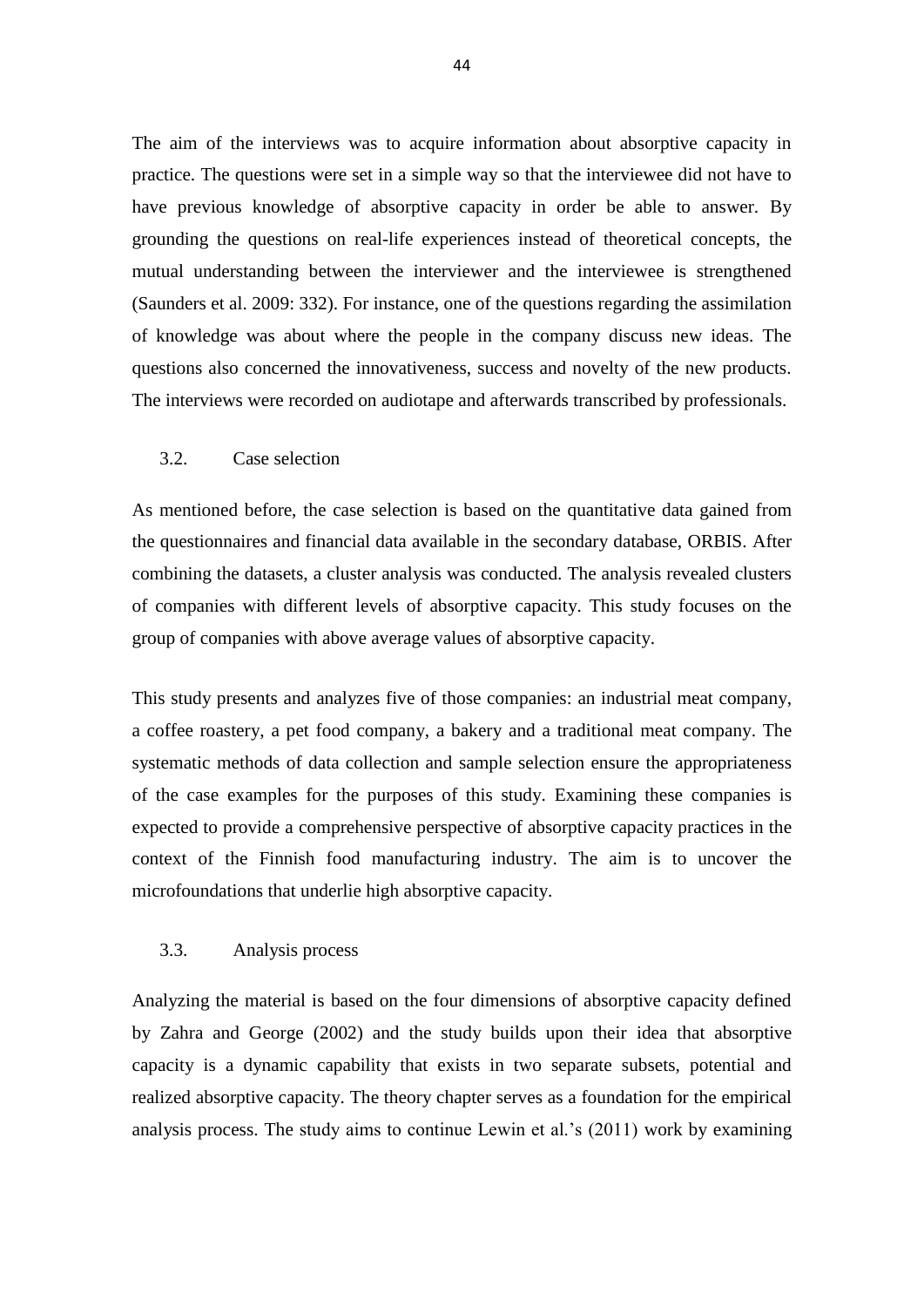The aim of the interviews was to acquire information about absorptive capacity in practice. The questions were set in a simple way so that the interviewee did not have to have previous knowledge of absorptive capacity in order be able to answer. By grounding the questions on real-life experiences instead of theoretical concepts, the mutual understanding between the interviewer and the interviewee is strengthened (Saunders et al. 2009: 332). For instance, one of the questions regarding the assimilation of knowledge was about where the people in the company discuss new ideas. The questions also concerned the innovativeness, success and novelty of the new products. The interviews were recorded on audiotape and afterwards transcribed by professionals.

### 3.2. Case selection

As mentioned before, the case selection is based on the quantitative data gained from the questionnaires and financial data available in the secondary database, ORBIS. After combining the datasets, a cluster analysis was conducted. The analysis revealed clusters of companies with different levels of absorptive capacity. This study focuses on the group of companies with above average values of absorptive capacity.

This study presents and analyzes five of those companies: an industrial meat company, a coffee roastery, a pet food company, a bakery and a traditional meat company. The systematic methods of data collection and sample selection ensure the appropriateness of the case examples for the purposes of this study. Examining these companies is expected to provide a comprehensive perspective of absorptive capacity practices in the context of the Finnish food manufacturing industry. The aim is to uncover the microfoundations that underlie high absorptive capacity.

### 3.3. Analysis process

Analyzing the material is based on the four dimensions of absorptive capacity defined by Zahra and George (2002) and the study builds upon their idea that absorptive capacity is a dynamic capability that exists in two separate subsets, potential and realized absorptive capacity. The theory chapter serves as a foundation for the empirical analysis process. The study aims to continue Lewin et al.'s (2011) work by examining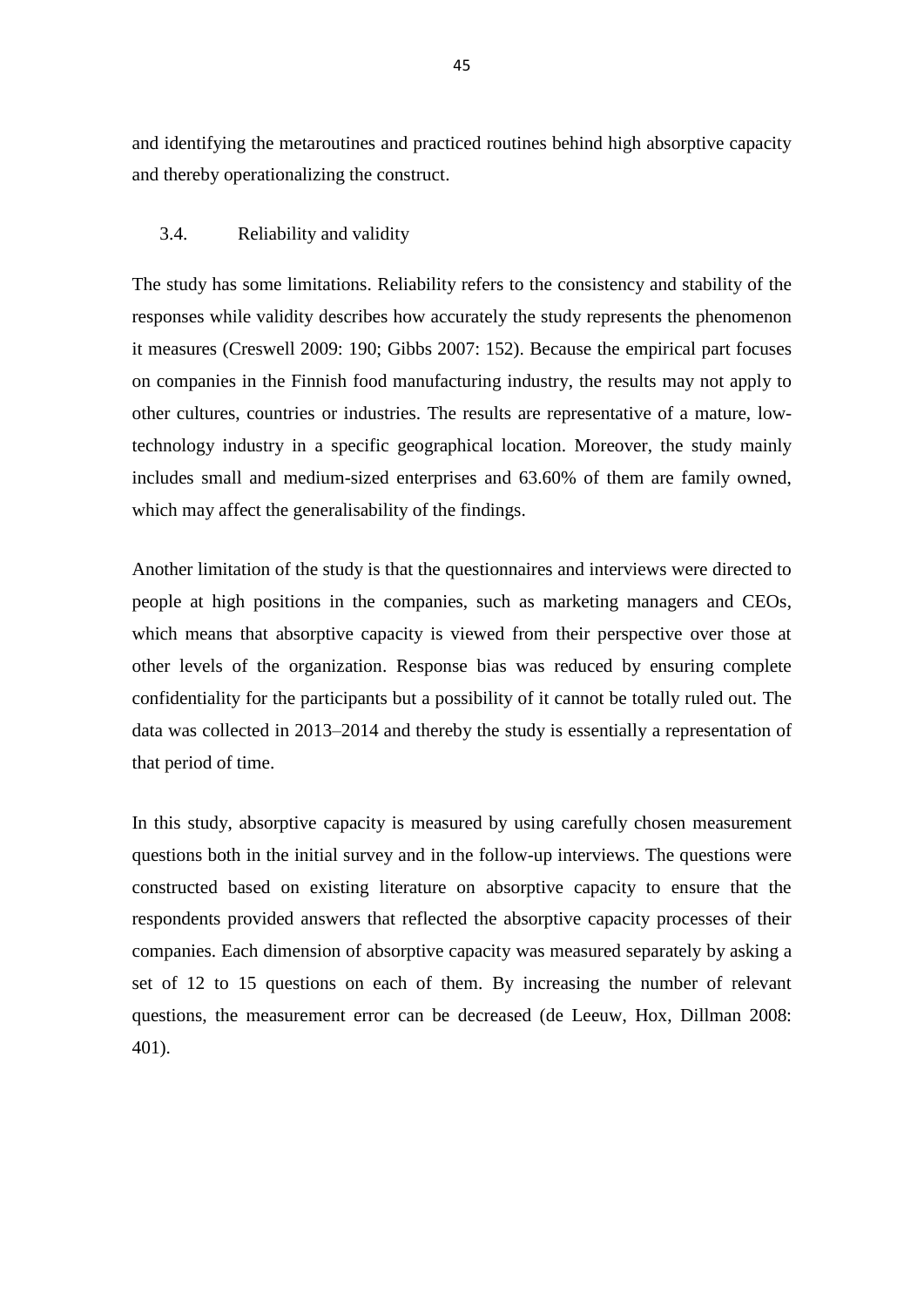and identifying the metaroutines and practiced routines behind high absorptive capacity and thereby operationalizing the construct.

### 3.4. Reliability and validity

The study has some limitations. Reliability refers to the consistency and stability of the responses while validity describes how accurately the study represents the phenomenon it measures (Creswell 2009: 190; Gibbs 2007: 152). Because the empirical part focuses on companies in the Finnish food manufacturing industry, the results may not apply to other cultures, countries or industries. The results are representative of a mature, low-technology industry in a specific geographical location. Moreover, the study mainly includes small and medium-sized enterprises and 63.60% of them are family owned, which may affect the generalisability of the findings.

Another limitation of the study is that the questionnaires and interviews were directed to people at high positions in the companies, such as marketing managers and CEOs, which means that absorptive capacity is viewed from their perspective over those at other levels of the organization. Response bias was reduced by ensuring complete confidentiality for the participants but a possibility of it cannot be totally ruled out. The data was collected in 2013–2014 and thereby the study is essentially a representation of that period of time.

In this study, absorptive capacity is measured by using carefully chosen measurement questions both in the initial survey and in the follow-up interviews. The questions were constructed based on existing literature on absorptive capacity to ensure that the respondents provided answers that reflected the absorptive capacity processes of their companies. Each dimension of absorptive capacity was measured separately by asking a set of 12 to 15 questions on each of them. By increasing the number of relevant questions, the measurement error can be decreased (de Leeuw, Hox, Dillman 2008: 401).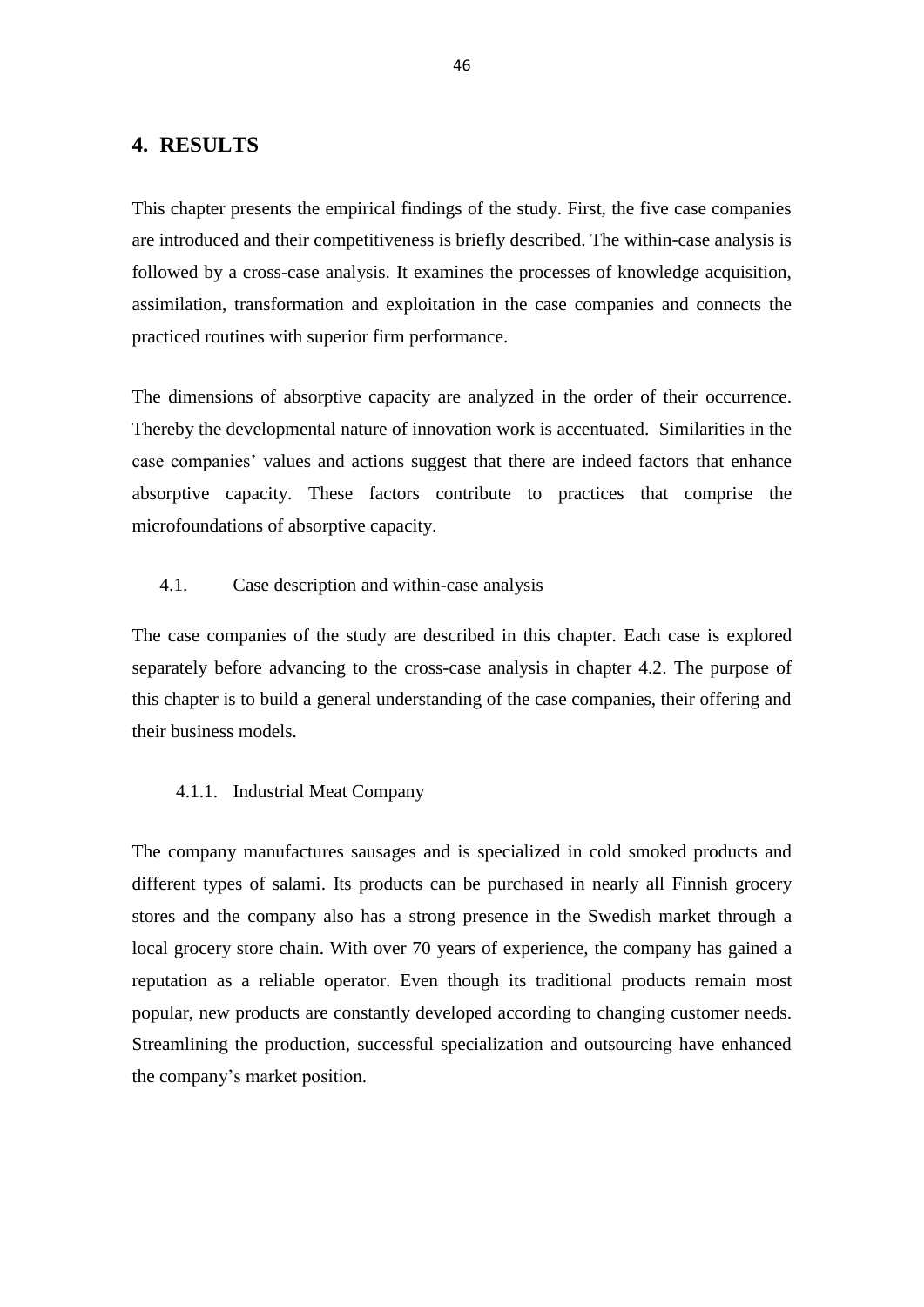# 4. RESULTS

This chapter presents the empirical findings of the study. First, the five case companies are introduced and their competitiveness is briefly described. The within-case analysis is followed by a cross-case analysis. It examines the processes of knowledge acquisition, assimilation, transformation and exploitation in the case companies and connects the practiced routines with superior firm performance.

The dimensions of absorptive capacity are analyzed in the order of their occurrence. Thereby the developmental nature of innovation work is accentuated. Similarities in the case companies' values and actions suggest that there are indeed factors that enhance absorptive capacity. These factors contribute to practices that comprise the microfoundations of absorptive capacity.

## 4.1. Case description and within-case analysis

The case companies of the study are described in this chapter. Each case is explored separately before advancing to the cross-case analysis in chapter 4.2. The purpose of this chapter is to build a general understanding of the case companies, their offering and their business models.

### 4.1.1. Industrial Meat Company

The company manufactures sausages and is specialized in cold smoked products and different types of salami. Its products can be purchased in nearly all Finnish grocery stores and the company also has a strong presence in the Swedish market through a local grocery store chain. With over 70 years of experience, the company has gained a reputation as a reliable operator. Even though its traditional products remain most popular, new products are constantly developed according to changing customer needs. Streamlining the production, successful specialization and outsourcing have enhanced the company's market position.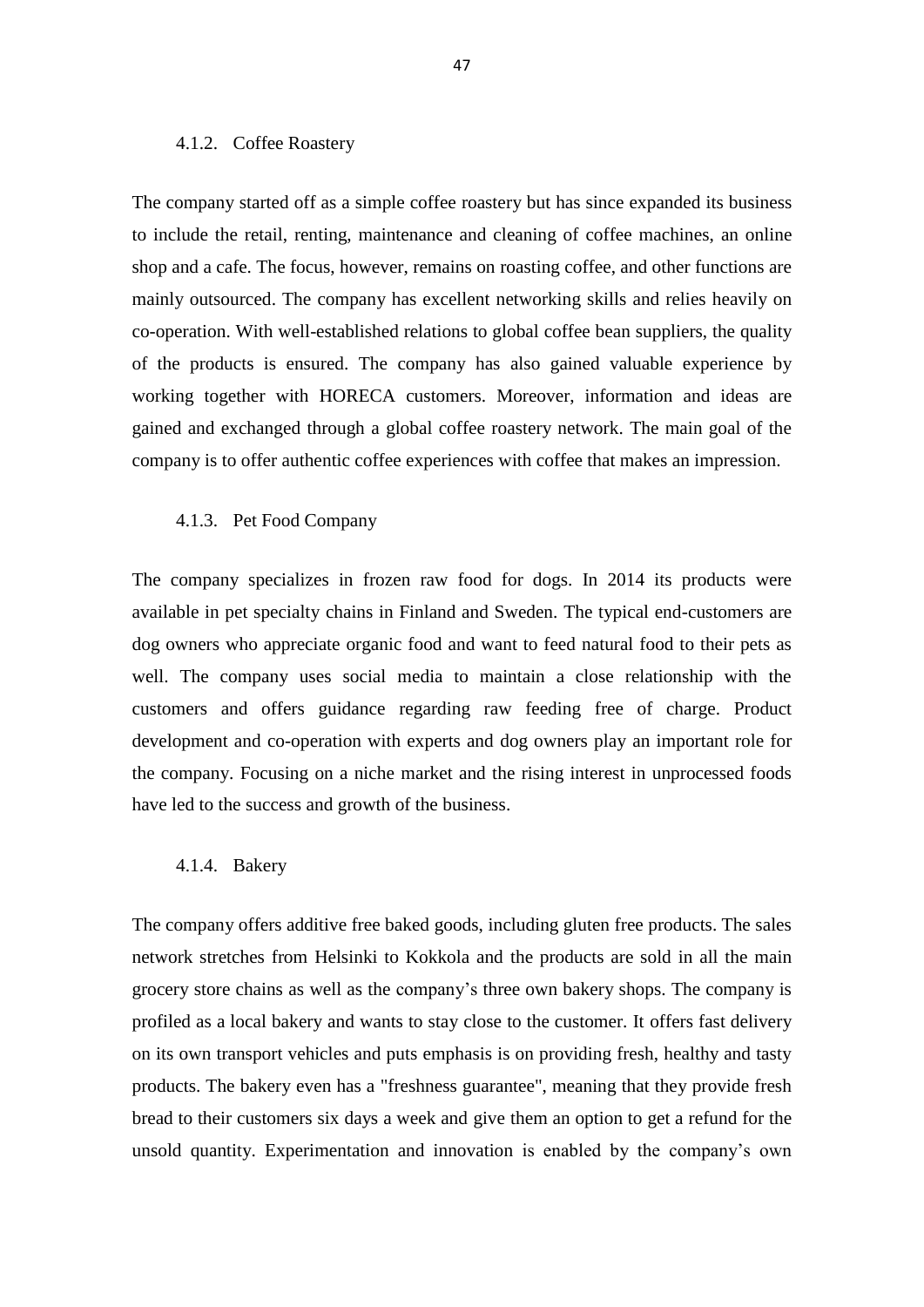#### 4.1.2. Coffee Roastery

The company started off as a simple coffee roastery but has since expanded its business to include the retail, renting, maintenance and cleaning of coffee machines, an online shop and a cafe. The focus, however, remains on roasting coffee, and other functions are mainly outsourced. The company has excellent networking skills and relies heavily on co-operation. With well-established relations to global coffee bean suppliers, the quality of the products is ensured. The company has also gained valuable experience by working together with HORECA customers. Moreover, information and ideas are gained and exchanged through a global coffee roastery network. The main goal of the company is to offer authentic coffee experiences with coffee that makes an impression.

#### 4.1.3. Pet Food Company

The company specializes in frozen raw food for dogs. In 2014 its products were available in pet specialty chains in Finland and Sweden. The typical end-customers are dog owners who appreciate organic food and want to feed natural food to their pets as well. The company uses social media to maintain a close relationship with the customers and offers guidance regarding raw feeding free of charge. Product development and co-operation with experts and dog owners play an important role for the company. Focusing on a niche market and the rising interest in unprocessed foods have led to the success and growth of the business.

#### 4.1.4. Bakery

The company offers additive free baked goods, including gluten free products. The sales network stretches from Helsinki to Kokkola and the products are sold in all the main grocery store chains as well as the company's three own bakery shops. The company is profiled as a local bakery and wants to stay close to the customer. It offers fast delivery on its own transport vehicles and puts emphasis is on providing fresh, healthy and tasty products. The bakery even has a "freshness guarantee", meaning that they provide fresh bread to their customers six days a week and give them an option to get a refund for the unsold quantity. Experimentation and innovation is enabled by the company's own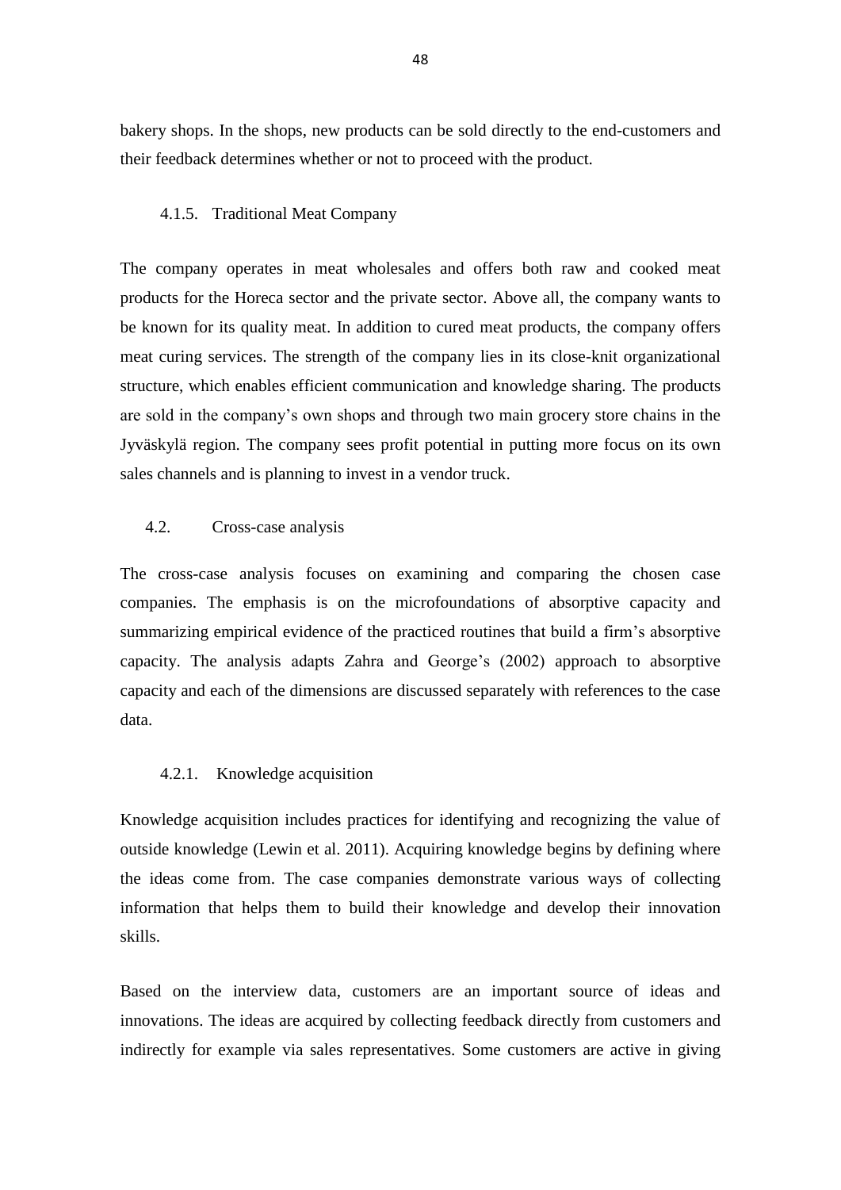bakery shops. In the shops, new products can be sold directly to the end-customers and their feedback determines whether or not to proceed with the product.

### 4.1.5. Traditional Meat Company

The company operates in meat wholesales and offers both raw and cooked meat products for the Horeca sector and the private sector. Above all, the company wants to be known for its quality meat. In addition to cured meat products, the company offers meat curing services. The strength of the company lies in its close-knit organizational structure, which enables efficient communication and knowledge sharing. The products are sold in the company's own shops and through two main grocery store chains in the Jyväskylä region. The company sees profit potential in putting more focus on its own sales channels and is planning to invest in a vendor truck.

## 4.2. Cross-case analysis

The cross-case analysis focuses on examining and comparing the chosen case companies. The emphasis is on the microfoundations of absorptive capacity and summarizing empirical evidence of the practiced routines that build a firm's absorptive capacity. The analysis adapts Zahra and George's (2002) approach to absorptive capacity and each of the dimensions are discussed separately with references to the case data.

### 4.2.1. Knowledge acquisition

Knowledge acquisition includes practices for identifying and recognizing the value of outside knowledge (Lewin et al. 2011). Acquiring knowledge begins by defining where the ideas come from. The case companies demonstrate various ways of collecting information that helps them to build their knowledge and develop their innovation skills.

Based on the interview data, customers are an important source of ideas and innovations. The ideas are acquired by collecting feedback directly from customers and indirectly for example via sales representatives. Some customers are active in giving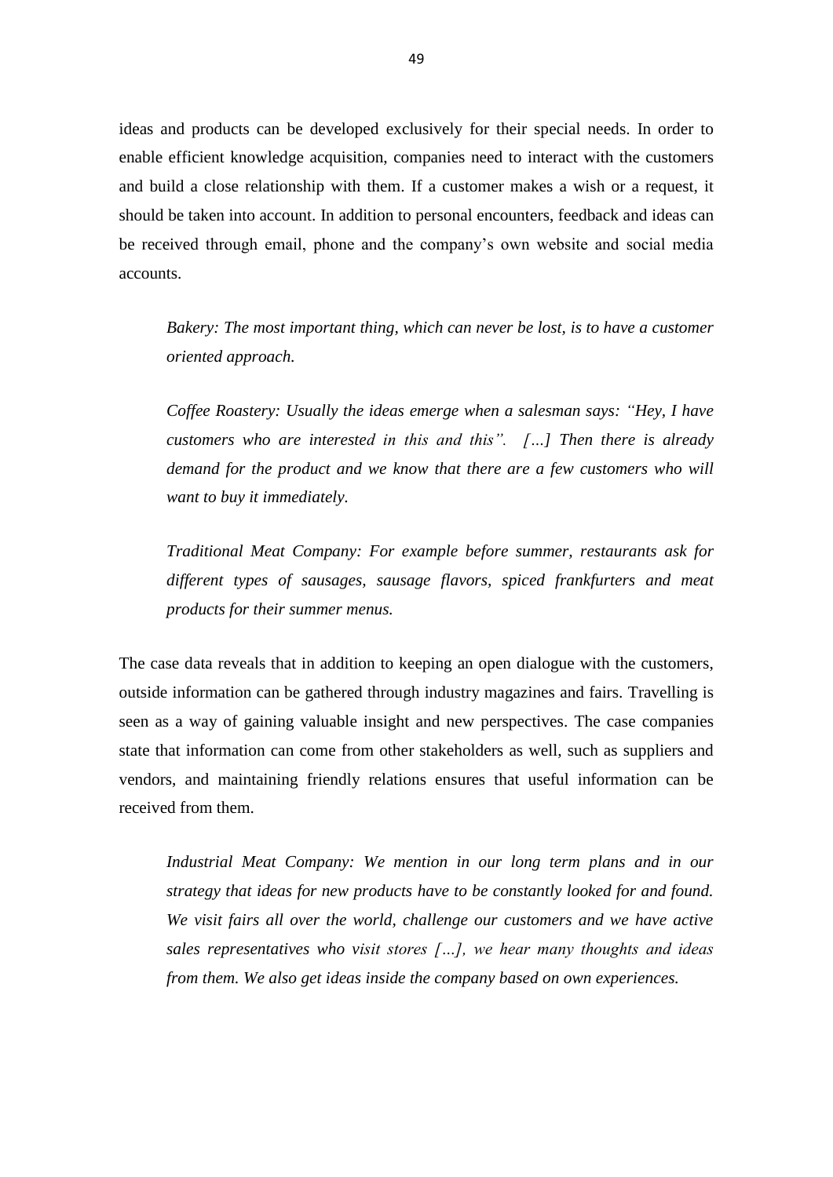ideas and products can be developed exclusively for their special needs. In order to enable efficient knowledge acquisition, companies need to interact with the customers and build a close relationship with them. If a customer makes a wish or a request, it should be taken into account. In addition to personal encounters, feedback and ideas can be received through email, phone and the company's own website and social media accounts.

> *Bakery: The most important thing, which can never be lost, is to have a customer oriented approach.*

> *Coffee Roastery: Usually the ideas emerge when a salesman says: "Hey, I have customers who are interested in this and this". […] Then there is already demand for the product and we know that there are a few customers who will want to buy it immediately.*

> *Traditional Meat Company: For example before summer, restaurants ask for different types of sausages, sausage flavors, spiced frankfurters and meat products for their summer menus.*

The case data reveals that in addition to keeping an open dialogue with the customers, outside information can be gathered through industry magazines and fairs. Travelling is seen as a way of gaining valuable insight and new perspectives. The case companies state that information can come from other stakeholders as well, such as suppliers and vendors, and maintaining friendly relations ensures that useful information can be received from them.

> *Industrial Meat Company: We mention in our long term plans and in our strategy that ideas for new products have to be constantly looked for and found. We visit fairs all over the world, challenge our customers and we have active sales representatives who visit stores […], we hear many thoughts and ideas from them. We also get ideas inside the company based on own experiences.*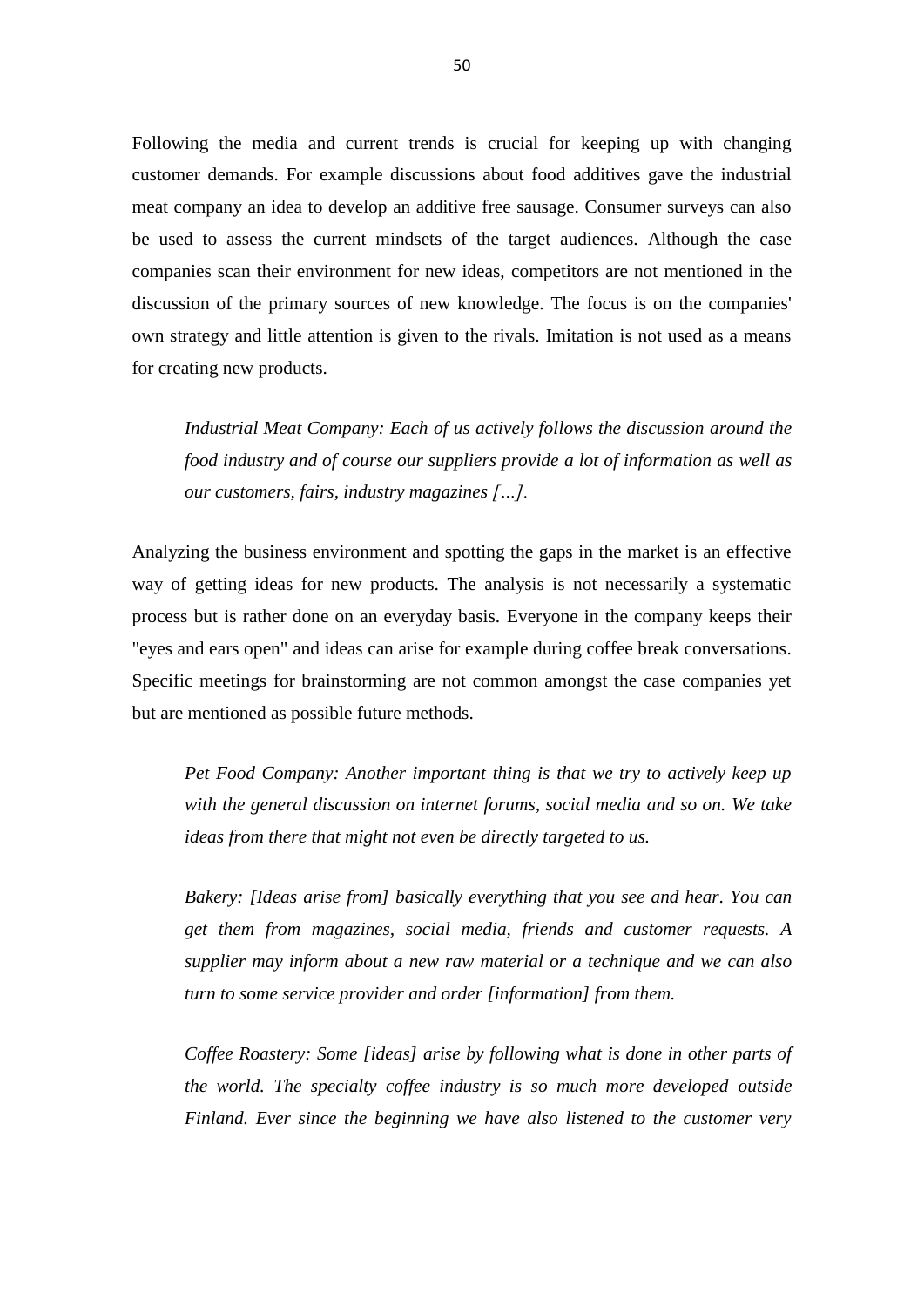Following the media and current trends is crucial for keeping up with changing customer demands. For example discussions about food additives gave the industrial meat company an idea to develop an additive free sausage. Consumer surveys can also be used to assess the current mindsets of the target audiences. Although the case companies scan their environment for new ideas, competitors are not mentioned in the discussion of the primary sources of new knowledge. The focus is on the companies' own strategy and little attention is given to the rivals. Imitation is not used as a means for creating new products.

> *Industrial Meat Company: Each of us actively follows the discussion around the food industry and of course our suppliers provide a lot of information as well as our customers, fairs, industry magazines […].*

Analyzing the business environment and spotting the gaps in the market is an effective way of getting ideas for new products. The analysis is not necessarily a systematic process but is rather done on an everyday basis. Everyone in the company keeps their "eyes and ears open" and ideas can arise for example during coffee break conversations. Specific meetings for brainstorming are not common amongst the case companies yet but are mentioned as possible future methods.

> *Pet Food Company: Another important thing is that we try to actively keep up with the general discussion on internet forums, social media and so on. We take ideas from there that might not even be directly targeted to us.*

> *Bakery: [Ideas arise from] basically everything that you see and hear. You can get them from magazines, social media, friends and customer requests. A supplier may inform about a new raw material or a technique and we can also turn to some service provider and order [information] from them.*

> *Coffee Roastery: Some [ideas] arise by following what is done in other parts of the world. The specialty coffee industry is so much more developed outside Finland. Ever since the beginning we have also listened to the customer very*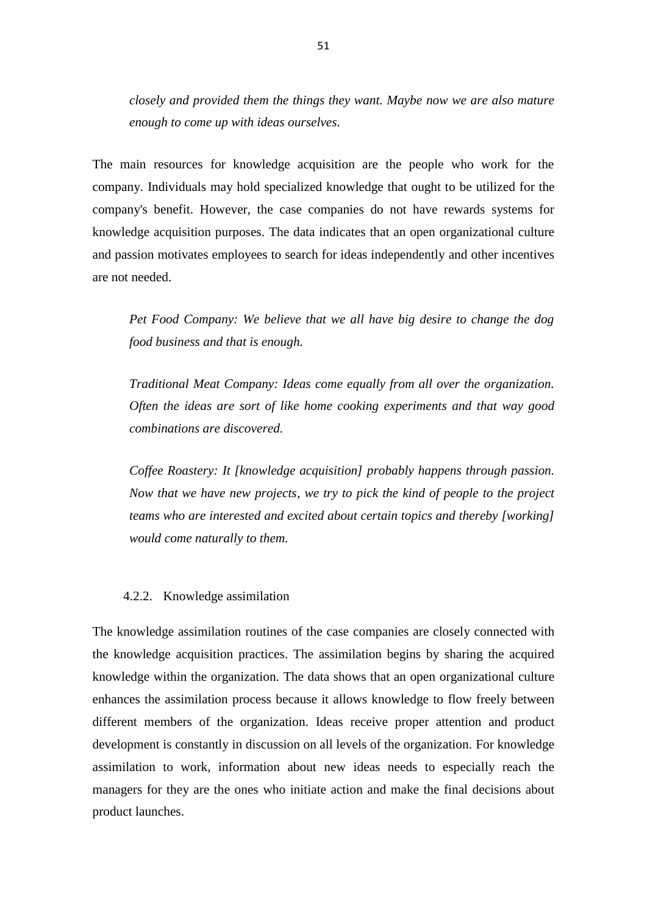*closely and provided them the things they want. Maybe now we are also mature enough to come up with ideas ourselves.*

The main resources for knowledge acquisition are the people who work for the company. Individuals may hold specialized knowledge that ought to be utilized for the company's benefit. However, the case companies do not have rewards systems for knowledge acquisition purposes. The data indicates that an open organizational culture and passion motivates employees to search for ideas independently and other incentives are not needed.

*Pet Food Company: We believe that we all have big desire to change the dog food business and that is enough.*

*Traditional Meat Company: Ideas come equally from all over the organization. Often the ideas are sort of like home cooking experiments and that way good combinations are discovered.*

*Coffee Roastery: It [knowledge acquisition] probably happens through passion. Now that we have new projects, we try to pick the kind of people to the project teams who are interested and excited about certain topics and thereby [working] would come naturally to them.*

### 4.2.2. Knowledge assimilation

The knowledge assimilation routines of the case companies are closely connected with the knowledge acquisition practices. The assimilation begins by sharing the acquired knowledge within the organization. The data shows that an open organizational culture enhances the assimilation process because it allows knowledge to flow freely between different members of the organization. Ideas receive proper attention and product development is constantly in discussion on all levels of the organization. For knowledge assimilation to work, information about new ideas needs to especially reach the managers for they are the ones who initiate action and make the final decisions about product launches.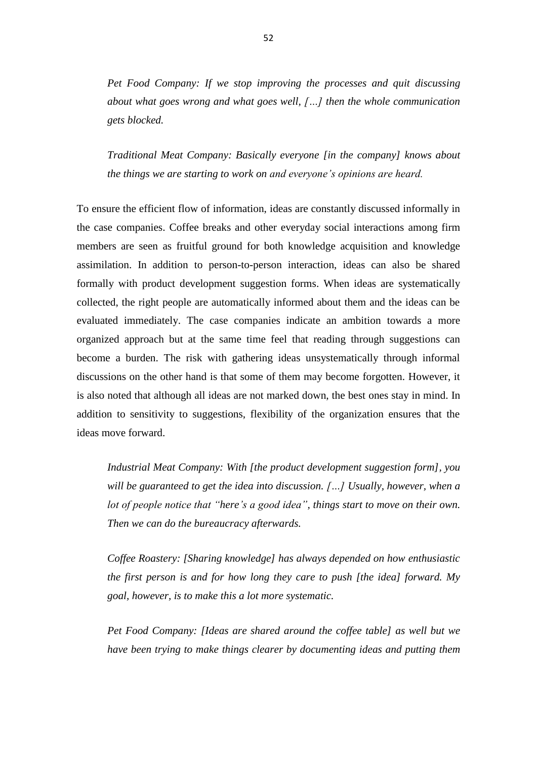*Pet Food Company: If we stop improving the processes and quit discussing about what goes wrong and what goes well, […] then the whole communication gets blocked.*

*Traditional Meat Company: Basically everyone [in the company] knows about the things we are starting to work on and everyone's opinions are heard.*

To ensure the efficient flow of information, ideas are constantly discussed informally in the case companies. Coffee breaks and other everyday social interactions among firm members are seen as fruitful ground for both knowledge acquisition and knowledge assimilation. In addition to person-to-person interaction, ideas can also be shared formally with product development suggestion forms. When ideas are systematically collected, the right people are automatically informed about them and the ideas can be evaluated immediately. The case companies indicate an ambition towards a more organized approach but at the same time feel that reading through suggestions can become a burden. The risk with gathering ideas unsystematically through informal discussions on the other hand is that some of them may become forgotten. However, it is also noted that although all ideas are not marked down, the best ones stay in mind. In addition to sensitivity to suggestions, flexibility of the organization ensures that the ideas move forward.

*Industrial Meat Company: With [the product development suggestion form], you will be guaranteed to get the idea into discussion. […] Usually, however, when a lot of people notice that "here's a good idea", things start to move on their own. Then we can do the bureaucracy afterwards.*

*Coffee Roastery: [Sharing knowledge] has always depended on how enthusiastic the first person is and for how long they care to push [the idea] forward. My goal, however, is to make this a lot more systematic.*

*Pet Food Company: [Ideas are shared around the coffee table] as well but we have been trying to make things clearer by documenting ideas and putting them*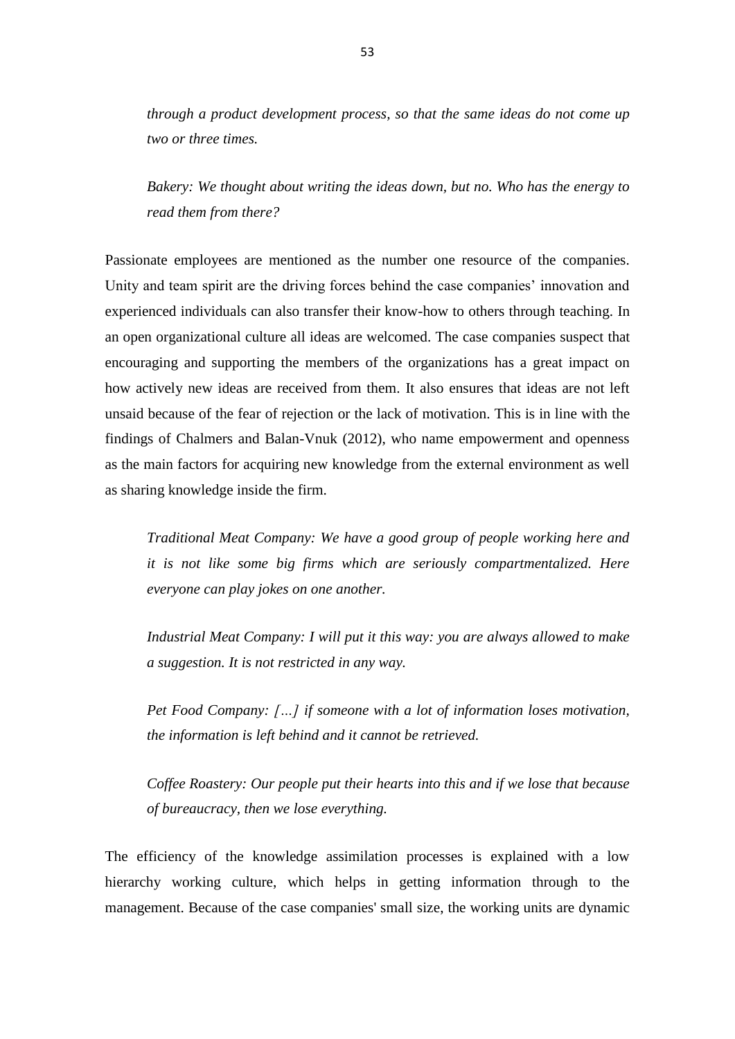*through a product development process, so that the same ideas do not come up two or three times.*

*Bakery: We thought about writing the ideas down, but no. Who has the energy to read them from there?*

Passionate employees are mentioned as the number one resource of the companies. Unity and team spirit are the driving forces behind the case companies' innovation and experienced individuals can also transfer their know-how to others through teaching. In an open organizational culture all ideas are welcomed. The case companies suspect that encouraging and supporting the members of the organizations has a great impact on how actively new ideas are received from them. It also ensures that ideas are not left unsaid because of the fear of rejection or the lack of motivation. This is in line with the findings of Chalmers and Balan-Vnuk (2012), who name empowerment and openness as the main factors for acquiring new knowledge from the external environment as well as sharing knowledge inside the firm.

*Traditional Meat Company: We have a good group of people working here and it is not like some big firms which are seriously compartmentalized. Here everyone can play jokes on one another.*

*Industrial Meat Company: I will put it this way: you are always allowed to make a suggestion. It is not restricted in any way.*

*Pet Food Company: […] if someone with a lot of information loses motivation, the information is left behind and it cannot be retrieved.*

*Coffee Roastery: Our people put their hearts into this and if we lose that because of bureaucracy, then we lose everything.*

The efficiency of the knowledge assimilation processes is explained with a low hierarchy working culture, which helps in getting information through to the management. Because of the case companies' small size, the working units are dynamic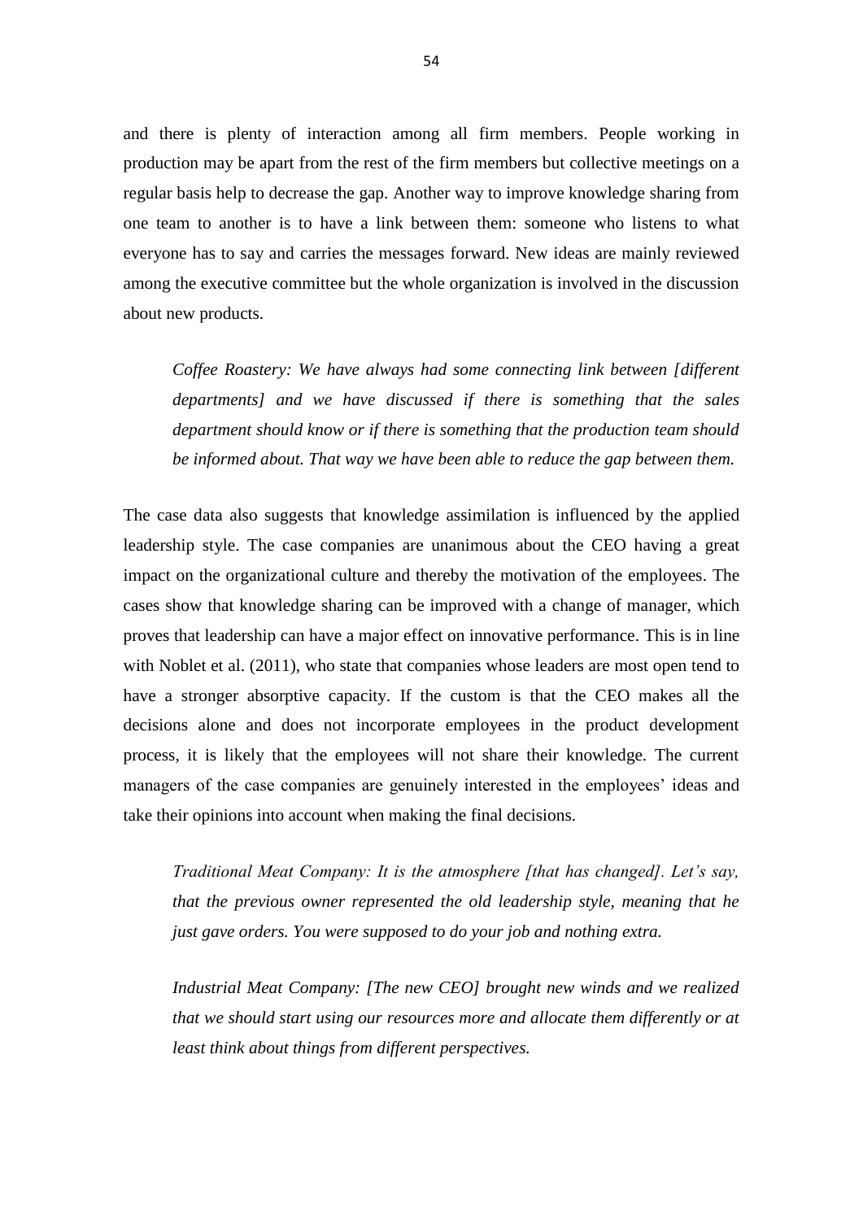and there is plenty of interaction among all firm members. People working in production may be apart from the rest of the firm members but collective meetings on a regular basis help to decrease the gap. Another way to improve knowledge sharing from one team to another is to have a link between them: someone who listens to what everyone has to say and carries the messages forward. New ideas are mainly reviewed among the executive committee but the whole organization is involved in the discussion about new products.

> *Coffee Roastery: We have always had some connecting link between [different departments] and we have discussed if there is something that the sales department should know or if there is something that the production team should be informed about. That way we have been able to reduce the gap between them.*

The case data also suggests that knowledge assimilation is influenced by the applied leadership style. The case companies are unanimous about the CEO having a great impact on the organizational culture and thereby the motivation of the employees. The cases show that knowledge sharing can be improved with a change of manager, which proves that leadership can have a major effect on innovative performance. This is in line with Noblet et al. (2011), who state that companies whose leaders are most open tend to have a stronger absorptive capacity. If the custom is that the CEO makes all the decisions alone and does not incorporate employees in the product development process, it is likely that the employees will not share their knowledge. The current managers of the case companies are genuinely interested in the employees' ideas and take their opinions into account when making the final decisions.

> *Traditional Meat Company: It is the atmosphere [that has changed]. Let's say, that the previous owner represented the old leadership style, meaning that he just gave orders. You were supposed to do your job and nothing extra.*

> *Industrial Meat Company: [The new CEO] brought new winds and we realized that we should start using our resources more and allocate them differently or at least think about things from different perspectives.*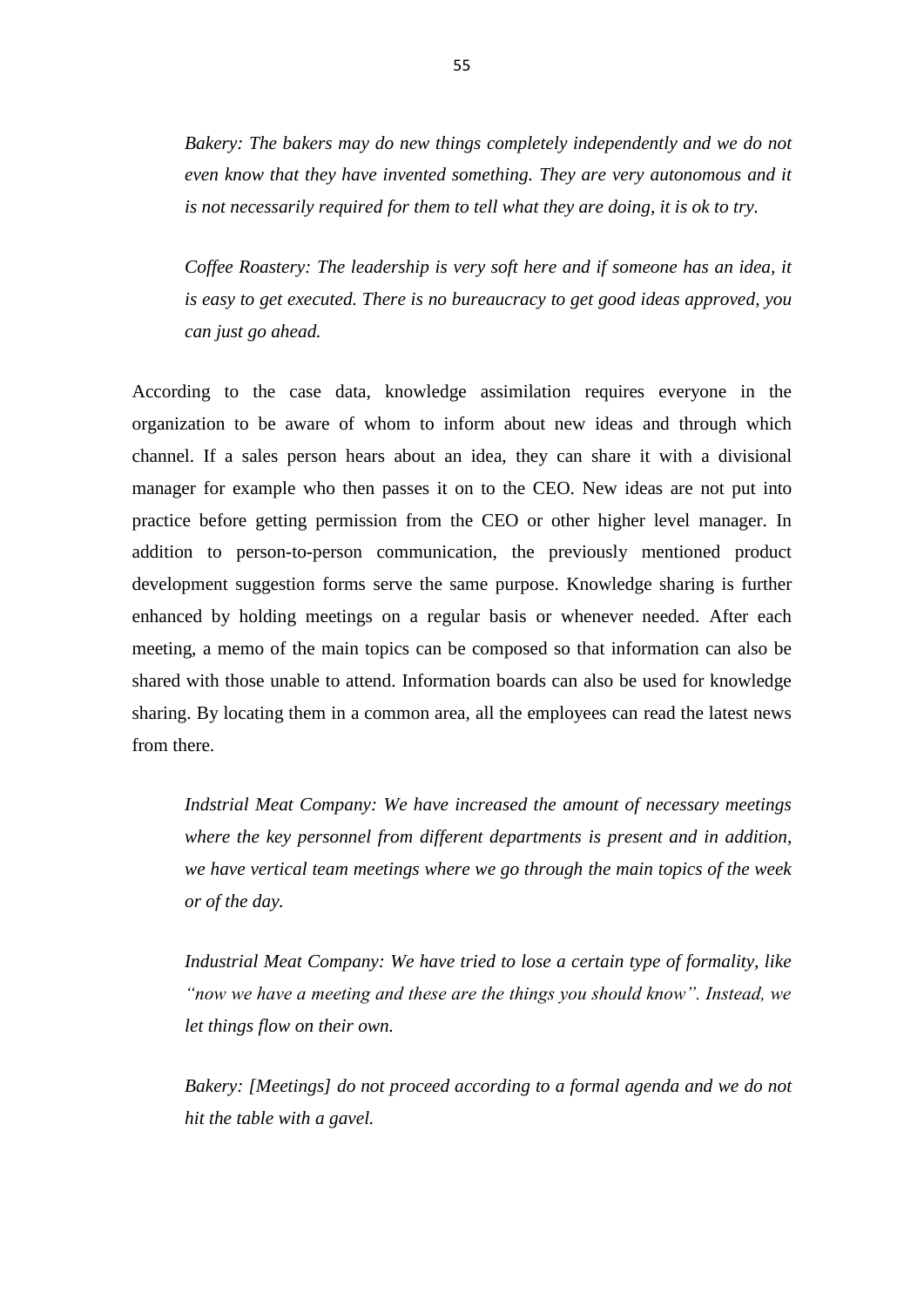*Bakery: The bakers may do new things completely independently and we do not even know that they have invented something. They are very autonomous and it is not necessarily required for them to tell what they are doing, it is ok to try.*

*Coffee Roastery: The leadership is very soft here and if someone has an idea, it is easy to get executed. There is no bureaucracy to get good ideas approved, you can just go ahead.*

According to the case data, knowledge assimilation requires everyone in the organization to be aware of whom to inform about new ideas and through which channel. If a sales person hears about an idea, they can share it with a divisional manager for example who then passes it on to the CEO. New ideas are not put into practice before getting permission from the CEO or other higher level manager. In addition to person-to-person communication, the previously mentioned product development suggestion forms serve the same purpose. Knowledge sharing is further enhanced by holding meetings on a regular basis or whenever needed. After each meeting, a memo of the main topics can be composed so that information can also be shared with those unable to attend. Information boards can also be used for knowledge sharing. By locating them in a common area, all the employees can read the latest news from there.

*Indstrial Meat Company: We have increased the amount of necessary meetings where the key personnel from different departments is present and in addition, we have vertical team meetings where we go through the main topics of the week or of the day.*

*Industrial Meat Company: We have tried to lose a certain type of formality, like "now we have a meeting and these are the things you should know". Instead, we let things flow on their own.*

*Bakery: [Meetings] do not proceed according to a formal agenda and we do not hit the table with a gavel.*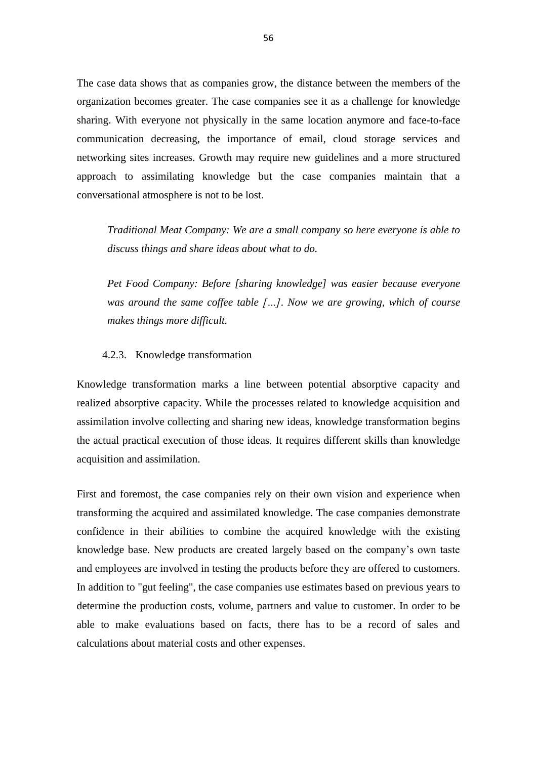The case data shows that as companies grow, the distance between the members of the organization becomes greater. The case companies see it as a challenge for knowledge sharing. With everyone not physically in the same location anymore and face-to-face communication decreasing, the importance of email, cloud storage services and networking sites increases. Growth may require new guidelines and a more structured approach to assimilating knowledge but the case companies maintain that a conversational atmosphere is not to be lost.

> *Traditional Meat Company: We are a small company so here everyone is able to discuss things and share ideas about what to do.*

> *Pet Food Company: Before [sharing knowledge] was easier because everyone was around the same coffee table […]. Now we are growing, which of course makes things more difficult.*

#### 4.2.3. Knowledge transformation

Knowledge transformation marks a line between potential absorptive capacity and realized absorptive capacity. While the processes related to knowledge acquisition and assimilation involve collecting and sharing new ideas, knowledge transformation begins the actual practical execution of those ideas. It requires different skills than knowledge acquisition and assimilation.

First and foremost, the case companies rely on their own vision and experience when transforming the acquired and assimilated knowledge. The case companies demonstrate confidence in their abilities to combine the acquired knowledge with the existing knowledge base. New products are created largely based on the company's own taste and employees are involved in testing the products before they are offered to customers. In addition to "gut feeling", the case companies use estimates based on previous years to determine the production costs, volume, partners and value to customer. In order to be able to make evaluations based on facts, there has to be a record of sales and calculations about material costs and other expenses.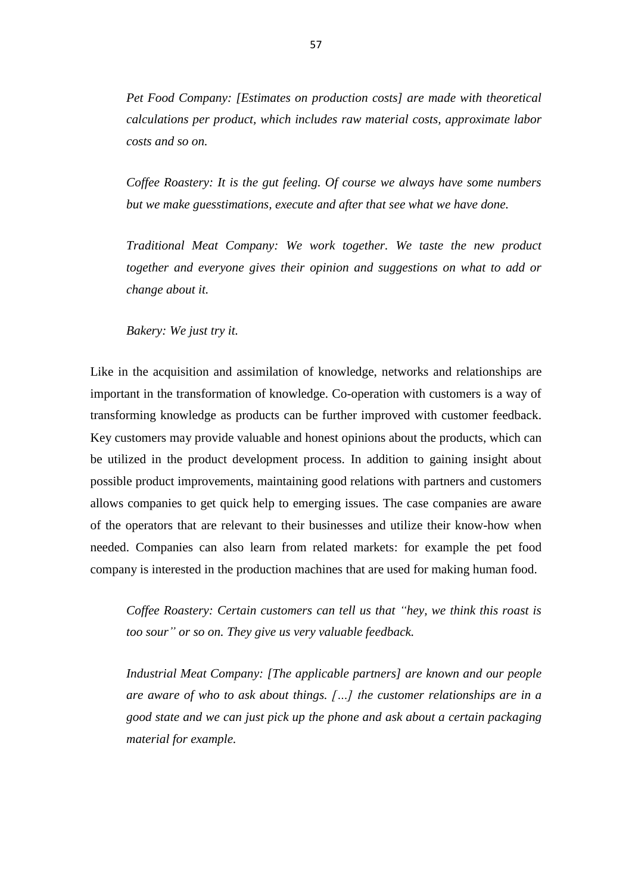*Pet Food Company: [Estimates on production costs] are made with theoretical calculations per product, which includes raw material costs, approximate labor costs and so on.*

*Coffee Roastery: It is the gut feeling. Of course we always have some numbers but we make guesstimations, execute and after that see what we have done.*

*Traditional Meat Company: We work together. We taste the new product together and everyone gives their opinion and suggestions on what to add or change about it.*

*Bakery: We just try it.*

Like in the acquisition and assimilation of knowledge, networks and relationships are important in the transformation of knowledge. Co-operation with customers is a way of transforming knowledge as products can be further improved with customer feedback. Key customers may provide valuable and honest opinions about the products, which can be utilized in the product development process. In addition to gaining insight about possible product improvements, maintaining good relations with partners and customers allows companies to get quick help to emerging issues. The case companies are aware of the operators that are relevant to their businesses and utilize their know-how when needed. Companies can also learn from related markets: for example the pet food company is interested in the production machines that are used for making human food.

*Coffee Roastery: Certain customers can tell us that "hey, we think this roast is too sour" or so on. They give us very valuable feedback.*

*Industrial Meat Company: [The applicable partners] are known and our people are aware of who to ask about things. […] the customer relationships are in a good state and we can just pick up the phone and ask about a certain packaging material for example.*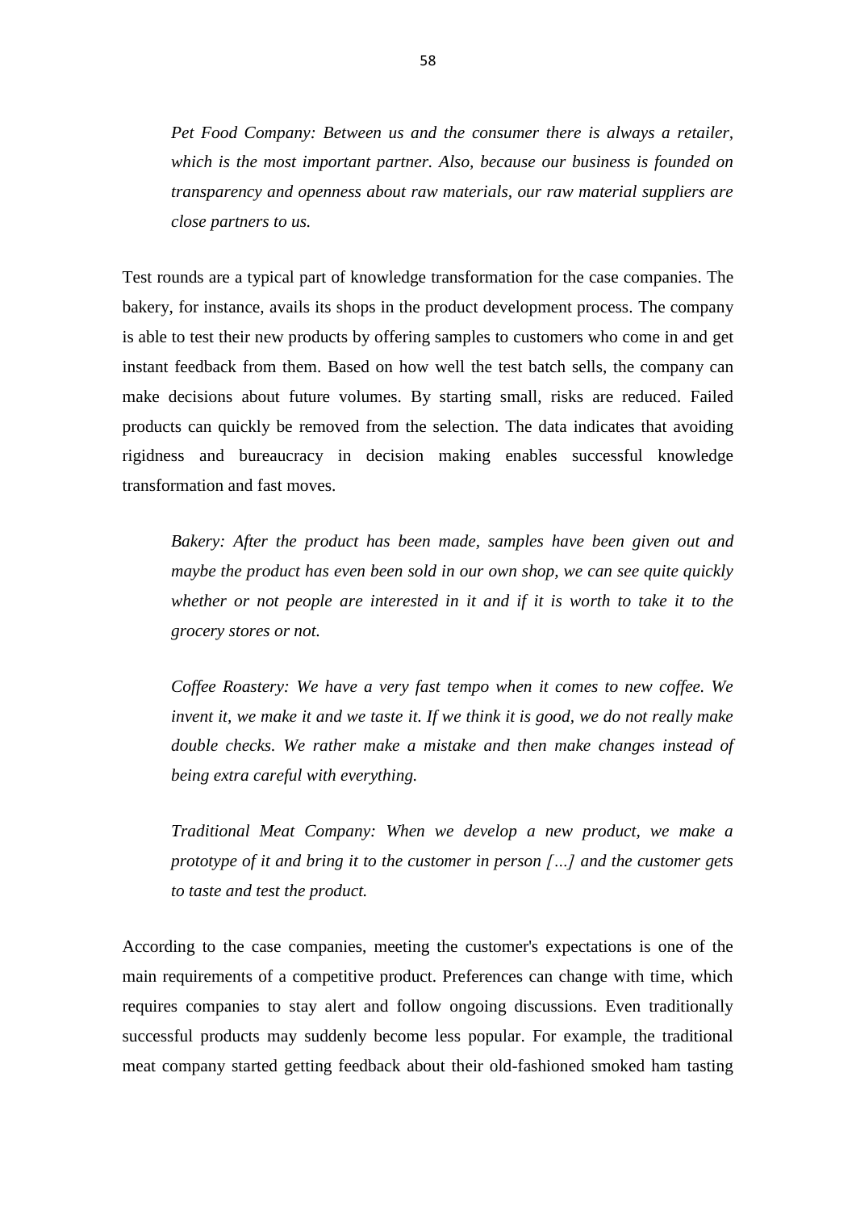*Pet Food Company: Between us and the consumer there is always a retailer, which is the most important partner. Also, because our business is founded on transparency and openness about raw materials, our raw material suppliers are close partners to us.*

Test rounds are a typical part of knowledge transformation for the case companies. The bakery, for instance, avails its shops in the product development process. The company is able to test their new products by offering samples to customers who come in and get instant feedback from them. Based on how well the test batch sells, the company can make decisions about future volumes. By starting small, risks are reduced. Failed products can quickly be removed from the selection. The data indicates that avoiding rigidness and bureaucracy in decision making enables successful knowledge transformation and fast moves.

*Bakery: After the product has been made, samples have been given out and maybe the product has even been sold in our own shop, we can see quite quickly whether or not people are interested in it and if it is worth to take it to the grocery stores or not.*

*Coffee Roastery: We have a very fast tempo when it comes to new coffee. We invent it, we make it and we taste it. If we think it is good, we do not really make double checks. We rather make a mistake and then make changes instead of being extra careful with everything.*

*Traditional Meat Company: When we develop a new product, we make a prototype of it and bring it to the customer in person […] and the customer gets to taste and test the product.*

According to the case companies, meeting the customer's expectations is one of the main requirements of a competitive product. Preferences can change with time, which requires companies to stay alert and follow ongoing discussions. Even traditionally successful products may suddenly become less popular. For example, the traditional meat company started getting feedback about their old-fashioned smoked ham tasting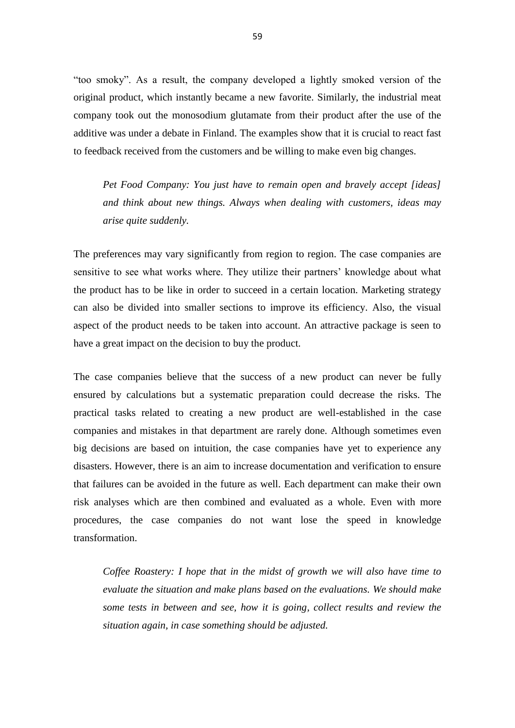"too smoky". As a result, the company developed a lightly smoked version of the original product, which instantly became a new favorite. Similarly, the industrial meat company took out the monosodium glutamate from their product after the use of the additive was under a debate in Finland. The examples show that it is crucial to react fast to feedback received from the customers and be willing to make even big changes.

> *Pet Food Company: You just have to remain open and bravely accept [ideas] and think about new things. Always when dealing with customers, ideas may arise quite suddenly.*

The preferences may vary significantly from region to region. The case companies are sensitive to see what works where. They utilize their partners' knowledge about what the product has to be like in order to succeed in a certain location. Marketing strategy can also be divided into smaller sections to improve its efficiency. Also, the visual aspect of the product needs to be taken into account. An attractive package is seen to have a great impact on the decision to buy the product.

The case companies believe that the success of a new product can never be fully ensured by calculations but a systematic preparation could decrease the risks. The practical tasks related to creating a new product are well-established in the case companies and mistakes in that department are rarely done. Although sometimes even big decisions are based on intuition, the case companies have yet to experience any disasters. However, there is an aim to increase documentation and verification to ensure that failures can be avoided in the future as well. Each department can make their own risk analyses which are then combined and evaluated as a whole. Even with more procedures, the case companies do not want lose the speed in knowledge transformation.

> *Coffee Roastery: I hope that in the midst of growth we will also have time to evaluate the situation and make plans based on the evaluations. We should make some tests in between and see, how it is going, collect results and review the situation again, in case something should be adjusted.*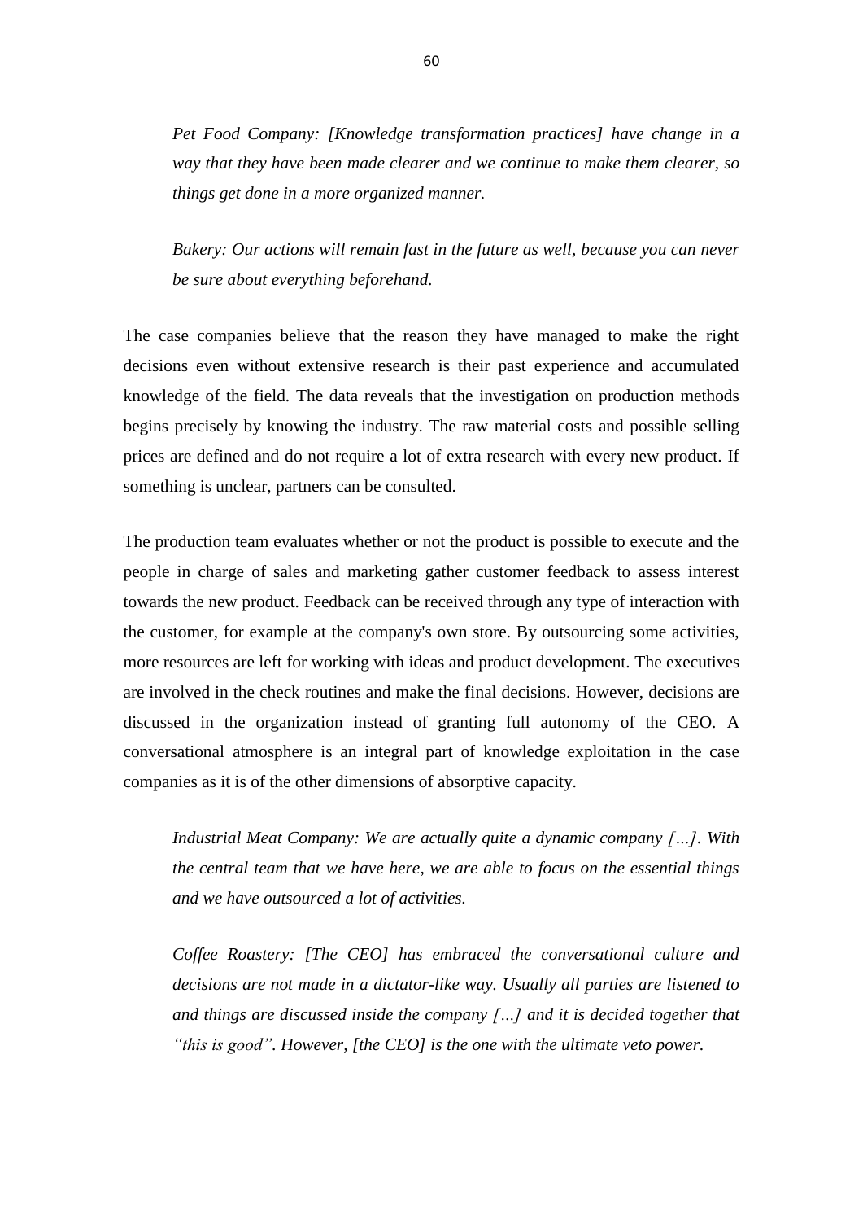*Pet Food Company: [Knowledge transformation practices] have change in a way that they have been made clearer and we continue to make them clearer, so things get done in a more organized manner.*

*Bakery: Our actions will remain fast in the future as well, because you can never be sure about everything beforehand.*

The case companies believe that the reason they have managed to make the right decisions even without extensive research is their past experience and accumulated knowledge of the field. The data reveals that the investigation on production methods begins precisely by knowing the industry. The raw material costs and possible selling prices are defined and do not require a lot of extra research with every new product. If something is unclear, partners can be consulted.

The production team evaluates whether or not the product is possible to execute and the people in charge of sales and marketing gather customer feedback to assess interest towards the new product. Feedback can be received through any type of interaction with the customer, for example at the company's own store. By outsourcing some activities, more resources are left for working with ideas and product development. The executives are involved in the check routines and make the final decisions. However, decisions are discussed in the organization instead of granting full autonomy of the CEO. A conversational atmosphere is an integral part of knowledge exploitation in the case companies as it is of the other dimensions of absorptive capacity.

*Industrial Meat Company: We are actually quite a dynamic company […]. With the central team that we have here, we are able to focus on the essential things and we have outsourced a lot of activities.*

*Coffee Roastery: [The CEO] has embraced the conversational culture and decisions are not made in a dictator-like way. Usually all parties are listened to and things are discussed inside the company […] and it is decided together that "this is good". However, [the CEO] is the one with the ultimate veto power.*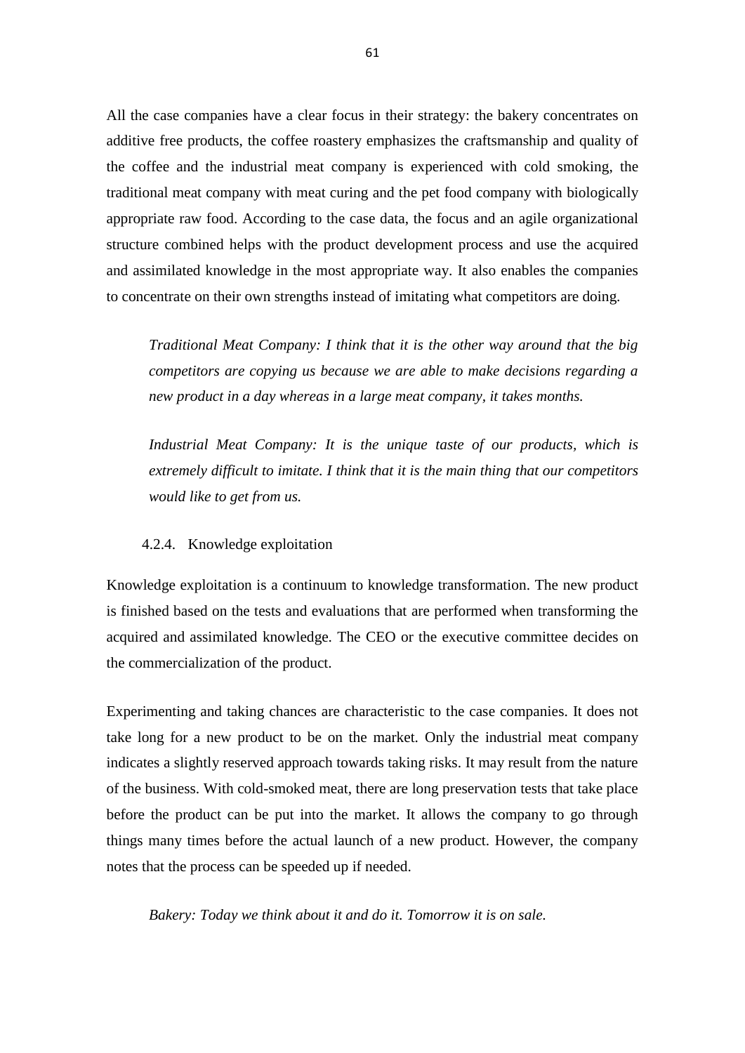All the case companies have a clear focus in their strategy: the bakery concentrates on additive free products, the coffee roastery emphasizes the craftsmanship and quality of the coffee and the industrial meat company is experienced with cold smoking, the traditional meat company with meat curing and the pet food company with biologically appropriate raw food. According to the case data, the focus and an agile organizational structure combined helps with the product development process and use the acquired and assimilated knowledge in the most appropriate way. It also enables the companies to concentrate on their own strengths instead of imitating what competitors are doing.

> *Traditional Meat Company: I think that it is the other way around that the big competitors are copying us because we are able to make decisions regarding a new product in a day whereas in a large meat company, it takes months.*

> *Industrial Meat Company: It is the unique taste of our products, which is extremely difficult to imitate. I think that it is the main thing that our competitors would like to get from us.*

### 4.2.4. Knowledge exploitation

Knowledge exploitation is a continuum to knowledge transformation. The new product is finished based on the tests and evaluations that are performed when transforming the acquired and assimilated knowledge. The CEO or the executive committee decides on the commercialization of the product.

Experimenting and taking chances are characteristic to the case companies. It does not take long for a new product to be on the market. Only the industrial meat company indicates a slightly reserved approach towards taking risks. It may result from the nature of the business. With cold-smoked meat, there are long preservation tests that take place before the product can be put into the market. It allows the company to go through things many times before the actual launch of a new product. However, the company notes that the process can be speeded up if needed.

> *Bakery: Today we think about it and do it. Tomorrow it is on sale.*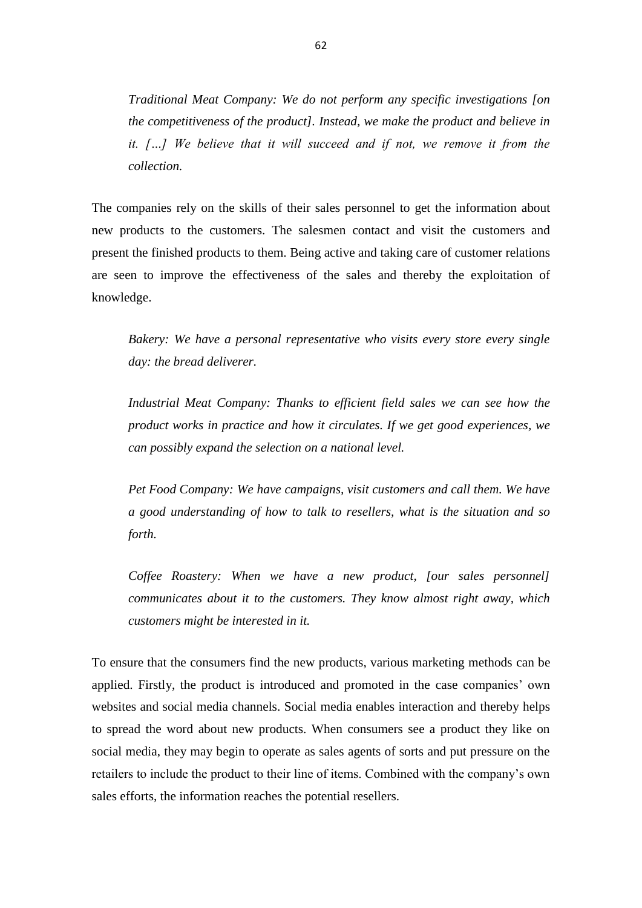*Traditional Meat Company: We do not perform any specific investigations [on the competitiveness of the product]. Instead, we make the product and believe in it. […] We believe that it will succeed and if not, we remove it from the collection.*

The companies rely on the skills of their sales personnel to get the information about new products to the customers. The salesmen contact and visit the customers and present the finished products to them. Being active and taking care of customer relations are seen to improve the effectiveness of the sales and thereby the exploitation of knowledge.

*Bakery: We have a personal representative who visits every store every single day: the bread deliverer.*

*Industrial Meat Company: Thanks to efficient field sales we can see how the product works in practice and how it circulates. If we get good experiences, we can possibly expand the selection on a national level.*

*Pet Food Company: We have campaigns, visit customers and call them. We have a good understanding of how to talk to resellers, what is the situation and so forth.*

*Coffee Roastery: When we have a new product, [our sales personnel] communicates about it to the customers. They know almost right away, which customers might be interested in it.*

To ensure that the consumers find the new products, various marketing methods can be applied. Firstly, the product is introduced and promoted in the case companies' own websites and social media channels. Social media enables interaction and thereby helps to spread the word about new products. When consumers see a product they like on social media, they may begin to operate as sales agents of sorts and put pressure on the retailers to include the product to their line of items. Combined with the company's own sales efforts, the information reaches the potential resellers.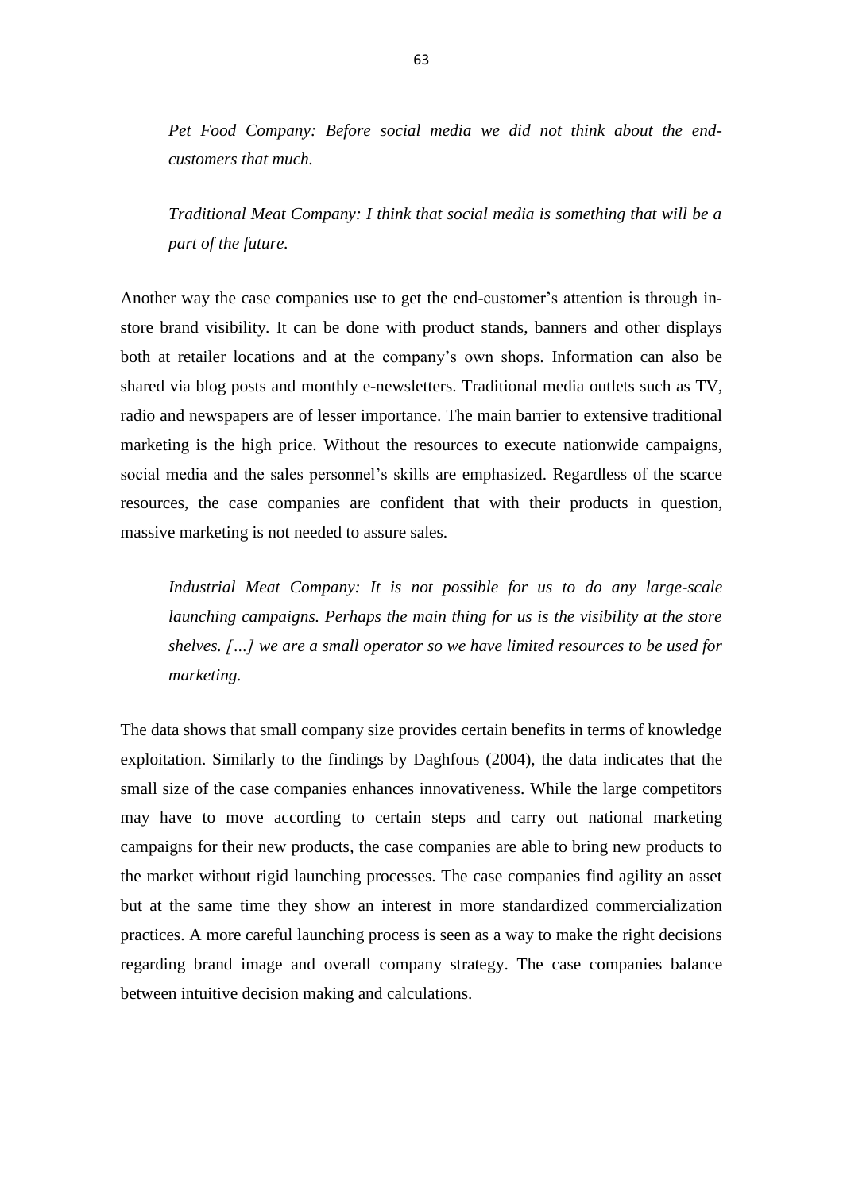*Pet Food Company: Before social media we did not think about the end-customers that much.*

*Traditional Meat Company: I think that social media is something that will be a part of the future.*

Another way the case companies use to get the end-customer's attention is through in-store brand visibility. It can be done with product stands, banners and other displays both at retailer locations and at the company's own shops. Information can also be shared via blog posts and monthly e-newsletters. Traditional media outlets such as TV, radio and newspapers are of lesser importance. The main barrier to extensive traditional marketing is the high price. Without the resources to execute nationwide campaigns, social media and the sales personnel's skills are emphasized. Regardless of the scarce resources, the case companies are confident that with their products in question, massive marketing is not needed to assure sales.

*Industrial Meat Company: It is not possible for us to do any large-scale launching campaigns. Perhaps the main thing for us is the visibility at the store shelves. […] we are a small operator so we have limited resources to be used for marketing.*

The data shows that small company size provides certain benefits in terms of knowledge exploitation. Similarly to the findings by Daghfous (2004), the data indicates that the small size of the case companies enhances innovativeness. While the large competitors may have to move according to certain steps and carry out national marketing campaigns for their new products, the case companies are able to bring new products to the market without rigid launching processes. The case companies find agility an asset but at the same time they show an interest in more standardized commercialization practices. A more careful launching process is seen as a way to make the right decisions regarding brand image and overall company strategy. The case companies balance between intuitive decision making and calculations.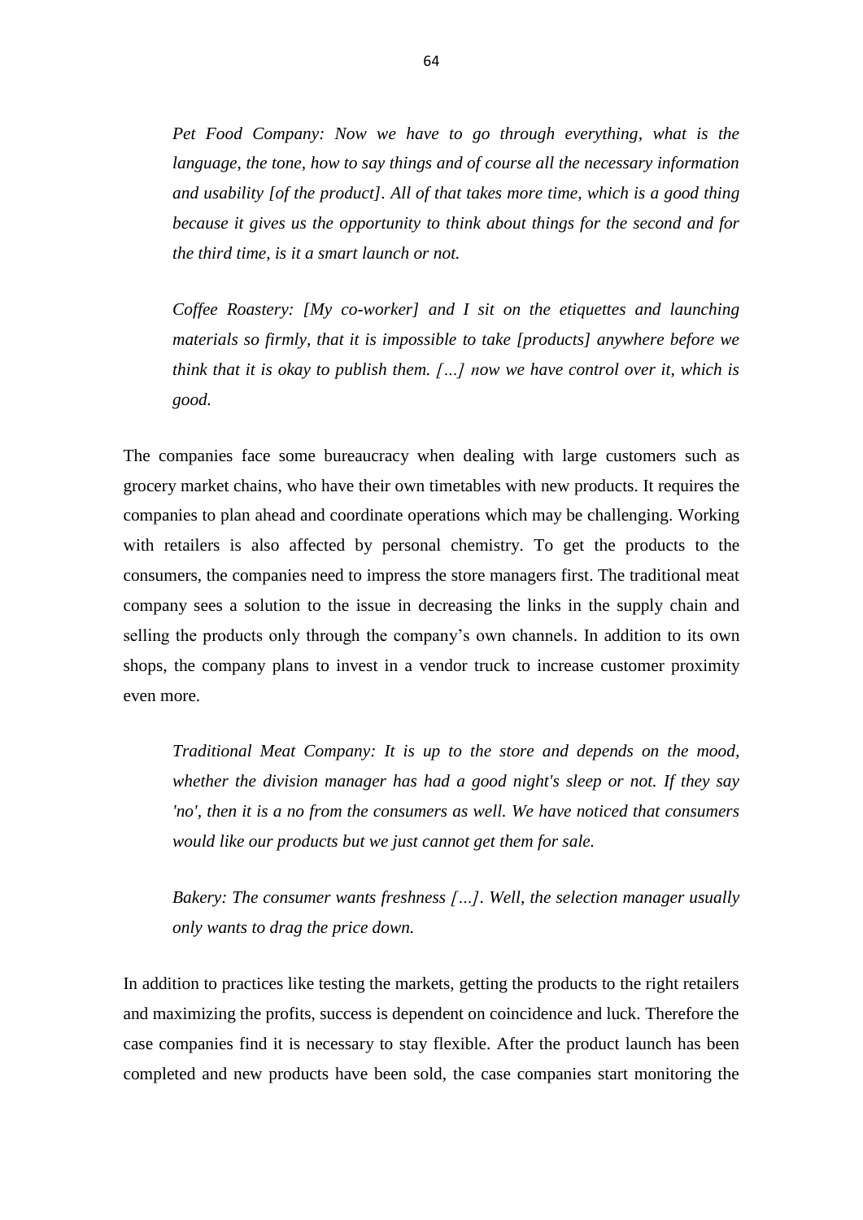*Pet Food Company: Now we have to go through everything, what is the language, the tone, how to say things and of course all the necessary information and usability [of the product]. All of that takes more time, which is a good thing because it gives us the opportunity to think about things for the second and for the third time, is it a smart launch or not.*

*Coffee Roastery: [My co-worker] and I sit on the etiquettes and launching materials so firmly, that it is impossible to take [products] anywhere before we think that it is okay to publish them. […] now we have control over it, which is good.*

The companies face some bureaucracy when dealing with large customers such as grocery market chains, who have their own timetables with new products. It requires the companies to plan ahead and coordinate operations which may be challenging. Working with retailers is also affected by personal chemistry. To get the products to the consumers, the companies need to impress the store managers first. The traditional meat company sees a solution to the issue in decreasing the links in the supply chain and selling the products only through the company's own channels. In addition to its own shops, the company plans to invest in a vendor truck to increase customer proximity even more.

*Traditional Meat Company: It is up to the store and depends on the mood, whether the division manager has had a good night's sleep or not. If they say 'no', then it is a no from the consumers as well. We have noticed that consumers would like our products but we just cannot get them for sale.*

*Bakery: The consumer wants freshness […]. Well, the selection manager usually only wants to drag the price down.*

In addition to practices like testing the markets, getting the products to the right retailers and maximizing the profits, success is dependent on coincidence and luck. Therefore the case companies find it is necessary to stay flexible. After the product launch has been completed and new products have been sold, the case companies start monitoring the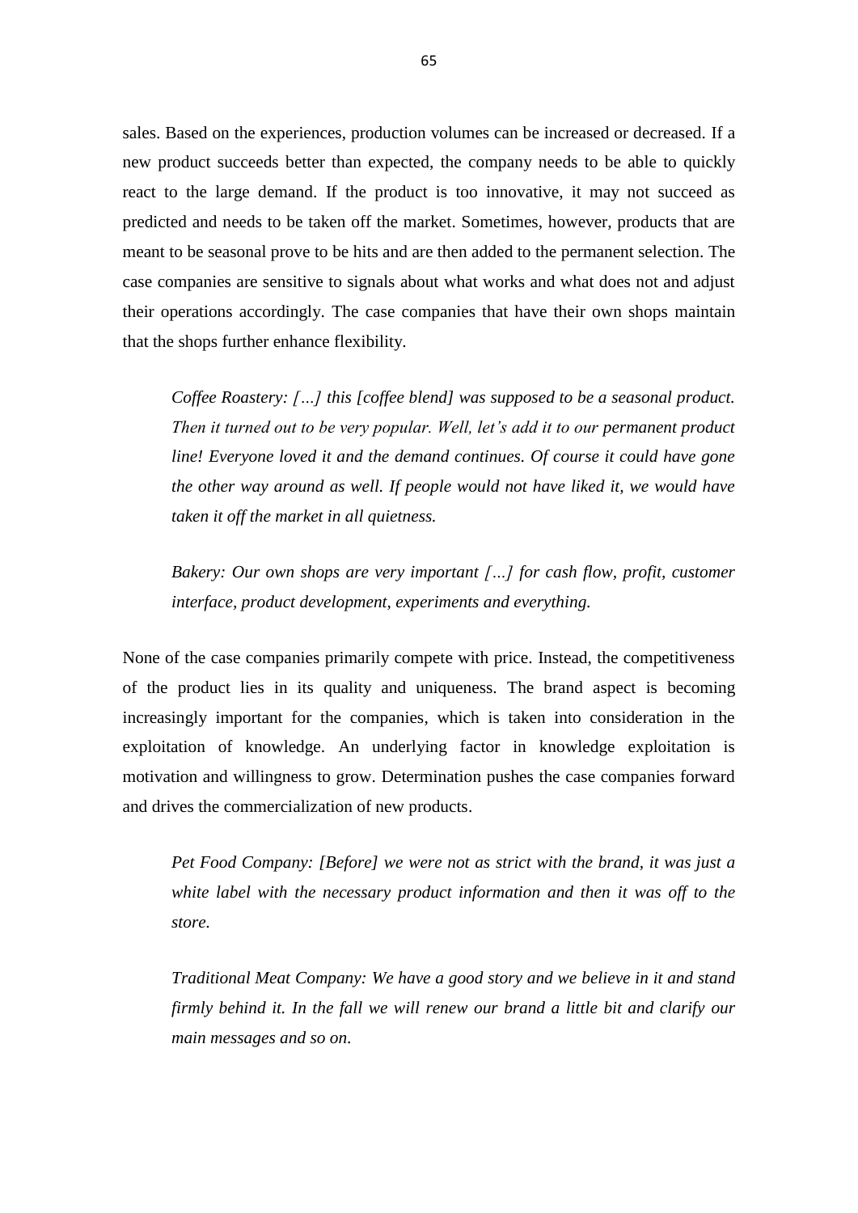sales. Based on the experiences, production volumes can be increased or decreased. If a new product succeeds better than expected, the company needs to be able to quickly react to the large demand. If the product is too innovative, it may not succeed as predicted and needs to be taken off the market. Sometimes, however, products that are meant to be seasonal prove to be hits and are then added to the permanent selection. The case companies are sensitive to signals about what works and what does not and adjust their operations accordingly. The case companies that have their own shops maintain that the shops further enhance flexibility.

> *Coffee Roastery: […] this [coffee blend] was supposed to be a seasonal product. Then it turned out to be very popular. Well, let's add it to our permanent product line! Everyone loved it and the demand continues. Of course it could have gone the other way around as well. If people would not have liked it, we would have taken it off the market in all quietness.*

> *Bakery: Our own shops are very important […] for cash flow, profit, customer interface, product development, experiments and everything.*

None of the case companies primarily compete with price. Instead, the competitiveness of the product lies in its quality and uniqueness. The brand aspect is becoming increasingly important for the companies, which is taken into consideration in the exploitation of knowledge. An underlying factor in knowledge exploitation is motivation and willingness to grow. Determination pushes the case companies forward and drives the commercialization of new products.

> *Pet Food Company: [Before] we were not as strict with the brand, it was just a white label with the necessary product information and then it was off to the store.*

> *Traditional Meat Company: We have a good story and we believe in it and stand firmly behind it. In the fall we will renew our brand a little bit and clarify our main messages and so on.*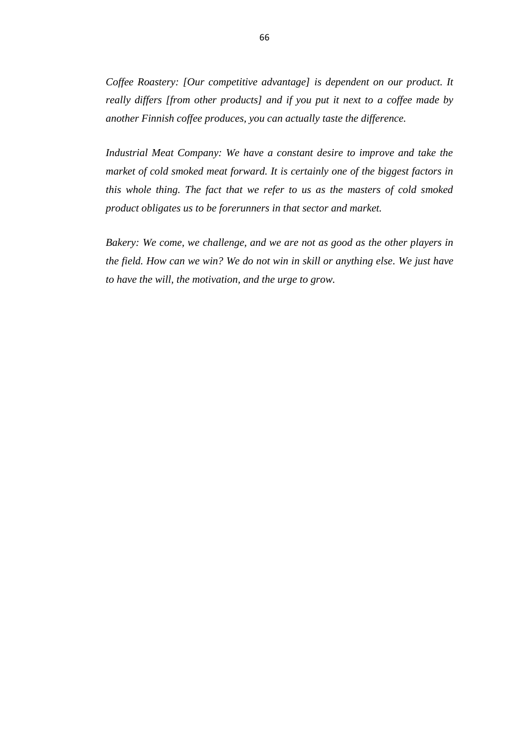*Coffee Roastery: [Our competitive advantage] is dependent on our product. It really differs [from other products] and if you put it next to a coffee made by another Finnish coffee produces, you can actually taste the difference.*

*Industrial Meat Company: We have a constant desire to improve and take the market of cold smoked meat forward. It is certainly one of the biggest factors in this whole thing. The fact that we refer to us as the masters of cold smoked product obligates us to be forerunners in that sector and market.*

*Bakery: We come, we challenge, and we are not as good as the other players in the field. How can we win? We do not win in skill or anything else. We just have to have the will, the motivation, and the urge to grow.*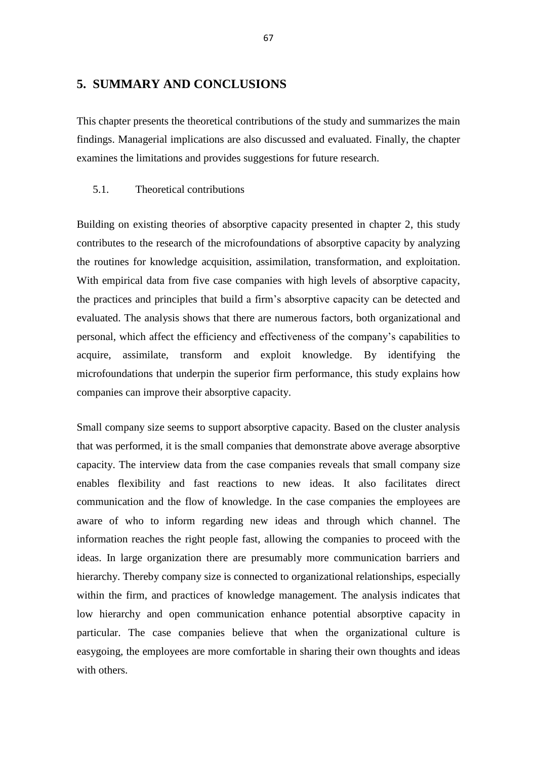# 5. SUMMARY AND CONCLUSIONS

This chapter presents the theoretical contributions of the study and summarizes the main findings. Managerial implications are also discussed and evaluated. Finally, the chapter examines the limitations and provides suggestions for future research.

## 5.1. Theoretical contributions

Building on existing theories of absorptive capacity presented in chapter 2, this study contributes to the research of the microfoundations of absorptive capacity by analyzing the routines for knowledge acquisition, assimilation, transformation, and exploitation. With empirical data from five case companies with high levels of absorptive capacity, the practices and principles that build a firm's absorptive capacity can be detected and evaluated. The analysis shows that there are numerous factors, both organizational and personal, which affect the efficiency and effectiveness of the company's capabilities to acquire, assimilate, transform and exploit knowledge. By identifying the microfoundations that underpin the superior firm performance, this study explains how companies can improve their absorptive capacity.

Small company size seems to support absorptive capacity. Based on the cluster analysis that was performed, it is the small companies that demonstrate above average absorptive capacity. The interview data from the case companies reveals that small company size enables flexibility and fast reactions to new ideas. It also facilitates direct communication and the flow of knowledge. In the case companies the employees are aware of who to inform regarding new ideas and through which channel. The information reaches the right people fast, allowing the companies to proceed with the ideas. In large organization there are presumably more communication barriers and hierarchy. Thereby company size is connected to organizational relationships, especially within the firm, and practices of knowledge management. The analysis indicates that low hierarchy and open communication enhance potential absorptive capacity in particular. The case companies believe that when the organizational culture is easygoing, the employees are more comfortable in sharing their own thoughts and ideas with others.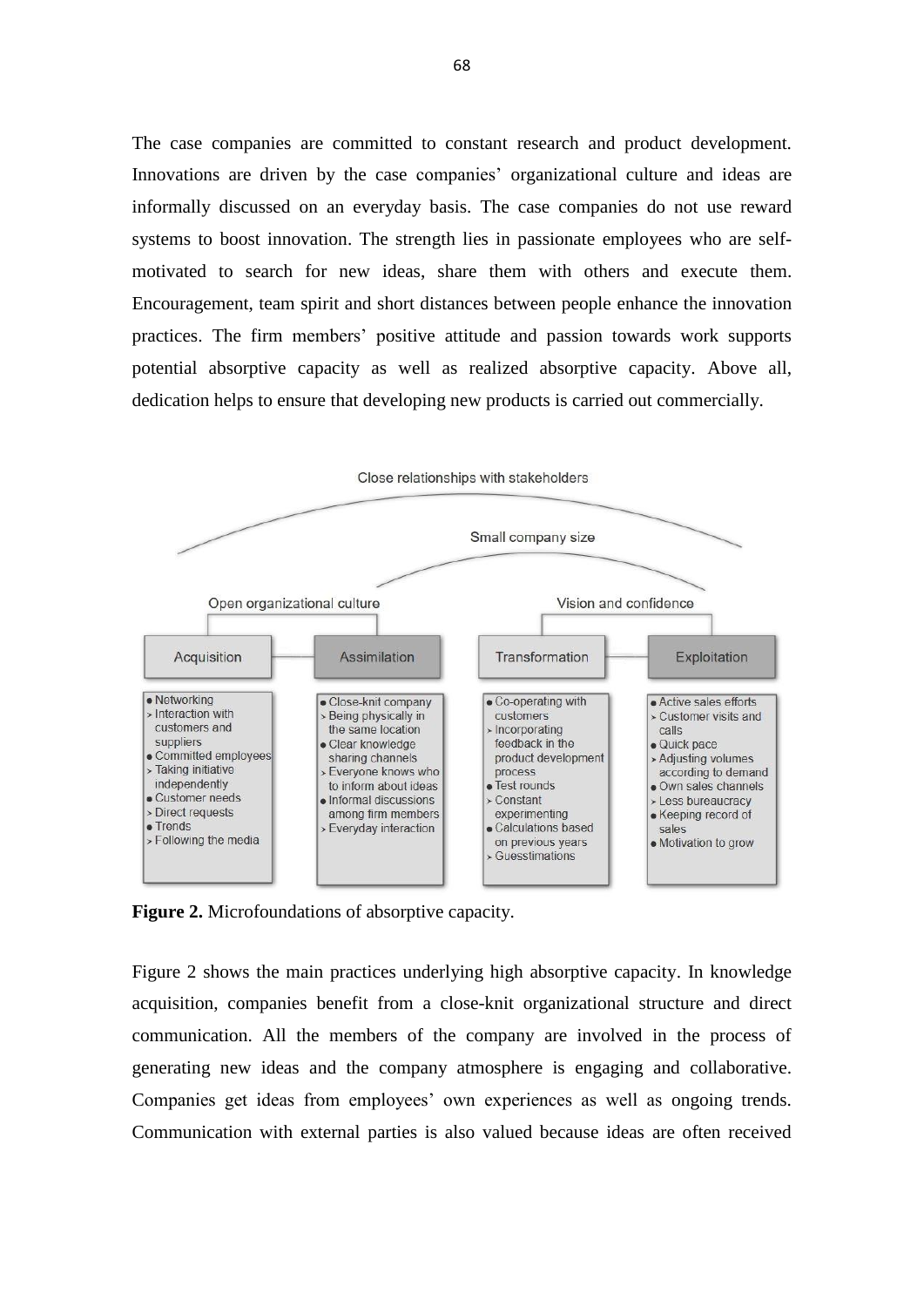The case companies are committed to constant research and product development. Innovations are driven by the case companies' organizational culture and ideas are informally discussed on an everyday basis. The case companies do not use reward systems to boost innovation. The strength lies in passionate employees who are self-motivated to search for new ideas, share them with others and execute them. Encouragement, team spirit and short distances between people enhance the innovation practices. The firm members' positive attitude and passion towards work supports potential absorptive capacity as well as realized absorptive capacity. Above all, dedication helps to ensure that developing new products is carried out commercially.

Close relationships with stakeholders

Small company size

Open organizational culture

Vision and confidence

| Acquisition | Assimilation | Transformation | Exploitation |
|---|---|---|---|
| • Networking<br>› Interaction with customers and suppliers<br>• Committed employees<br>› Taking initiative independently<br>• Customer needs<br>› Direct requests<br>• Trends<br>› Following the media | • Close-knit company<br>› Being physically in the same location<br>• Clear knowledge sharing channels<br>› Everyone knows who to inform about ideas<br>• Informal discussions among firm members<br>› Everyday interaction | • Co-operating with customers<br>› Incorporating feedback in the product development process<br>• Test rounds<br>› Constant experimenting<br>• Calculations based on previous years<br>› Guesstimations | • Active sales efforts<br>› Customer visits and calls<br>• Quick pace<br>› Adjusting volumes according to demand<br>• Own sales channels<br>› Less bureaucracy<br>• Keeping record of sales<br>• Motivation to grow |

**Figure 2.** Microfoundations of absorptive capacity.

Figure 2 shows the main practices underlying high absorptive capacity. In knowledge acquisition, companies benefit from a close-knit organizational structure and direct communication. All the members of the company are involved in the process of generating new ideas and the company atmosphere is engaging and collaborative. Companies get ideas from employees' own experiences as well as ongoing trends. Communication with external parties is also valued because ideas are often received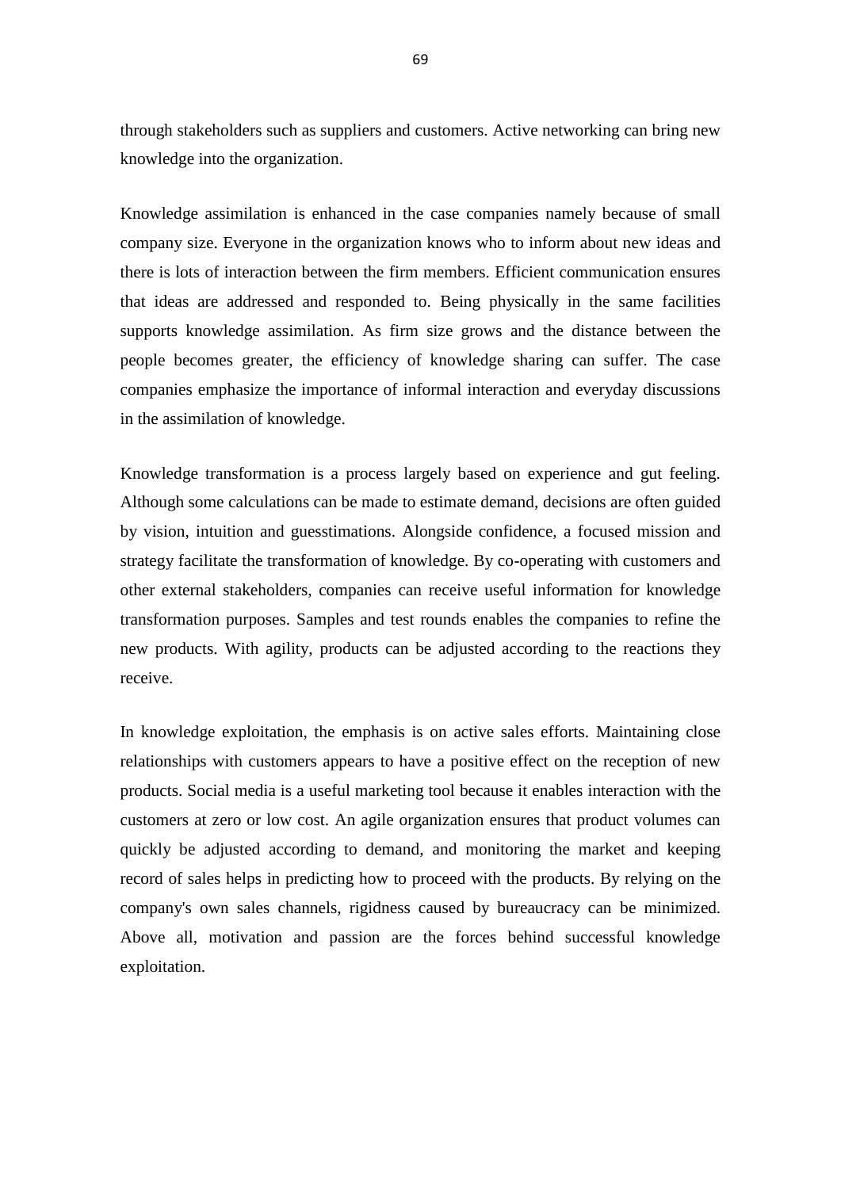through stakeholders such as suppliers and customers. Active networking can bring new knowledge into the organization.

Knowledge assimilation is enhanced in the case companies namely because of small company size. Everyone in the organization knows who to inform about new ideas and there is lots of interaction between the firm members. Efficient communication ensures that ideas are addressed and responded to. Being physically in the same facilities supports knowledge assimilation. As firm size grows and the distance between the people becomes greater, the efficiency of knowledge sharing can suffer. The case companies emphasize the importance of informal interaction and everyday discussions in the assimilation of knowledge.

Knowledge transformation is a process largely based on experience and gut feeling. Although some calculations can be made to estimate demand, decisions are often guided by vision, intuition and guesstimations. Alongside confidence, a focused mission and strategy facilitate the transformation of knowledge. By co-operating with customers and other external stakeholders, companies can receive useful information for knowledge transformation purposes. Samples and test rounds enables the companies to refine the new products. With agility, products can be adjusted according to the reactions they receive.

In knowledge exploitation, the emphasis is on active sales efforts. Maintaining close relationships with customers appears to have a positive effect on the reception of new products. Social media is a useful marketing tool because it enables interaction with the customers at zero or low cost. An agile organization ensures that product volumes can quickly be adjusted according to demand, and monitoring the market and keeping record of sales helps in predicting how to proceed with the products. By relying on the company's own sales channels, rigidness caused by bureaucracy can be minimized. Above all, motivation and passion are the forces behind successful knowledge exploitation.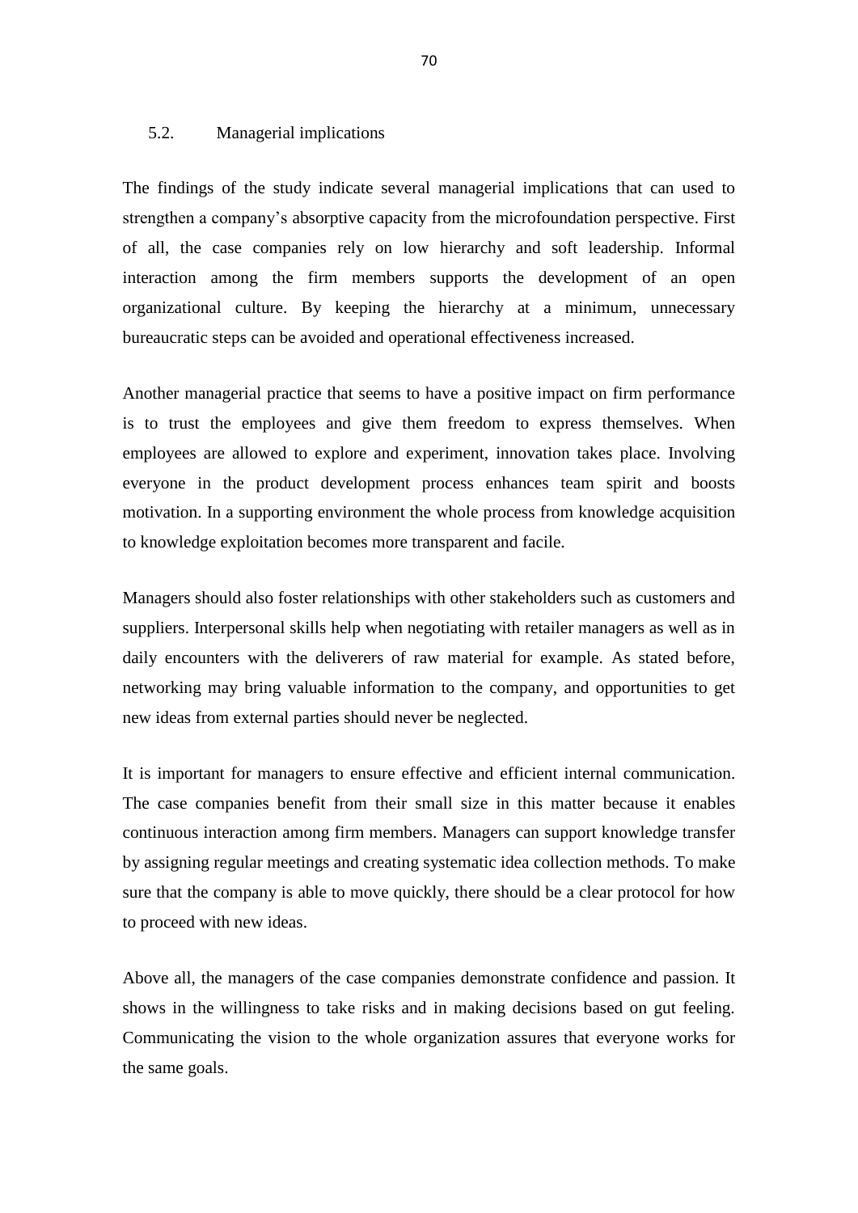## 5.2. Managerial implications

The findings of the study indicate several managerial implications that can used to strengthen a company's absorptive capacity from the microfoundation perspective. First of all, the case companies rely on low hierarchy and soft leadership. Informal interaction among the firm members supports the development of an open organizational culture. By keeping the hierarchy at a minimum, unnecessary bureaucratic steps can be avoided and operational effectiveness increased.

Another managerial practice that seems to have a positive impact on firm performance is to trust the employees and give them freedom to express themselves. When employees are allowed to explore and experiment, innovation takes place. Involving everyone in the product development process enhances team spirit and boosts motivation. In a supporting environment the whole process from knowledge acquisition to knowledge exploitation becomes more transparent and facile.

Managers should also foster relationships with other stakeholders such as customers and suppliers. Interpersonal skills help when negotiating with retailer managers as well as in daily encounters with the deliverers of raw material for example. As stated before, networking may bring valuable information to the company, and opportunities to get new ideas from external parties should never be neglected.

It is important for managers to ensure effective and efficient internal communication. The case companies benefit from their small size in this matter because it enables continuous interaction among firm members. Managers can support knowledge transfer by assigning regular meetings and creating systematic idea collection methods. To make sure that the company is able to move quickly, there should be a clear protocol for how to proceed with new ideas.

Above all, the managers of the case companies demonstrate confidence and passion. It shows in the willingness to take risks and in making decisions based on gut feeling. Communicating the vision to the whole organization assures that everyone works for the same goals.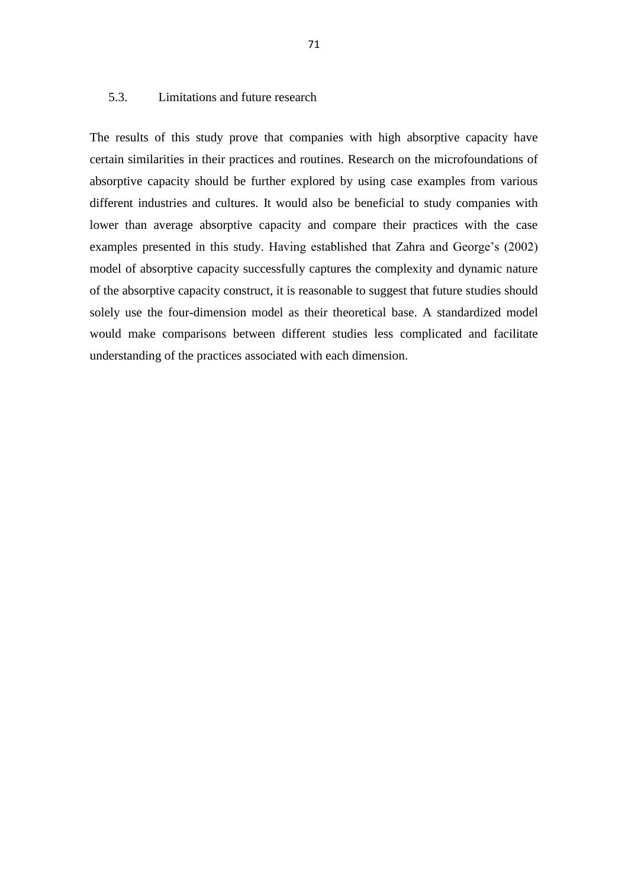## 5.3. Limitations and future research

The results of this study prove that companies with high absorptive capacity have certain similarities in their practices and routines. Research on the microfoundations of absorptive capacity should be further explored by using case examples from various different industries and cultures. It would also be beneficial to study companies with lower than average absorptive capacity and compare their practices with the case examples presented in this study. Having established that Zahra and George's (2002) model of absorptive capacity successfully captures the complexity and dynamic nature of the absorptive capacity construct, it is reasonable to suggest that future studies should solely use the four-dimension model as their theoretical base. A standardized model would make comparisons between different studies less complicated and facilitate understanding of the practices associated with each dimension.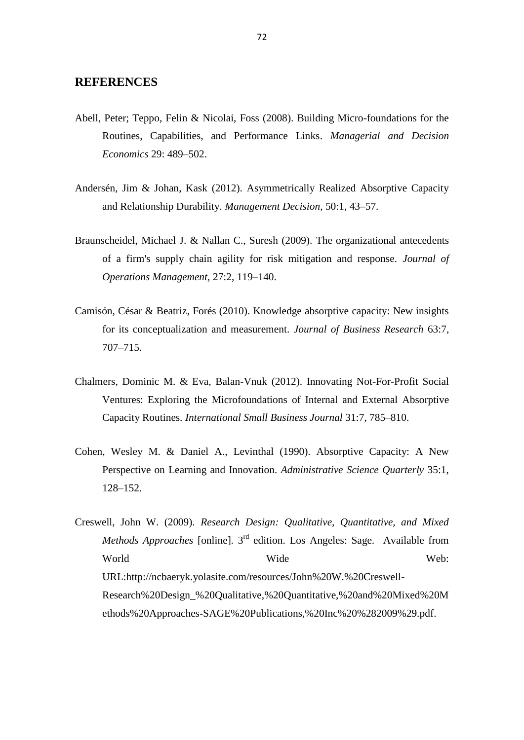## REFERENCES

Abell, Peter; Teppo, Felin & Nicolai, Foss (2008). Building Micro-foundations for the Routines, Capabilities, and Performance Links. *Managerial and Decision Economics* 29: 489–502.

Andersén, Jim & Johan, Kask (2012). Asymmetrically Realized Absorptive Capacity and Relationship Durability. *Management Decision*, 50:1, 43–57.

Braunscheidel, Michael J. & Nallan C., Suresh (2009). The organizational antecedents of a firm's supply chain agility for risk mitigation and response. *Journal of Operations Management,* 27:2, 119–140.

Camisón, César & Beatriz, Forés (2010). Knowledge absorptive capacity: New insights for its conceptualization and measurement. *Journal of Business Research* 63:7, 707–715.

Chalmers, Dominic M. & Eva, Balan-Vnuk (2012). Innovating Not-For-Profit Social Ventures: Exploring the Microfoundations of Internal and External Absorptive Capacity Routines. *International Small Business Journal* 31:7, 785–810.

Cohen, Wesley M. & Daniel A., Levinthal (1990). Absorptive Capacity: A New Perspective on Learning and Innovation. *Administrative Science Quarterly* 35:1, 128–152.

Creswell, John W. (2009). *Research Design: Qualitative, Quantitative, and Mixed Methods Approaches* [online]. 3rd edition. Los Angeles: Sage. Available from World Wide Web: URL:http://ncbaeryk.yolasite.com/resources/John%20W.%20Creswell-Research%20Design_%20Qualitative,%20Quantitative,%20and%20Mixed%20Methods%20Approaches-SAGE%20Publications,%20Inc%20%282009%29.pdf.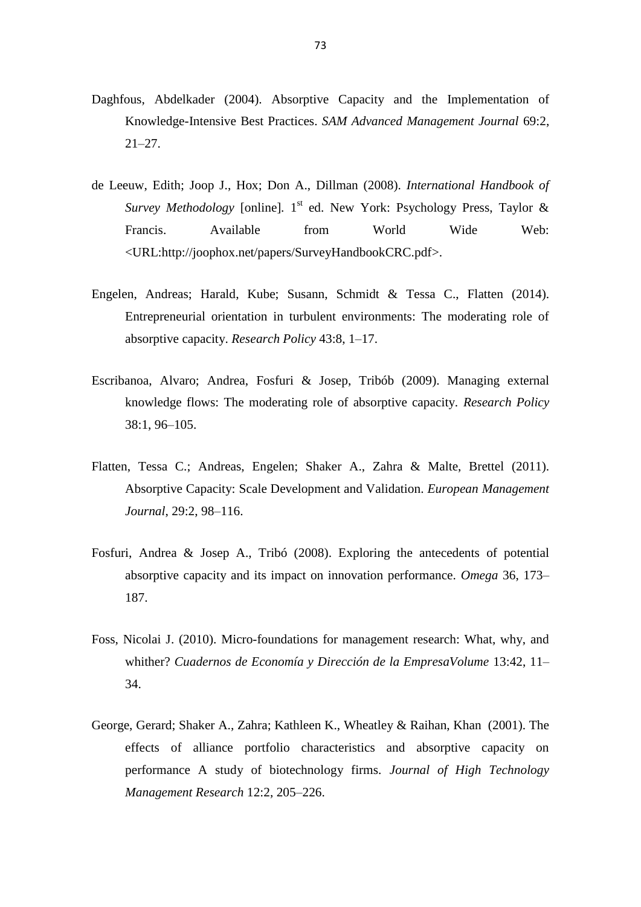Daghfous, Abdelkader (2004). Absorptive Capacity and the Implementation of Knowledge-Intensive Best Practices. *SAM Advanced Management Journal* 69:2, 21–27.

de Leeuw, Edith; Joop J., Hox; Don A., Dillman (2008). *International Handbook of Survey Methodology* [online]. 1st ed. New York: Psychology Press, Taylor & Francis. Available from World Wide Web: <URL:http://joophox.net/papers/SurveyHandbookCRC.pdf>.

Engelen, Andreas; Harald, Kube; Susann, Schmidt & Tessa C., Flatten (2014). Entrepreneurial orientation in turbulent environments: The moderating role of absorptive capacity. *Research Policy* 43:8, 1–17.

Escribanoa, Alvaro; Andrea, Fosfuri & Josep, Tribób (2009). Managing external knowledge flows: The moderating role of absorptive capacity. *Research Policy* 38:1, 96–105.

Flatten, Tessa C.; Andreas, Engelen; Shaker A., Zahra & Malte, Brettel (2011). Absorptive Capacity: Scale Development and Validation. *European Management Journal*, 29:2, 98–116.

Fosfuri, Andrea & Josep A., Tribó (2008). Exploring the antecedents of potential absorptive capacity and its impact on innovation performance. *Omega* 36, 173–187.

Foss, Nicolai J. (2010). Micro-foundations for management research: What, why, and whither? *Cuadernos de Economía y Dirección de la EmpresaVolume* 13:42, 11–34.

George, Gerard; Shaker A., Zahra; Kathleen K., Wheatley & Raihan, Khan (2001). The effects of alliance portfolio characteristics and absorptive capacity on performance A study of biotechnology firms. *Journal of High Technology Management Research* 12:2, 205–226.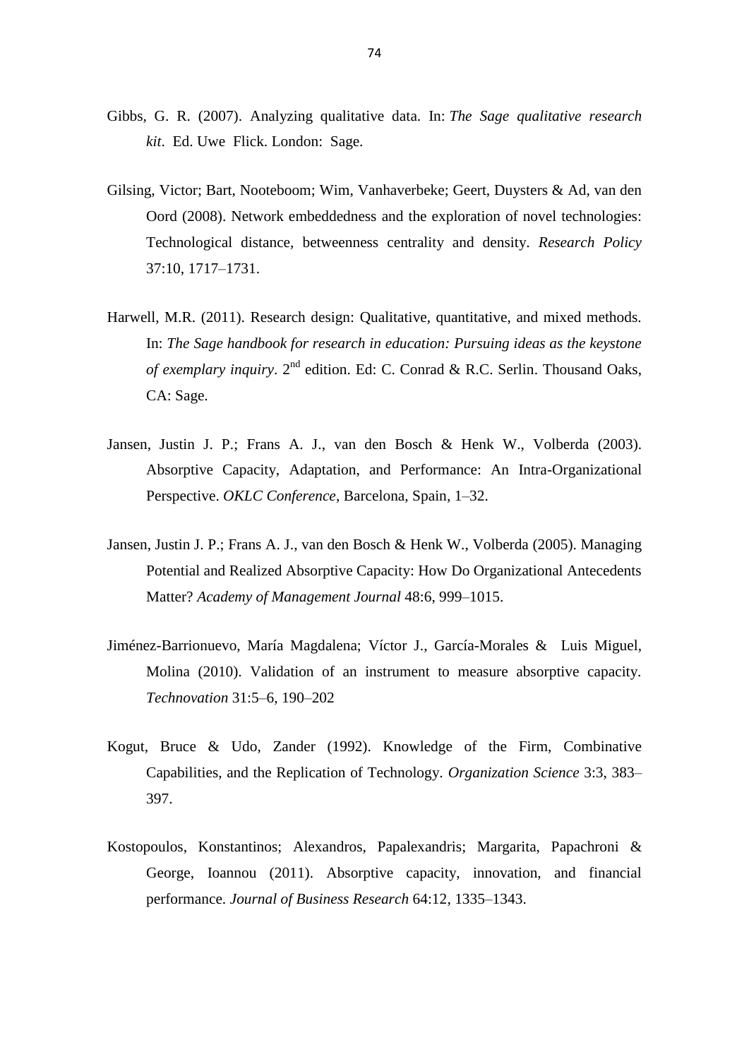Gibbs, G. R. (2007). Analyzing qualitative data. In: *The Sage qualitative research kit*. Ed. Uwe Flick. London: Sage.

Gilsing, Victor; Bart, Nooteboom; Wim, Vanhaverbeke; Geert, Duysters & Ad, van den Oord (2008). Network embeddedness and the exploration of novel technologies: Technological distance, betweenness centrality and density. *Research Policy* 37:10, 1717–1731.

Harwell, M.R. (2011). Research design: Qualitative, quantitative, and mixed methods. In: *The Sage handbook for research in education: Pursuing ideas as the keystone of exemplary inquiry*. 2nd edition. Ed: C. Conrad & R.C. Serlin. Thousand Oaks, CA: Sage.

Jansen, Justin J. P.; Frans A. J., van den Bosch & Henk W., Volberda (2003). Absorptive Capacity, Adaptation, and Performance: An Intra-Organizational Perspective. *OKLC Conference*, Barcelona, Spain, 1–32.

Jansen, Justin J. P.; Frans A. J., van den Bosch & Henk W., Volberda (2005). Managing Potential and Realized Absorptive Capacity: How Do Organizational Antecedents Matter? *Academy of Management Journal* 48:6, 999–1015.

Jiménez-Barrionuevo, María Magdalena; Víctor J., García-Morales & Luis Miguel, Molina (2010). Validation of an instrument to measure absorptive capacity. *Technovation* 31:5–6, 190–202

Kogut, Bruce & Udo, Zander (1992). Knowledge of the Firm, Combinative Capabilities, and the Replication of Technology. *Organization Science* 3:3, 383–397.

Kostopoulos, Konstantinos; Alexandros, Papalexandris; Margarita, Papachroni & George, Ioannou (2011). Absorptive capacity, innovation, and financial performance. *Journal of Business Research* 64:12, 1335–1343.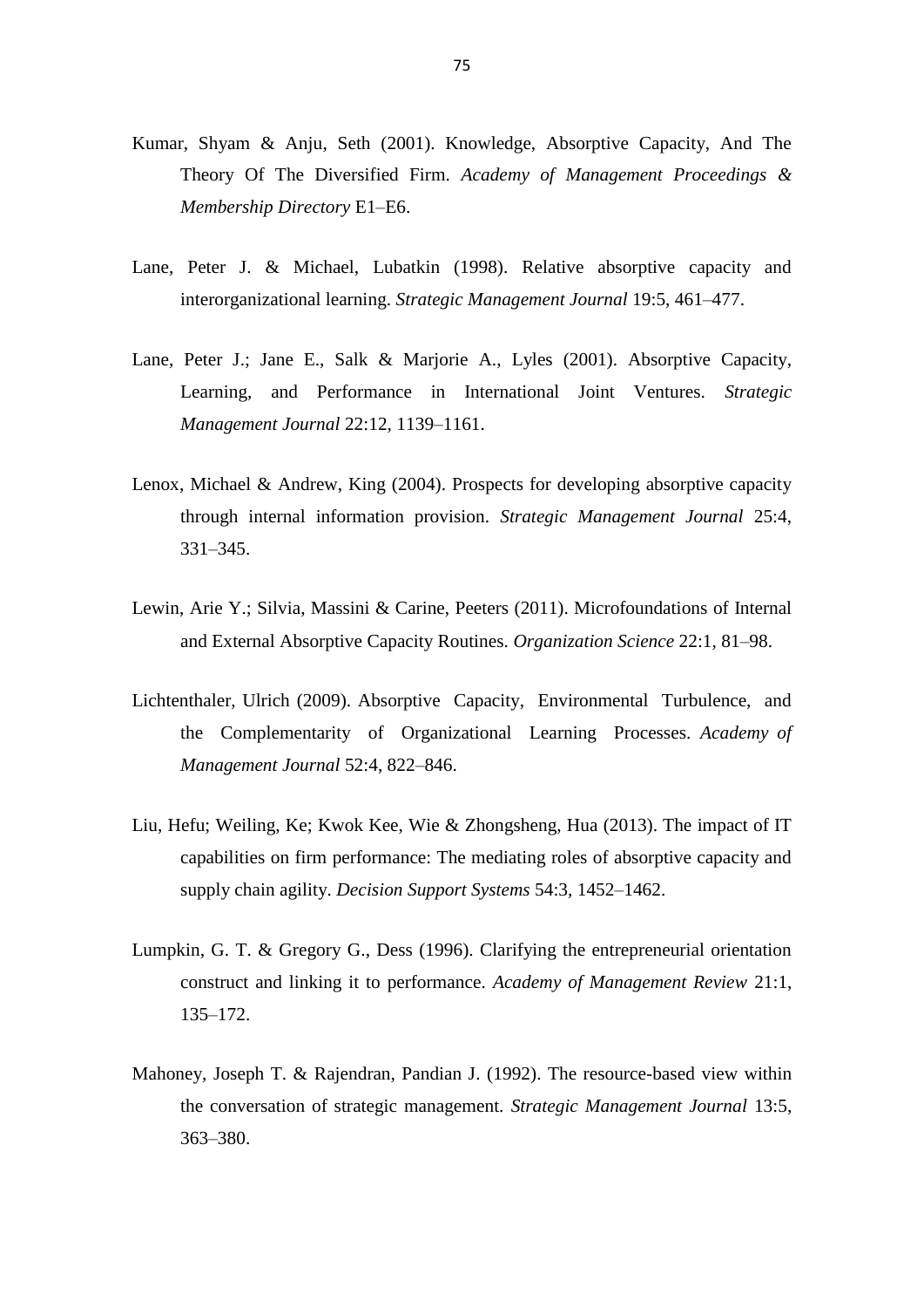Kumar, Shyam & Anju, Seth (2001). Knowledge, Absorptive Capacity, And The Theory Of The Diversified Firm. *Academy of Management Proceedings & Membership Directory* E1–E6.

Lane, Peter J. & Michael, Lubatkin (1998). Relative absorptive capacity and interorganizational learning. *Strategic Management Journal* 19:5, 461–477.

Lane, Peter J.; Jane E., Salk & Marjorie A., Lyles (2001). Absorptive Capacity, Learning, and Performance in International Joint Ventures. *Strategic Management Journal* 22:12, 1139–1161.

Lenox, Michael & Andrew, King (2004). Prospects for developing absorptive capacity through internal information provision. *Strategic Management Journal* 25:4, 331–345.

Lewin, Arie Y.; Silvia, Massini & Carine, Peeters (2011). Microfoundations of Internal and External Absorptive Capacity Routines. *Organization Science* 22:1, 81–98.

Lichtenthaler, Ulrich (2009). Absorptive Capacity, Environmental Turbulence, and the Complementarity of Organizational Learning Processes. *Academy of Management Journal* 52:4, 822–846.

Liu, Hefu; Weiling, Ke; Kwok Kee, Wie & Zhongsheng, Hua (2013). The impact of IT capabilities on firm performance: The mediating roles of absorptive capacity and supply chain agility. *Decision Support Systems* 54:3, 1452–1462.

Lumpkin, G. T. & Gregory G., Dess (1996). Clarifying the entrepreneurial orientation construct and linking it to performance. *Academy of Management Review* 21:1, 135–172.

Mahoney, Joseph T. & Rajendran, Pandian J. (1992). The resource-based view within the conversation of strategic management. *Strategic Management Journal* 13:5, 363–380.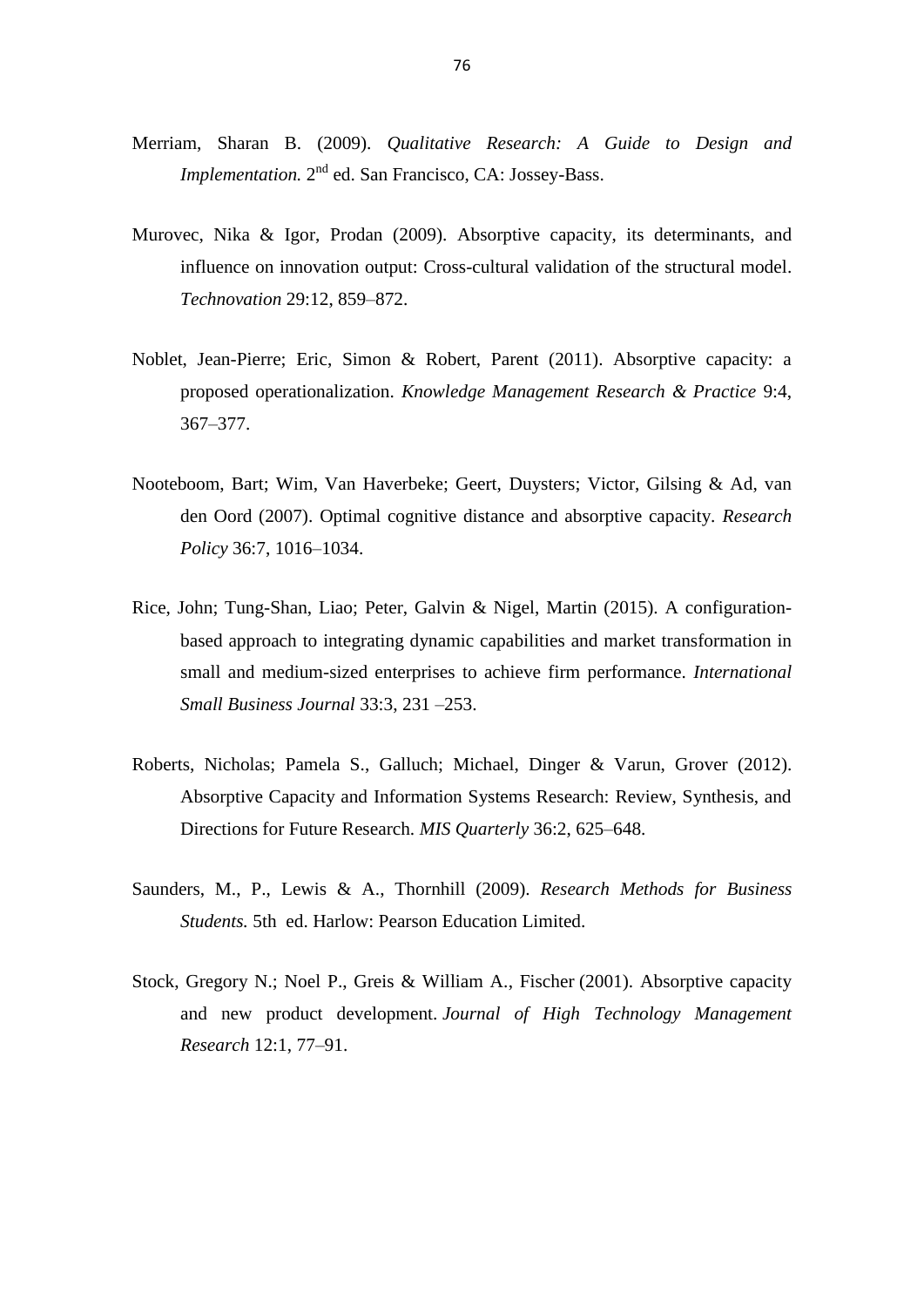Merriam, Sharan B. (2009). *Qualitative Research: A Guide to Design and Implementation.* 2nd ed. San Francisco, CA: Jossey-Bass.

Murovec, Nika & Igor, Prodan (2009). Absorptive capacity, its determinants, and influence on innovation output: Cross-cultural validation of the structural model. *Technovation* 29:12, 859–872.

Noblet, Jean-Pierre; Eric, Simon & Robert, Parent (2011). Absorptive capacity: a proposed operationalization. *Knowledge Management Research & Practice* 9:4, 367–377.

Nooteboom, Bart; Wim, Van Haverbeke; Geert, Duysters; Victor, Gilsing & Ad, van den Oord (2007). Optimal cognitive distance and absorptive capacity. *Research Policy* 36:7, 1016–1034.

Rice, John; Tung-Shan, Liao; Peter, Galvin & Nigel, Martin (2015). A configuration-based approach to integrating dynamic capabilities and market transformation in small and medium-sized enterprises to achieve firm performance. *International Small Business Journal* 33:3, 231 –253.

Roberts, Nicholas; Pamela S., Galluch; Michael, Dinger & Varun, Grover (2012). Absorptive Capacity and Information Systems Research: Review, Synthesis, and Directions for Future Research. *MIS Quarterly* 36:2, 625–648.

Saunders, M., P., Lewis & A., Thornhill (2009). *Research Methods for Business Students.* 5th ed. Harlow: Pearson Education Limited.

Stock, Gregory N.; Noel P., Greis & William A., Fischer (2001). Absorptive capacity and new product development. *Journal of High Technology Management Research* 12:1, 77–91.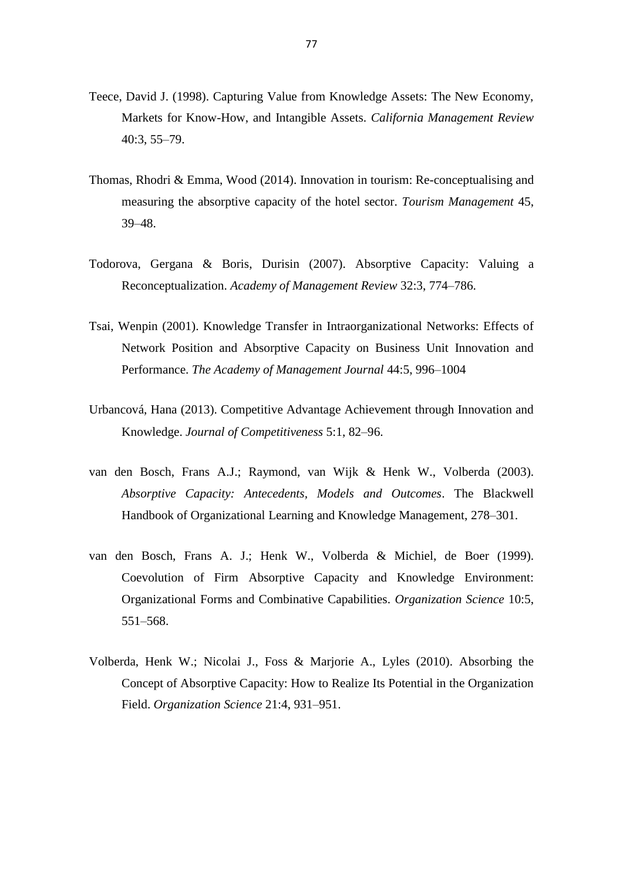Teece, David J. (1998). Capturing Value from Knowledge Assets: The New Economy, Markets for Know-How, and Intangible Assets. *California Management Review* 40:3, 55–79.

Thomas, Rhodri & Emma, Wood (2014). Innovation in tourism: Re-conceptualising and measuring the absorptive capacity of the hotel sector. *Tourism Management* 45, 39–48.

Todorova, Gergana & Boris, Durisin (2007). Absorptive Capacity: Valuing a Reconceptualization. *Academy of Management Review* 32:3, 774–786.

Tsai, Wenpin (2001). Knowledge Transfer in Intraorganizational Networks: Effects of Network Position and Absorptive Capacity on Business Unit Innovation and Performance. *The Academy of Management Journal* 44:5, 996–1004

Urbancová, Hana (2013). Competitive Advantage Achievement through Innovation and Knowledge. *Journal of Competitiveness* 5:1, 82–96.

van den Bosch, Frans A.J.; Raymond, van Wijk & Henk W., Volberda (2003). *Absorptive Capacity: Antecedents, Models and Outcomes*. The Blackwell Handbook of Organizational Learning and Knowledge Management, 278–301.

van den Bosch, Frans A. J.; Henk W., Volberda & Michiel, de Boer (1999). Coevolution of Firm Absorptive Capacity and Knowledge Environment: Organizational Forms and Combinative Capabilities. *Organization Science* 10:5, 551–568.

Volberda, Henk W.; Nicolai J., Foss & Marjorie A., Lyles (2010). Absorbing the Concept of Absorptive Capacity: How to Realize Its Potential in the Organization Field. *Organization Science* 21:4, 931–951.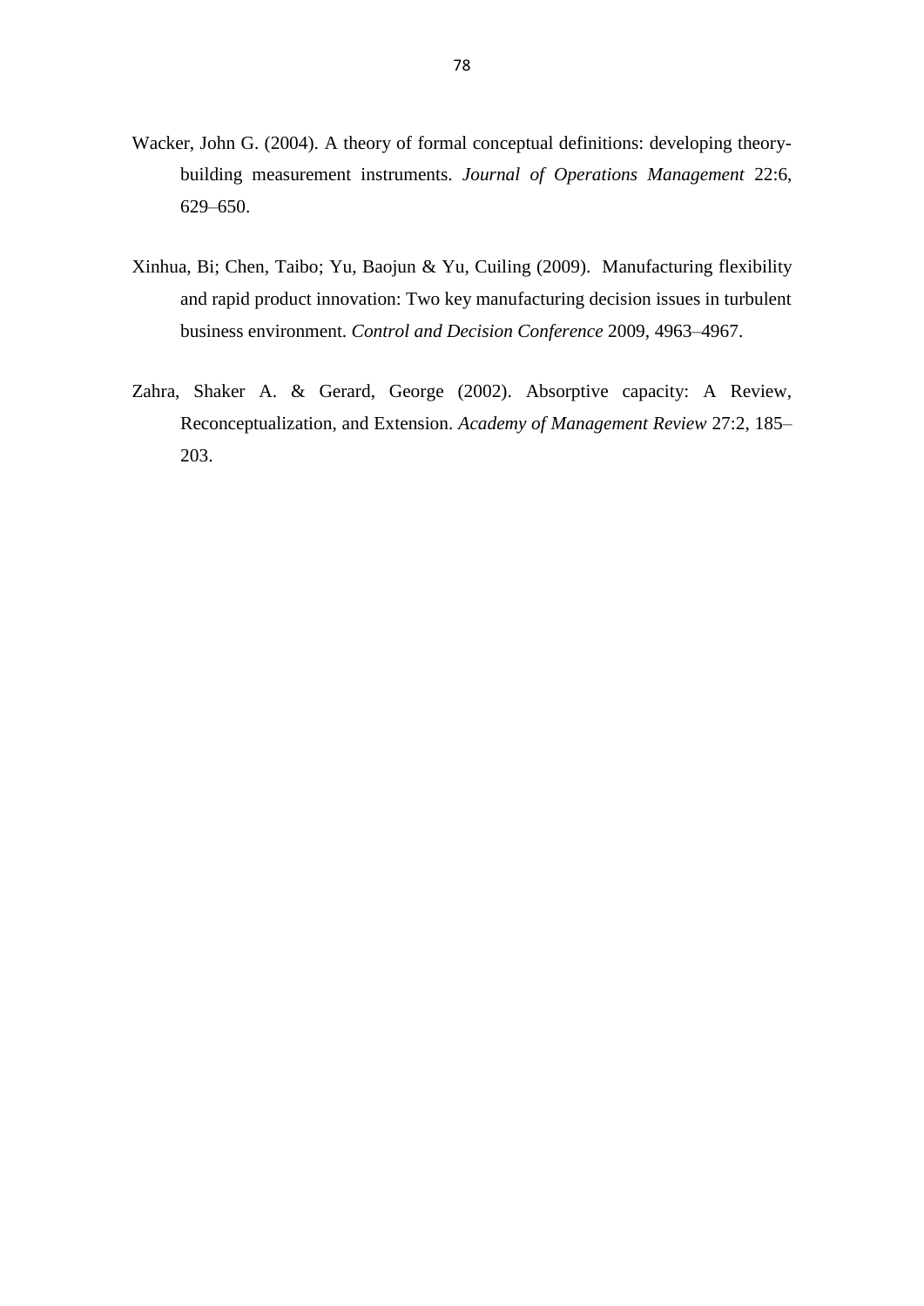Wacker, John G. (2004). A theory of formal conceptual definitions: developing theory-building measurement instruments. *Journal of Operations Management* 22:6, 629–650.

Xinhua, Bi; Chen, Taibo; Yu, Baojun & Yu, Cuiling (2009). Manufacturing flexibility and rapid product innovation: Two key manufacturing decision issues in turbulent business environment. *Control and Decision Conference* 2009, 4963–4967.

Zahra, Shaker A. & Gerard, George (2002). Absorptive capacity: A Review, Reconceptualization, and Extension. *Academy of Management Review* 27:2, 185–203.